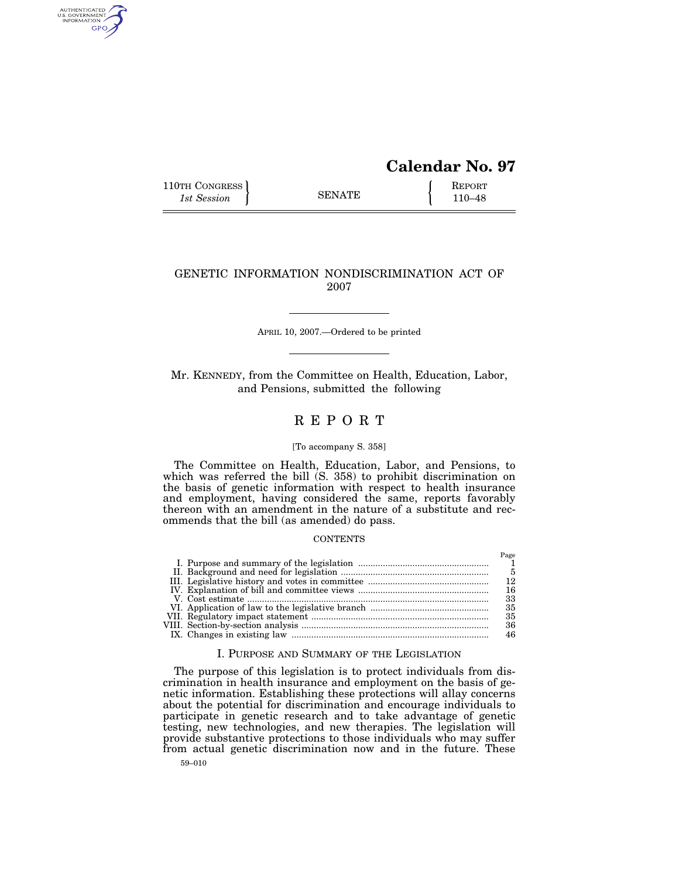# Calendar No. 97

110TH CONGRESS
*1st Session*

SENATE

REPORT
110–48

## GENETIC INFORMATION NONDISCRIMINATION ACT OF 2007

APRIL 10, 2007.—Ordered to be printed

Mr. KENNEDY, from the Committee on Health, Education, Labor, and Pensions, submitted the following

# REPORT

[To accompany S. 358]

The Committee on Health, Education, Labor, and Pensions, to which was referred the bill (S. 358) to prohibit discrimination on the basis of genetic information with respect to health insurance and employment, having considered the same, reports favorably thereon with an amendment in the nature of a substitute and recommends that the bill (as amended) do pass.

CONTENTS

| | Page |
|---|---|
| I. Purpose and summary of the legislation | 1 |
| II. Background and need for legislation | 5 |
| III. Legislative history and votes in committee | 12 |
| IV. Explanation of bill and committee views | 16 |
| V. Cost estimate | 33 |
| VI. Application of law to the legislative branch | 35 |
| VII. Regulatory impact statement | 35 |
| VIII. Section-by-section analysis | 36 |
| IX. Changes in existing law | 46 |

## I. PURPOSE AND SUMMARY OF THE LEGISLATION

The purpose of this legislation is to protect individuals from discrimination in health insurance and employment on the basis of genetic information. Establishing these protections will allay concerns about the potential for discrimination and encourage individuals to participate in genetic research and to take advantage of genetic testing, new technologies, and new therapies. The legislation will provide substantive protections to those individuals who may suffer from actual genetic discrimination now and in the future. These

59–010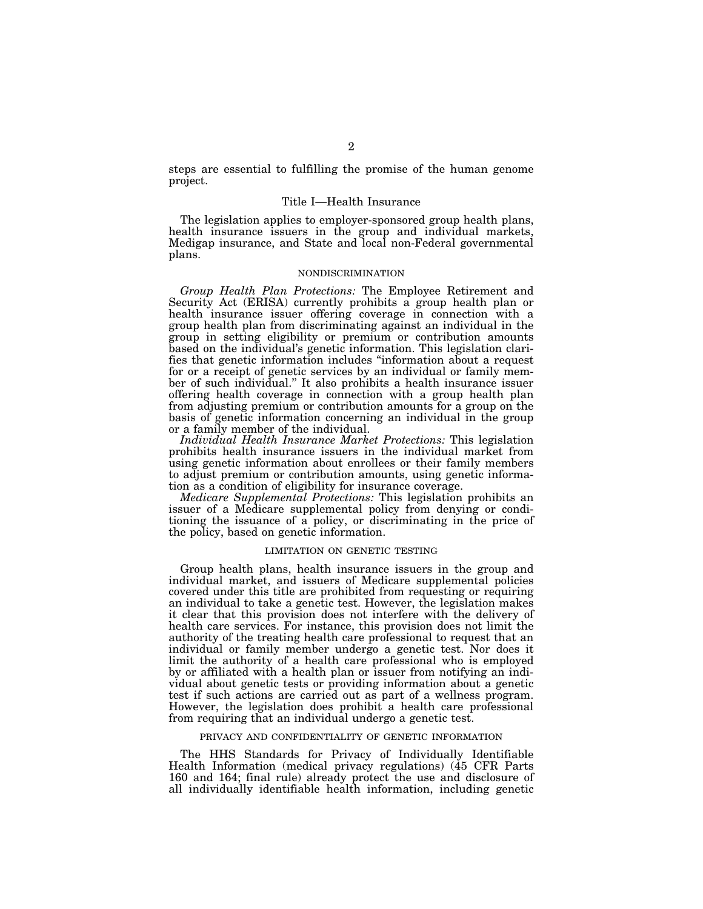steps are essential to fulfilling the promise of the human genome project.

## Title I—Health Insurance

The legislation applies to employer-sponsored group health plans, health insurance issuers in the group and individual markets, Medigap insurance, and State and local non-Federal governmental plans.

### NONDISCRIMINATION

*Group Health Plan Protections:* The Employee Retirement and Security Act (ERISA) currently prohibits a group health plan or health insurance issuer offering coverage in connection with a group health plan from discriminating against an individual in the group in setting eligibility or premium or contribution amounts based on the individual's genetic information. This legislation clarifies that genetic information includes "information about a request for or a receipt of genetic services by an individual or family member of such individual." It also prohibits a health insurance issuer offering health coverage in connection with a group health plan from adjusting premium or contribution amounts for a group on the basis of genetic information concerning an individual in the group or a family member of the individual.

*Individual Health Insurance Market Protections:* This legislation prohibits health insurance issuers in the individual market from using genetic information about enrollees or their family members to adjust premium or contribution amounts, using genetic information as a condition of eligibility for insurance coverage.

*Medicare Supplemental Protections:* This legislation prohibits an issuer of a Medicare supplemental policy from denying or conditioning the issuance of a policy, or discriminating in the price of the policy, based on genetic information.

### LIMITATION ON GENETIC TESTING

Group health plans, health insurance issuers in the group and individual market, and issuers of Medicare supplemental policies covered under this title are prohibited from requesting or requiring an individual to take a genetic test. However, the legislation makes it clear that this provision does not interfere with the delivery of health care services. For instance, this provision does not limit the authority of the treating health care professional to request that an individual or family member undergo a genetic test. Nor does it limit the authority of a health care professional who is employed by or affiliated with a health plan or issuer from notifying an individual about genetic tests or providing information about a genetic test if such actions are carried out as part of a wellness program. However, the legislation does prohibit a health care professional from requiring that an individual undergo a genetic test.

### PRIVACY AND CONFIDENTIALITY OF GENETIC INFORMATION

The HHS Standards for Privacy of Individually Identifiable Health Information (medical privacy regulations) (45 CFR Parts 160 and 164; final rule) already protect the use and disclosure of all individually identifiable health information, including genetic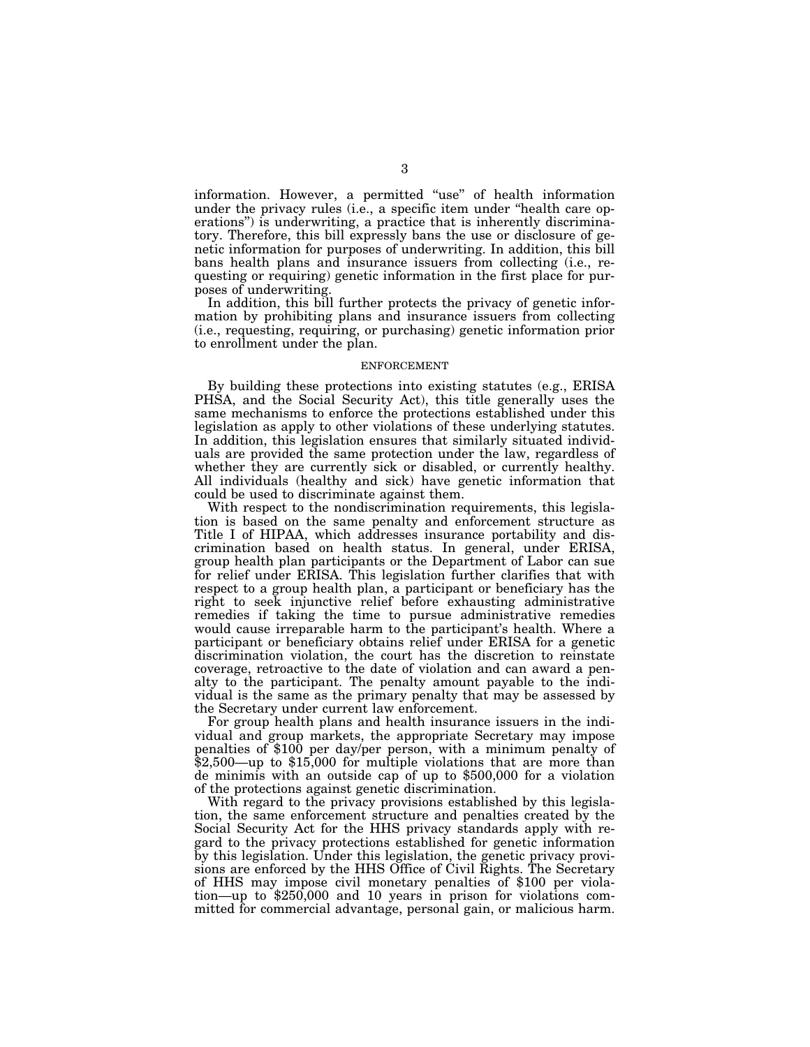information. However, a permitted "use" of health information under the privacy rules (i.e., a specific item under "health care operations") is underwriting, a practice that is inherently discriminatory. Therefore, this bill expressly bans the use or disclosure of genetic information for purposes of underwriting. In addition, this bill bans health plans and insurance issuers from collecting (i.e., requesting or requiring) genetic information in the first place for purposes of underwriting.

In addition, this bill further protects the privacy of genetic information by prohibiting plans and insurance issuers from collecting (i.e., requesting, requiring, or purchasing) genetic information prior to enrollment under the plan.

## ENFORCEMENT

By building these protections into existing statutes (e.g., ERISA PHSA, and the Social Security Act), this title generally uses the same mechanisms to enforce the protections established under this legislation as apply to other violations of these underlying statutes. In addition, this legislation ensures that similarly situated individuals are provided the same protection under the law, regardless of whether they are currently sick or disabled, or currently healthy. All individuals (healthy and sick) have genetic information that could be used to discriminate against them.

With respect to the nondiscrimination requirements, this legislation is based on the same penalty and enforcement structure as Title I of HIPAA, which addresses insurance portability and discrimination based on health status. In general, under ERISA, group health plan participants or the Department of Labor can sue for relief under ERISA. This legislation further clarifies that with respect to a group health plan, a participant or beneficiary has the right to seek injunctive relief before exhausting administrative remedies if taking the time to pursue administrative remedies would cause irreparable harm to the participant's health. Where a participant or beneficiary obtains relief under ERISA for a genetic discrimination violation, the court has the discretion to reinstate coverage, retroactive to the date of violation and can award a penalty to the participant. The penalty amount payable to the individual is the same as the primary penalty that may be assessed by the Secretary under current law enforcement.

For group health plans and health insurance issuers in the individual and group markets, the appropriate Secretary may impose penalties of $100 per day/per person, with a minimum penalty of $2,500—up to $15,000 for multiple violations that are more than de minimis with an outside cap of up to $500,000 for a violation of the protections against genetic discrimination.

With regard to the privacy provisions established by this legislation, the same enforcement structure and penalties created by the Social Security Act for the HHS privacy standards apply with regard to the privacy protections established for genetic information by this legislation. Under this legislation, the genetic privacy provisions are enforced by the HHS Office of Civil Rights. The Secretary of HHS may impose civil monetary penalties of $100 per violation—up to $250,000 and 10 years in prison for violations committed for commercial advantage, personal gain, or malicious harm.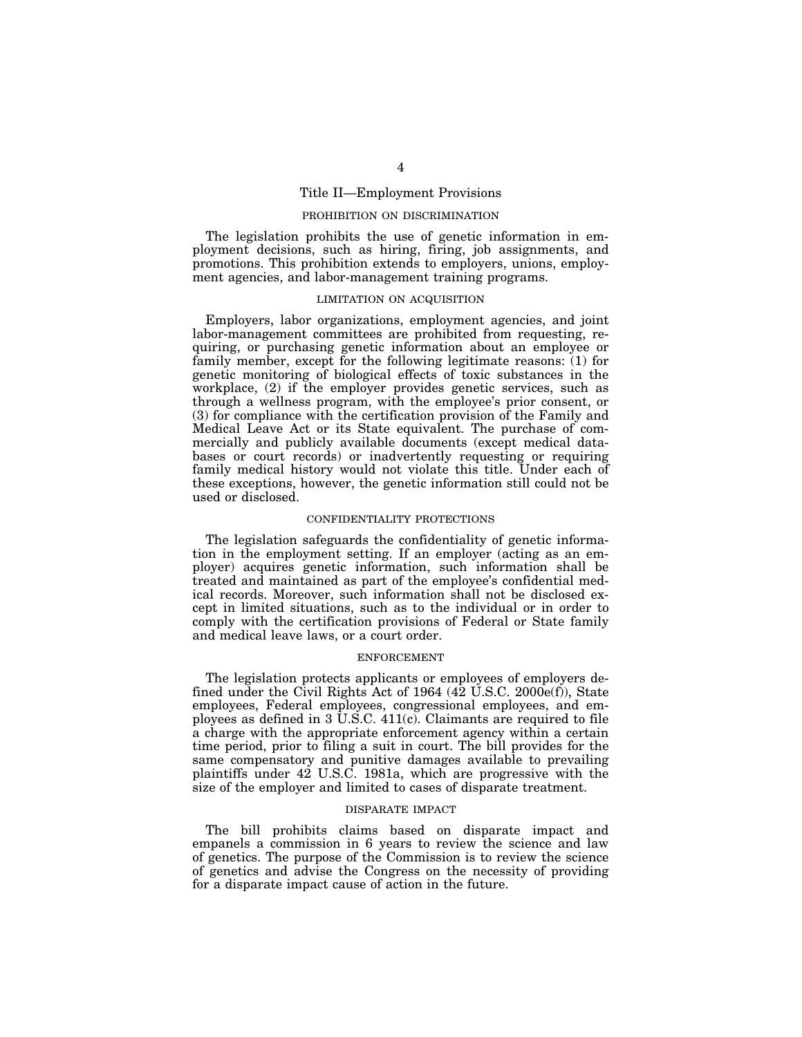## Title II—Employment Provisions

### PROHIBITION ON DISCRIMINATION

The legislation prohibits the use of genetic information in employment decisions, such as hiring, firing, job assignments, and promotions. This prohibition extends to employers, unions, employment agencies, and labor-management training programs.

### LIMITATION ON ACQUISITION

Employers, labor organizations, employment agencies, and joint labor-management committees are prohibited from requesting, requiring, or purchasing genetic information about an employee or family member, except for the following legitimate reasons: (1) for genetic monitoring of biological effects of toxic substances in the workplace, (2) if the employer provides genetic services, such as through a wellness program, with the employee's prior consent, or (3) for compliance with the certification provision of the Family and Medical Leave Act or its State equivalent. The purchase of commercially and publicly available documents (except medical databases or court records) or inadvertently requesting or requiring family medical history would not violate this title. Under each of these exceptions, however, the genetic information still could not be used or disclosed.

### CONFIDENTIALITY PROTECTIONS

The legislation safeguards the confidentiality of genetic information in the employment setting. If an employer (acting as an employer) acquires genetic information, such information shall be treated and maintained as part of the employee's confidential medical records. Moreover, such information shall not be disclosed except in limited situations, such as to the individual or in order to comply with the certification provisions of Federal or State family and medical leave laws, or a court order.

### ENFORCEMENT

The legislation protects applicants or employees of employers defined under the Civil Rights Act of 1964 (42 U.S.C. 2000e(f)), State employees, Federal employees, congressional employees, and employees as defined in 3 U.S.C. 411(c). Claimants are required to file a charge with the appropriate enforcement agency within a certain time period, prior to filing a suit in court. The bill provides for the same compensatory and punitive damages available to prevailing plaintiffs under 42 U.S.C. 1981a, which are progressive with the size of the employer and limited to cases of disparate treatment.

### DISPARATE IMPACT

The bill prohibits claims based on disparate impact and empanels a commission in 6 years to review the science and law of genetics. The purpose of the Commission is to review the science of genetics and advise the Congress on the necessity of providing for a disparate impact cause of action in the future.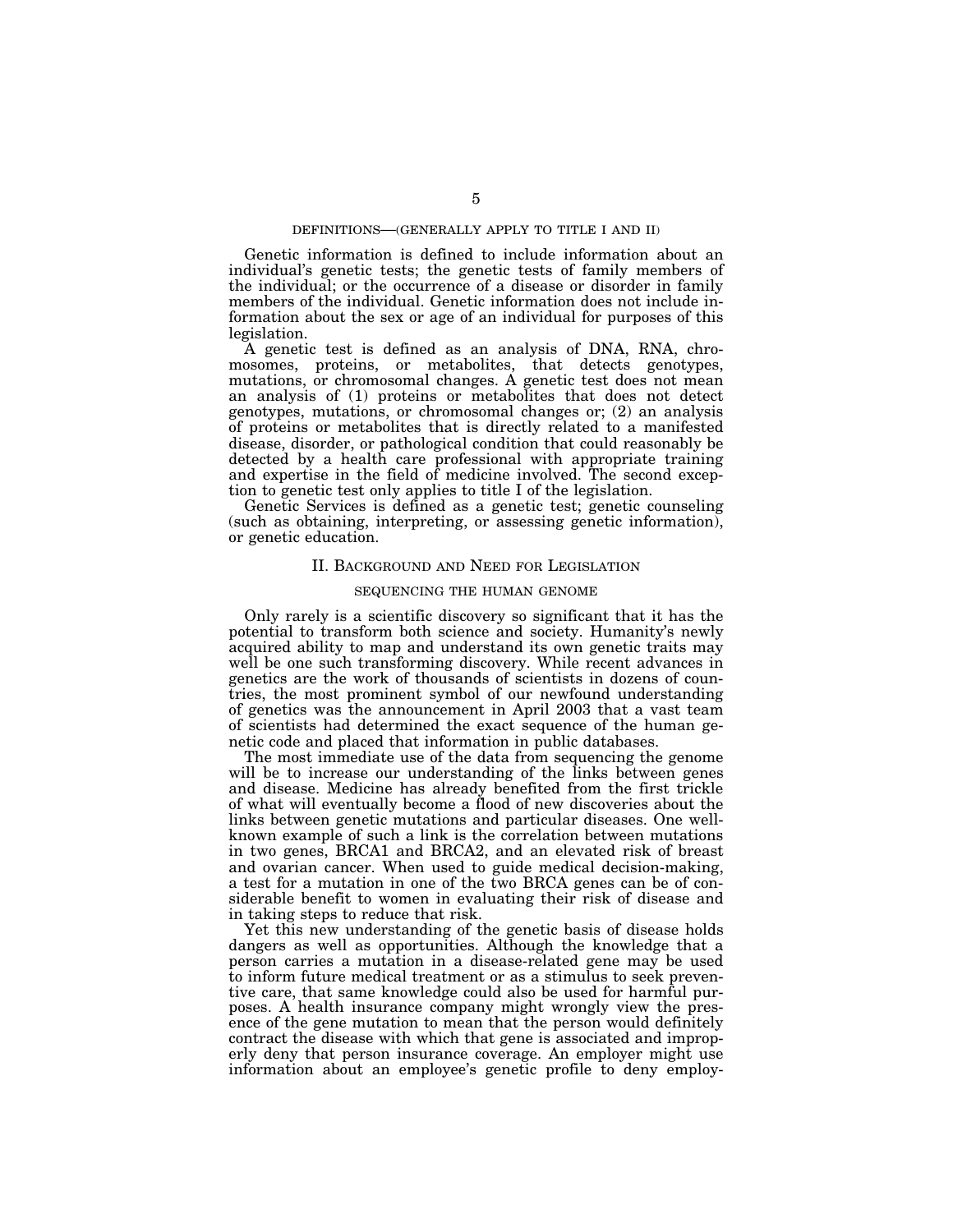### DEFINITIONS—(GENERALLY APPLY TO TITLE I AND II)

Genetic information is defined to include information about an individual's genetic tests; the genetic tests of family members of the individual; or the occurrence of a disease or disorder in family members of the individual. Genetic information does not include information about the sex or age of an individual for purposes of this legislation.

A genetic test is defined as an analysis of DNA, RNA, chromosomes, proteins, or metabolites, that detects genotypes, mutations, or chromosomal changes. A genetic test does not mean an analysis of (1) proteins or metabolites that does not detect genotypes, mutations, or chromosomal changes or; (2) an analysis of proteins or metabolites that is directly related to a manifested disease, disorder, or pathological condition that could reasonably be detected by a health care professional with appropriate training and expertise in the field of medicine involved. The second exception to genetic test only applies to title I of the legislation.

Genetic Services is defined as a genetic test; genetic counseling (such as obtaining, interpreting, or assessing genetic information), or genetic education.

## II. Background and Need for Legislation

### SEQUENCING THE HUMAN GENOME

Only rarely is a scientific discovery so significant that it has the potential to transform both science and society. Humanity's newly acquired ability to map and understand its own genetic traits may well be one such transforming discovery. While recent advances in genetics are the work of thousands of scientists in dozens of countries, the most prominent symbol of our newfound understanding of genetics was the announcement in April 2003 that a vast team of scientists had determined the exact sequence of the human genetic code and placed that information in public databases.

The most immediate use of the data from sequencing the genome will be to increase our understanding of the links between genes and disease. Medicine has already benefited from the first trickle of what will eventually become a flood of new discoveries about the links between genetic mutations and particular diseases. One well-known example of such a link is the correlation between mutations in two genes, BRCA1 and BRCA2, and an elevated risk of breast and ovarian cancer. When used to guide medical decision-making, a test for a mutation in one of the two BRCA genes can be of considerable benefit to women in evaluating their risk of disease and in taking steps to reduce that risk.

Yet this new understanding of the genetic basis of disease holds dangers as well as opportunities. Although the knowledge that a person carries a mutation in a disease-related gene may be used to inform future medical treatment or as a stimulus to seek preventive care, that same knowledge could also be used for harmful purposes. A health insurance company might wrongly view the presence of the gene mutation to mean that the person would definitely contract the disease with which that gene is associated and improperly deny that person insurance coverage. An employer might use information about an employee's genetic profile to deny employ-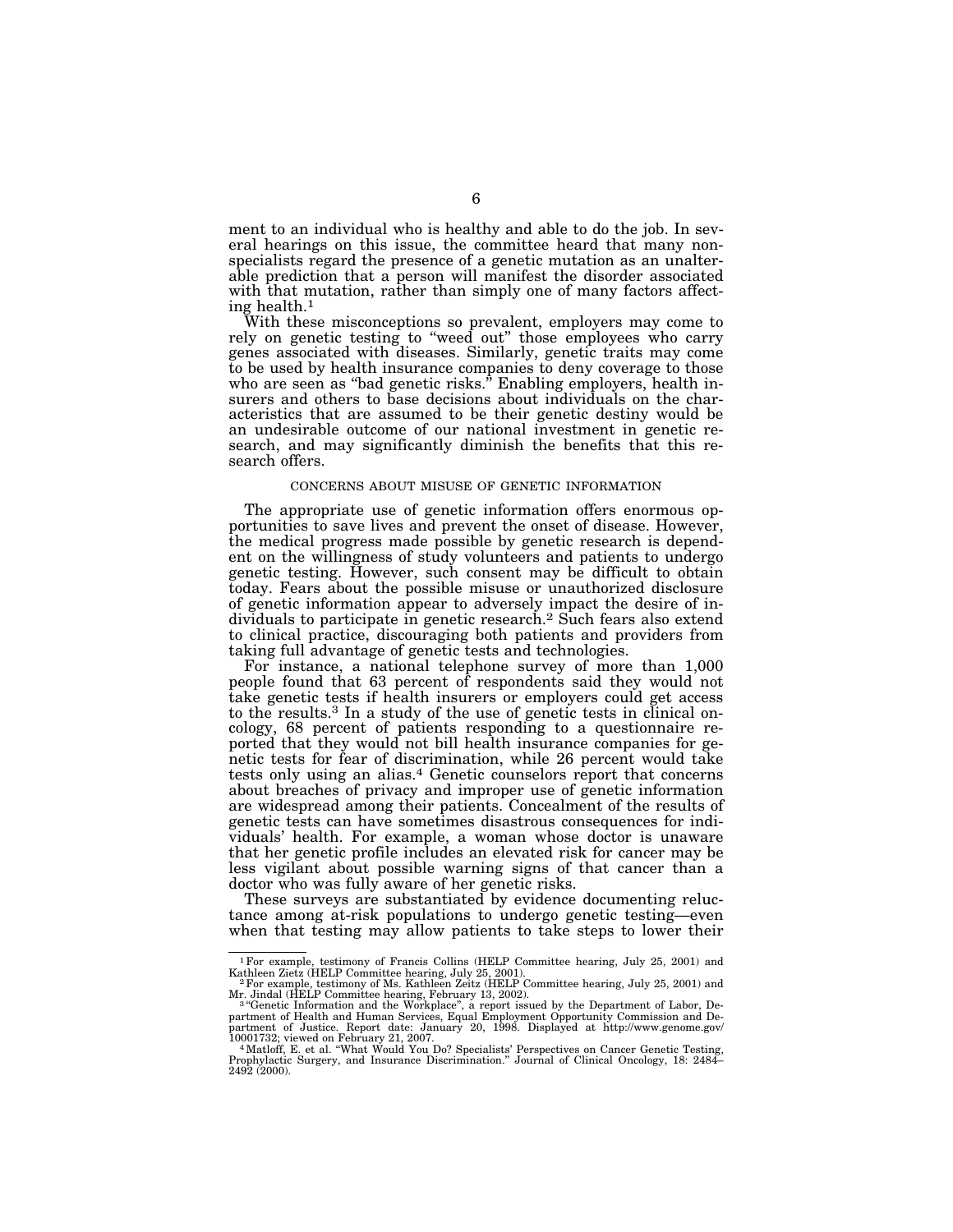ment to an individual who is healthy and able to do the job. In several hearings on this issue, the committee heard that many nonspecialists regard the presence of a genetic mutation as an unalterable prediction that a person will manifest the disorder associated with that mutation, rather than simply one of many factors affecting health.[1]

With these misconceptions so prevalent, employers may come to rely on genetic testing to "weed out" those employees who carry genes associated with diseases. Similarly, genetic traits may come to be used by health insurance companies to deny coverage to those who are seen as "bad genetic risks." Enabling employers, health insurers and others to base decisions about individuals on the characteristics that are assumed to be their genetic destiny would be an undesirable outcome of our national investment in genetic research, and may significantly diminish the benefits that this research offers.

## CONCERNS ABOUT MISUSE OF GENETIC INFORMATION

The appropriate use of genetic information offers enormous opportunities to save lives and prevent the onset of disease. However, the medical progress made possible by genetic research is dependent on the willingness of study volunteers and patients to undergo genetic testing. However, such consent may be difficult to obtain today. Fears about the possible misuse or unauthorized disclosure of genetic information appear to adversely impact the desire of individuals to participate in genetic research.[2] Such fears also extend to clinical practice, discouraging both patients and providers from taking full advantage of genetic tests and technologies.

For instance, a national telephone survey of more than 1,000 people found that 63 percent of respondents said they would not take genetic tests if health insurers or employers could get access to the results.[3] In a study of the use of genetic tests in clinical oncology, 68 percent of patients responding to a questionnaire reported that they would not bill health insurance companies for genetic tests for fear of discrimination, while 26 percent would take tests only using an alias.[4] Genetic counselors report that concerns about breaches of privacy and improper use of genetic information are widespread among their patients. Concealment of the results of genetic tests can have sometimes disastrous consequences for individuals' health. For example, a woman whose doctor is unaware that her genetic profile includes an elevated risk for cancer may be less vigilant about possible warning signs of that cancer than a doctor who was fully aware of her genetic risks.

These surveys are substantiated by evidence documenting reluctance among at-risk populations to undergo genetic testing—even when that testing may allow patients to take steps to lower their

---

[1] For example, testimony of Francis Collins (HELP Committee hearing, July 25, 2001) and Kathleen Zietz (HELP Committee hearing, July 25, 2001).

[2] For example, testimony of Ms. Kathleen Zeitz (HELP Committee hearing, July 25, 2001) and Mr. Jindal (HELP Committee hearing, February 13, 2002).

[3] "Genetic Information and the Workplace", a report issued by the Department of Labor, Department of Health and Human Services, Equal Employment Opportunity Commission and Department of Justice. Report date: January 20, 1998. Displayed at http://www.genome.gov/10001732; viewed on February 21, 2007.

[4] Matloff, E. et al. "What Would You Do? Specialists' Perspectives on Cancer Genetic Testing, Prophylactic Surgery, and Insurance Discrimination." Journal of Clinical Oncology, 18: 2484–2492 (2000).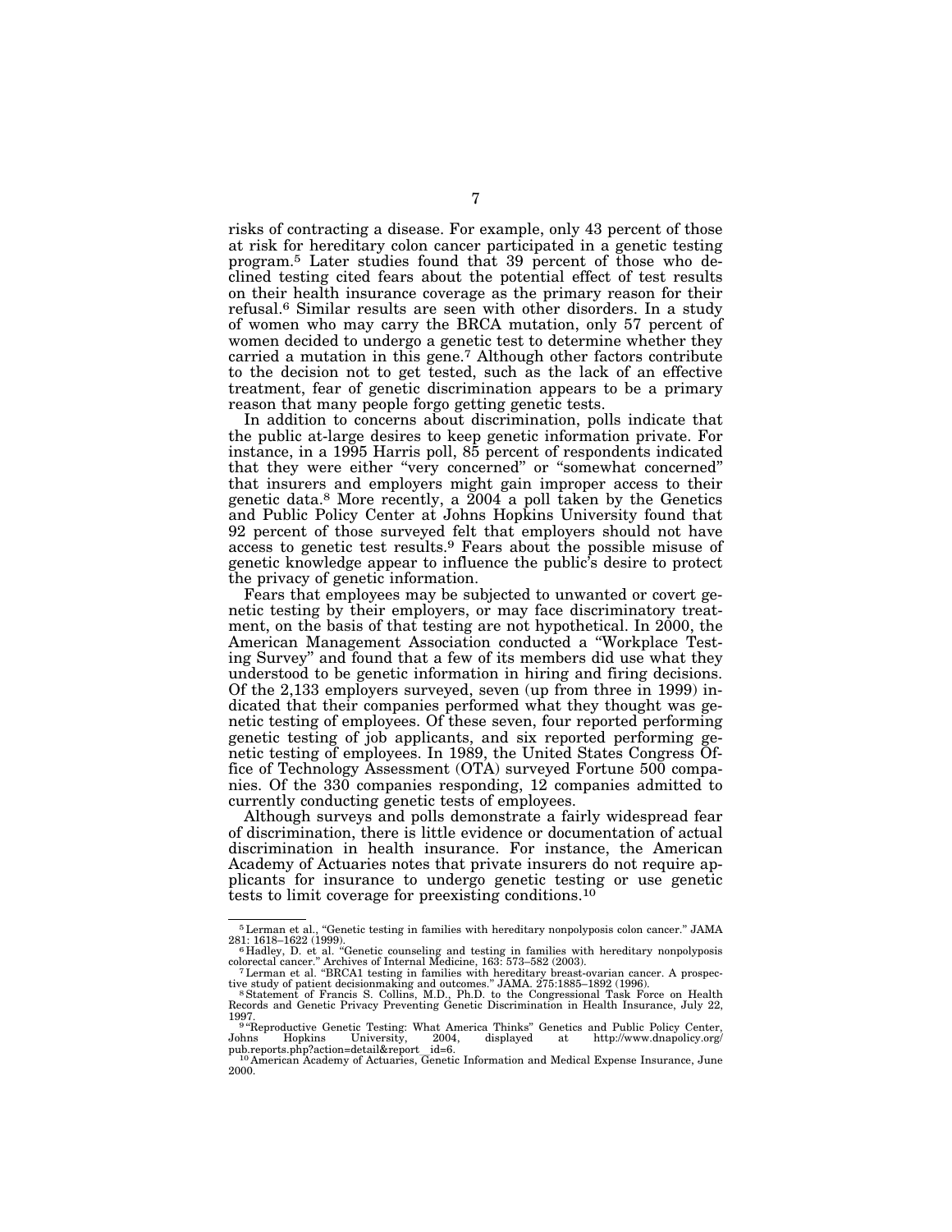risks of contracting a disease. For example, only 43 percent of those at risk for hereditary colon cancer participated in a genetic testing program.[5] Later studies found that 39 percent of those who declined testing cited fears about the potential effect of test results on their health insurance coverage as the primary reason for their refusal.[6] Similar results are seen with other disorders. In a study of women who may carry the BRCA mutation, only 57 percent of women decided to undergo a genetic test to determine whether they carried a mutation in this gene.[7] Although other factors contribute to the decision not to get tested, such as the lack of an effective treatment, fear of genetic discrimination appears to be a primary reason that many people forgo getting genetic tests.

In addition to concerns about discrimination, polls indicate that the public at-large desires to keep genetic information private. For instance, in a 1995 Harris poll, 85 percent of respondents indicated that they were either "very concerned" or "somewhat concerned" that insurers and employers might gain improper access to their genetic data.[8] More recently, a 2004 a poll taken by the Genetics and Public Policy Center at Johns Hopkins University found that 92 percent of those surveyed felt that employers should not have access to genetic test results.[9] Fears about the possible misuse of genetic knowledge appear to influence the public's desire to protect the privacy of genetic information.

Fears that employees may be subjected to unwanted or covert genetic testing by their employers, or may face discriminatory treatment, on the basis of that testing are not hypothetical. In 2000, the American Management Association conducted a "Workplace Testing Survey" and found that a few of its members did use what they understood to be genetic information in hiring and firing decisions. Of the 2,133 employers surveyed, seven (up from three in 1999) indicated that their companies performed what they thought was genetic testing of employees. Of these seven, four reported performing genetic testing of job applicants, and six reported performing genetic testing of employees. In 1989, the United States Congress Office of Technology Assessment (OTA) surveyed Fortune 500 companies. Of the 330 companies responding, 12 companies admitted to currently conducting genetic tests of employees.

Although surveys and polls demonstrate a fairly widespread fear of discrimination, there is little evidence or documentation of actual discrimination in health insurance. For instance, the American Academy of Actuaries notes that private insurers do not require applicants for insurance to undergo genetic testing or use genetic tests to limit coverage for preexisting conditions.[10]

---

[5] Lerman et al., "Genetic testing in families with hereditary nonpolyposis colon cancer." JAMA 281: 1618–1622 (1999).

[6] Hadley, D. et al. "Genetic counseling and testing in families with hereditary nonpolyposis colorectal cancer." Archives of Internal Medicine, 163: 573–582 (2003).

[7] Lerman et al. "BRCA1 testing in families with hereditary breast-ovarian cancer. A prospective study of patient decisionmaking and outcomes." JAMA. 275:1885–1892 (1996).

[8] Statement of Francis S. Collins, M.D., Ph.D. to the Congressional Task Force on Health Records and Genetic Privacy Preventing Genetic Discrimination in Health Insurance, July 22, 1997.

[9] "Reproductive Genetic Testing: What America Thinks" Genetics and Public Policy Center, Johns Hopkins University, 2004, displayed at http://www.dnapolicy.org/pub.reports.php?action=detail&report_id=6.

[10] American Academy of Actuaries, Genetic Information and Medical Expense Insurance, June 2000.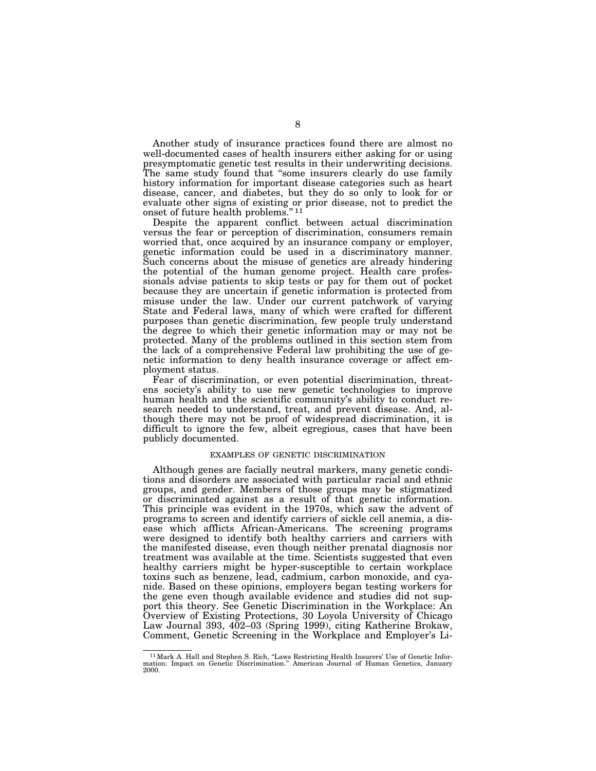Another study of insurance practices found there are almost no well-documented cases of health insurers either asking for or using presymptomatic genetic test results in their underwriting decisions. The same study found that "some insurers clearly do use family history information for important disease categories such as heart disease, cancer, and diabetes, but they do so only to look for or evaluate other signs of existing or prior disease, not to predict the onset of future health problems." [11]

Despite the apparent conflict between actual discrimination versus the fear or perception of discrimination, consumers remain worried that, once acquired by an insurance company or employer, genetic information could be used in a discriminatory manner. Such concerns about the misuse of genetics are already hindering the potential of the human genome project. Health care professionals advise patients to skip tests or pay for them out of pocket because they are uncertain if genetic information is protected from misuse under the law. Under our current patchwork of varying State and Federal laws, many of which were crafted for different purposes than genetic discrimination, few people truly understand the degree to which their genetic information may or may not be protected. Many of the problems outlined in this section stem from the lack of a comprehensive Federal law prohibiting the use of genetic information to deny health insurance coverage or affect employment status.

Fear of discrimination, or even potential discrimination, threatens society's ability to use new genetic technologies to improve human health and the scientific community's ability to conduct research needed to understand, treat, and prevent disease. And, although there may not be proof of widespread discrimination, it is difficult to ignore the few, albeit egregious, cases that have been publicly documented.

## EXAMPLES OF GENETIC DISCRIMINATION

Although genes are facially neutral markers, many genetic conditions and disorders are associated with particular racial and ethnic groups, and gender. Members of those groups may be stigmatized or discriminated against as a result of that genetic information. This principle was evident in the 1970s, which saw the advent of programs to screen and identify carriers of sickle cell anemia, a disease which afflicts African-Americans. The screening programs were designed to identify both healthy carriers and carriers with the manifested disease, even though neither prenatal diagnosis nor treatment was available at the time. Scientists suggested that even healthy carriers might be hyper-susceptible to certain workplace toxins such as benzene, lead, cadmium, carbon monoxide, and cyanide. Based on these opinions, employers began testing workers for the gene even though available evidence and studies did not support this theory. See Genetic Discrimination in the Workplace: An Overview of Existing Protections, 30 Loyola University of Chicago Law Journal 393, 402–03 (Spring 1999), citing Katherine Brokaw, Comment, Genetic Screening in the Workplace and Employer's Li-

[11] Mark A. Hall and Stephen S. Rich, "Laws Restricting Health Insurers' Use of Genetic Information: Impact on Genetic Discrimination." American Journal of Human Genetics, January 2000.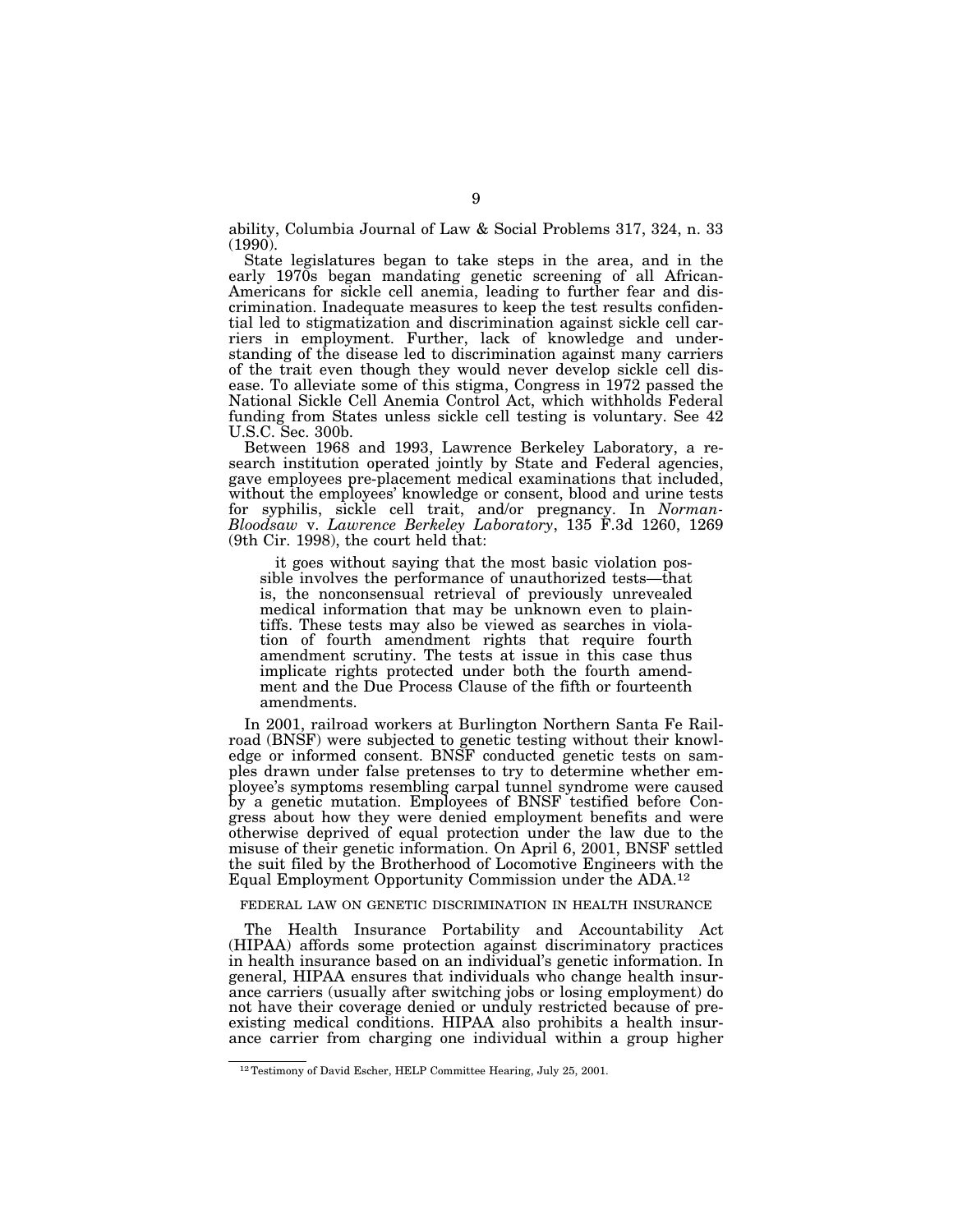ability, Columbia Journal of Law & Social Problems 317, 324, n. 33 (1990).

State legislatures began to take steps in the area, and in the early 1970s began mandating genetic screening of all African-Americans for sickle cell anemia, leading to further fear and discrimination. Inadequate measures to keep the test results confidential led to stigmatization and discrimination against sickle cell carriers in employment. Further, lack of knowledge and understanding of the disease led to discrimination against many carriers of the trait even though they would never develop sickle cell disease. To alleviate some of this stigma, Congress in 1972 passed the National Sickle Cell Anemia Control Act, which withholds Federal funding from States unless sickle cell testing is voluntary. See 42 U.S.C. Sec. 300b.

Between 1968 and 1993, Lawrence Berkeley Laboratory, a research institution operated jointly by State and Federal agencies, gave employees pre-placement medical examinations that included, without the employees' knowledge or consent, blood and urine tests for syphilis, sickle cell trait, and/or pregnancy. In *Norman-Bloodsaw* v. *Lawrence Berkeley Laboratory*, 135 F.3d 1260, 1269 (9th Cir. 1998), the court held that:

> it goes without saying that the most basic violation possible involves the performance of unauthorized tests—that is, the nonconsensual retrieval of previously unrevealed medical information that may be unknown even to plaintiffs. These tests may also be viewed as searches in violation of fourth amendment rights that require fourth amendment scrutiny. The tests at issue in this case thus implicate rights protected under both the fourth amendment and the Due Process Clause of the fifth or fourteenth amendments.

In 2001, railroad workers at Burlington Northern Santa Fe Railroad (BNSF) were subjected to genetic testing without their knowledge or informed consent. BNSF conducted genetic tests on samples drawn under false pretenses to try to determine whether employee's symptoms resembling carpal tunnel syndrome were caused by a genetic mutation. Employees of BNSF testified before Congress about how they were denied employment benefits and were otherwise deprived of equal protection under the law due to the misuse of their genetic information. On April 6, 2001, BNSF settled the suit filed by the Brotherhood of Locomotive Engineers with the Equal Employment Opportunity Commission under the ADA.[12]

FEDERAL LAW ON GENETIC DISCRIMINATION IN HEALTH INSURANCE

The Health Insurance Portability and Accountability Act (HIPAA) affords some protection against discriminatory practices in health insurance based on an individual's genetic information. In general, HIPAA ensures that individuals who change health insurance carriers (usually after switching jobs or losing employment) do not have their coverage denied or unduly restricted because of preexisting medical conditions. HIPAA also prohibits a health insurance carrier from charging one individual within a group higher

[12] Testimony of David Escher, HELP Committee Hearing, July 25, 2001.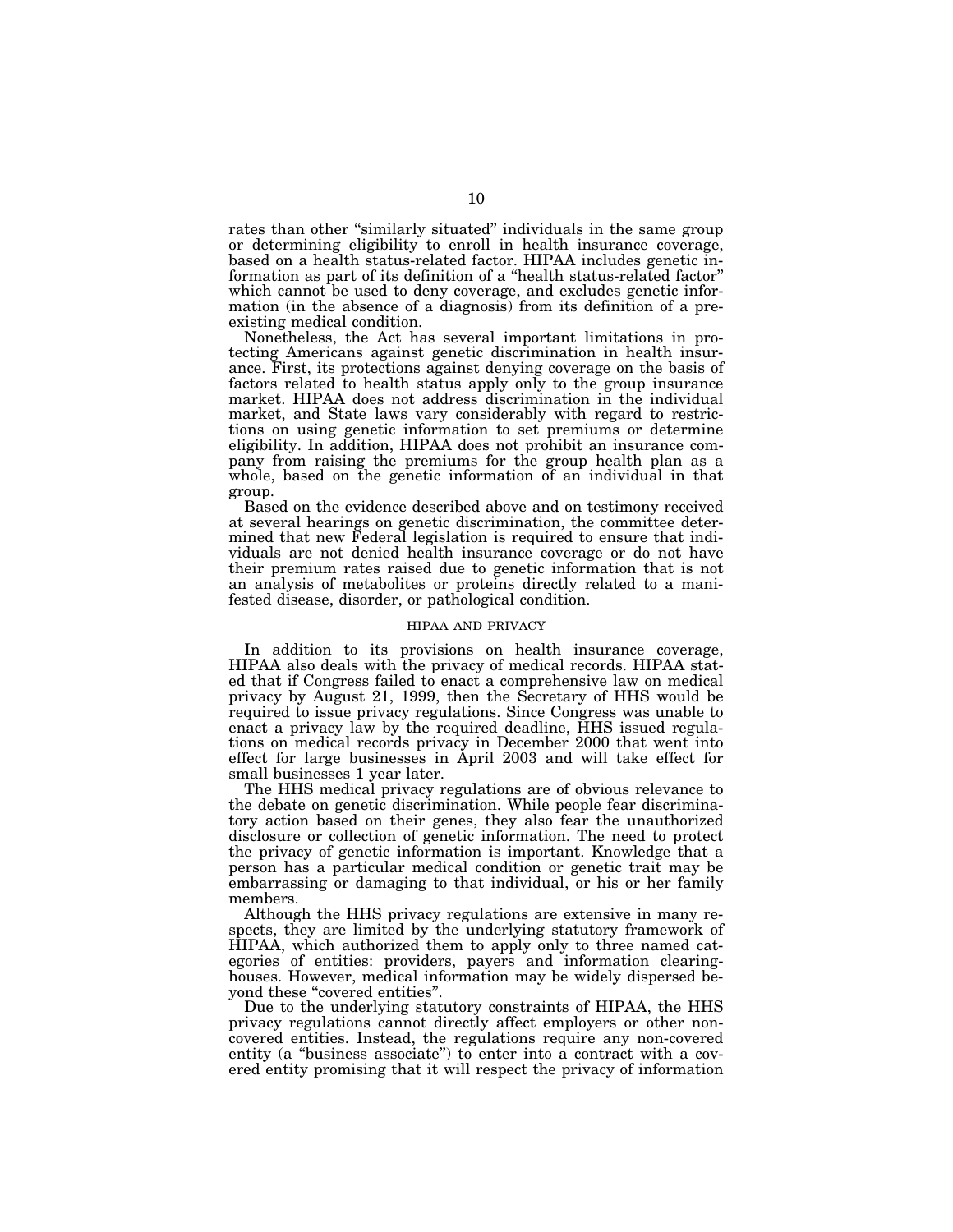rates than other "similarly situated" individuals in the same group or determining eligibility to enroll in health insurance coverage, based on a health status-related factor. HIPAA includes genetic information as part of its definition of a "health status-related factor" which cannot be used to deny coverage, and excludes genetic information (in the absence of a diagnosis) from its definition of a preexisting medical condition.

Nonetheless, the Act has several important limitations in protecting Americans against genetic discrimination in health insurance. First, its protections against denying coverage on the basis of factors related to health status apply only to the group insurance market. HIPAA does not address discrimination in the individual market, and State laws vary considerably with regard to restrictions on using genetic information to set premiums or determine eligibility. In addition, HIPAA does not prohibit an insurance company from raising the premiums for the group health plan as a whole, based on the genetic information of an individual in that group.

Based on the evidence described above and on testimony received at several hearings on genetic discrimination, the committee determined that new Federal legislation is required to ensure that individuals are not denied health insurance coverage or do not have their premium rates raised due to genetic information that is not an analysis of metabolites or proteins directly related to a manifested disease, disorder, or pathological condition.

## HIPAA AND PRIVACY

In addition to its provisions on health insurance coverage, HIPAA also deals with the privacy of medical records. HIPAA stated that if Congress failed to enact a comprehensive law on medical privacy by August 21, 1999, then the Secretary of HHS would be required to issue privacy regulations. Since Congress was unable to enact a privacy law by the required deadline, HHS issued regulations on medical records privacy in December 2000 that went into effect for large businesses in April 2003 and will take effect for small businesses 1 year later.

The HHS medical privacy regulations are of obvious relevance to the debate on genetic discrimination. While people fear discriminatory action based on their genes, they also fear the unauthorized disclosure or collection of genetic information. The need to protect the privacy of genetic information is important. Knowledge that a person has a particular medical condition or genetic trait may be embarrassing or damaging to that individual, or his or her family members.

Although the HHS privacy regulations are extensive in many respects, they are limited by the underlying statutory framework of HIPAA, which authorized them to apply only to three named categories of entities: providers, payers and information clearinghouses. However, medical information may be widely dispersed beyond these "covered entities".

Due to the underlying statutory constraints of HIPAA, the HHS privacy regulations cannot directly affect employers or other non-covered entities. Instead, the regulations require any non-covered entity (a "business associate") to enter into a contract with a covered entity promising that it will respect the privacy of information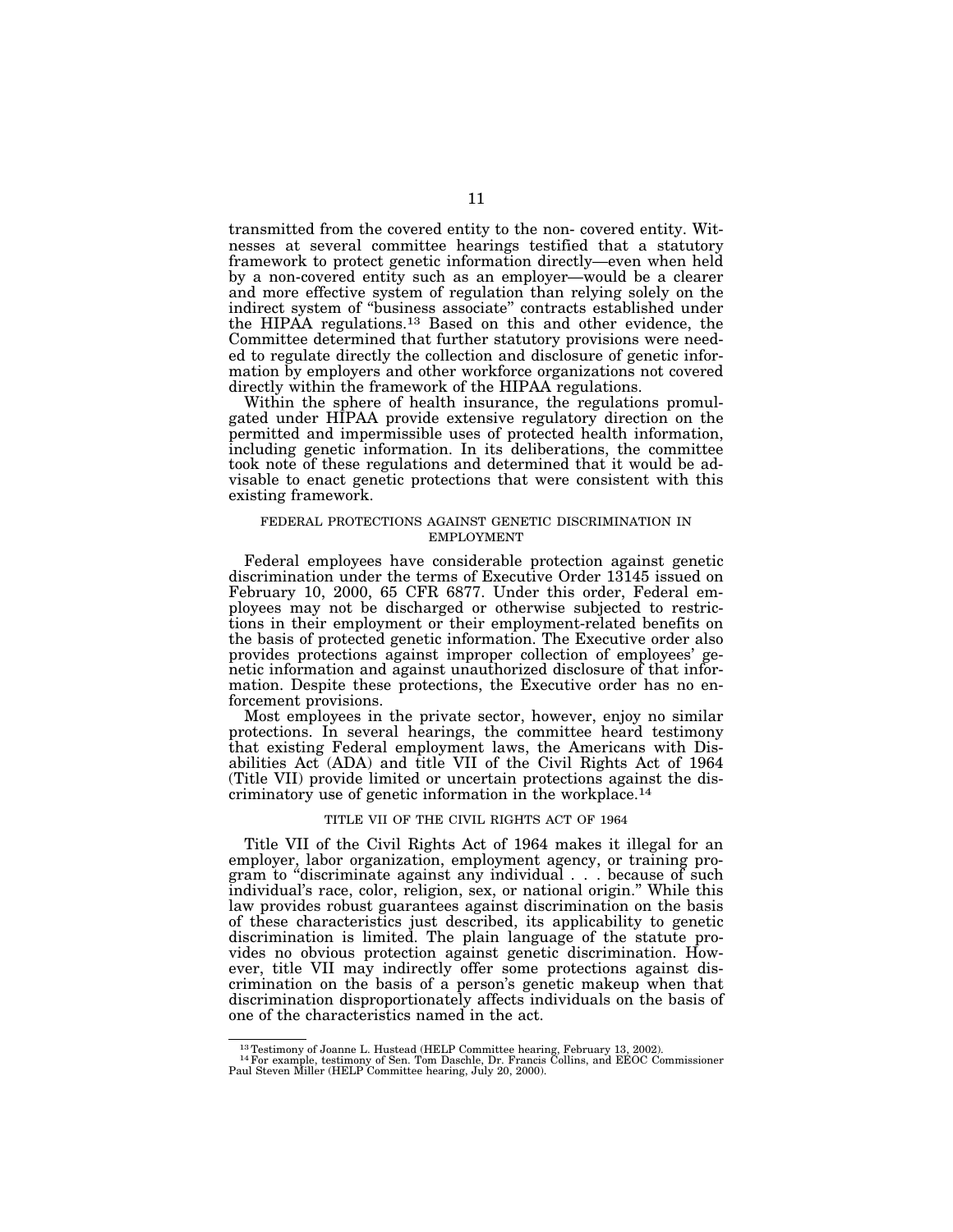transmitted from the covered entity to the non- covered entity. Witnesses at several committee hearings testified that a statutory framework to protect genetic information directly—even when held by a non-covered entity such as an employer—would be a clearer and more effective system of regulation than relying solely on the indirect system of "business associate" contracts established under the HIPAA regulations.[13] Based on this and other evidence, the Committee determined that further statutory provisions were needed to regulate directly the collection and disclosure of genetic information by employers and other workforce organizations not covered directly within the framework of the HIPAA regulations.

Within the sphere of health insurance, the regulations promulgated under HIPAA provide extensive regulatory direction on the permitted and impermissible uses of protected health information, including genetic information. In its deliberations, the committee took note of these regulations and determined that it would be advisable to enact genetic protections that were consistent with this existing framework.

## FEDERAL PROTECTIONS AGAINST GENETIC DISCRIMINATION IN EMPLOYMENT

Federal employees have considerable protection against genetic discrimination under the terms of Executive Order 13145 issued on February 10, 2000, 65 CFR 6877. Under this order, Federal employees may not be discharged or otherwise subjected to restrictions in their employment or their employment-related benefits on the basis of protected genetic information. The Executive order also provides protections against improper collection of employees' genetic information and against unauthorized disclosure of that information. Despite these protections, the Executive order has no enforcement provisions.

Most employees in the private sector, however, enjoy no similar protections. In several hearings, the committee heard testimony that existing Federal employment laws, the Americans with Disabilities Act (ADA) and title VII of the Civil Rights Act of 1964 (Title VII) provide limited or uncertain protections against the discriminatory use of genetic information in the workplace.[14]

## TITLE VII OF THE CIVIL RIGHTS ACT OF 1964

Title VII of the Civil Rights Act of 1964 makes it illegal for an employer, labor organization, employment agency, or training program to "discriminate against any individual . . . because of such individual's race, color, religion, sex, or national origin." While this law provides robust guarantees against discrimination on the basis of these characteristics just described, its applicability to genetic discrimination is limited. The plain language of the statute provides no obvious protection against genetic discrimination. However, title VII may indirectly offer some protections against discrimination on the basis of a person's genetic makeup when that discrimination disproportionately affects individuals on the basis of one of the characteristics named in the act.

---

[13] Testimony of Joanne L. Hustead (HELP Committee hearing, February 13, 2002).

[14] For example, testimony of Sen. Tom Daschle, Dr. Francis Collins, and EEOC Commissioner Paul Steven Miller (HELP Committee hearing, July 20, 2000).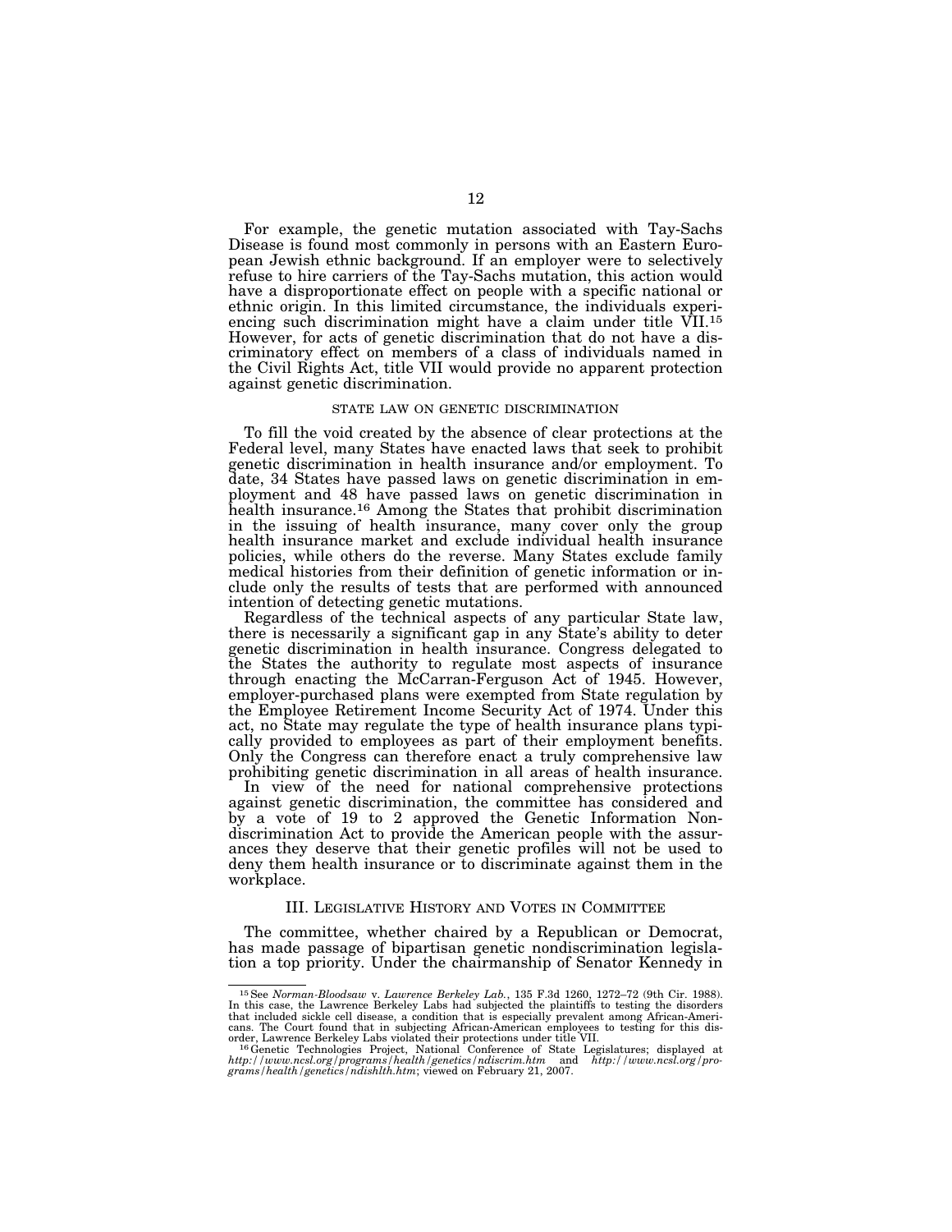For example, the genetic mutation associated with Tay-Sachs Disease is found most commonly in persons with an Eastern European Jewish ethnic background. If an employer were to selectively refuse to hire carriers of the Tay-Sachs mutation, this action would have a disproportionate effect on people with a specific national or ethnic origin. In this limited circumstance, the individuals experiencing such discrimination might have a claim under title VII.[15] However, for acts of genetic discrimination that do not have a discriminatory effect on members of a class of individuals named in the Civil Rights Act, title VII would provide no apparent protection against genetic discrimination.

### STATE LAW ON GENETIC DISCRIMINATION

To fill the void created by the absence of clear protections at the Federal level, many States have enacted laws that seek to prohibit genetic discrimination in health insurance and/or employment. To date, 34 States have passed laws on genetic discrimination in employment and 48 have passed laws on genetic discrimination in health insurance.[16] Among the States that prohibit discrimination in the issuing of health insurance, many cover only the group health insurance market and exclude individual health insurance policies, while others do the reverse. Many States exclude family medical histories from their definition of genetic information or include only the results of tests that are performed with announced intention of detecting genetic mutations.

Regardless of the technical aspects of any particular State law, there is necessarily a significant gap in any State's ability to deter genetic discrimination in health insurance. Congress delegated to the States the authority to regulate most aspects of insurance through enacting the McCarran-Ferguson Act of 1945. However, employer-purchased plans were exempted from State regulation by the Employee Retirement Income Security Act of 1974. Under this act, no State may regulate the type of health insurance plans typically provided to employees as part of their employment benefits. Only the Congress can therefore enact a truly comprehensive law prohibiting genetic discrimination in all areas of health insurance.

In view of the need for national comprehensive protections against genetic discrimination, the committee has considered and by a vote of 19 to 2 approved the Genetic Information Nondiscrimination Act to provide the American people with the assurances they deserve that their genetic profiles will not be used to deny them health insurance or to discriminate against them in the workplace.

## III. LEGISLATIVE HISTORY AND VOTES IN COMMITTEE

The committee, whether chaired by a Republican or Democrat, has made passage of bipartisan genetic nondiscrimination legislation a top priority. Under the chairmanship of Senator Kennedy in

---

[15] See *Norman-Bloodsaw* v. *Lawrence Berkeley Lab.*, 135 F.3d 1260, 1272–72 (9th Cir. 1988). In this case, the Lawrence Berkeley Labs had subjected the plaintiffs to testing the disorders that included sickle cell disease, a condition that is especially prevalent among African-Americans. The Court found that in subjecting African-American employees to testing for this disorder, Lawrence Berkeley Labs violated their protections under title VII.

[16] Genetic Technologies Project, National Conference of State Legislatures; displayed at *http://www.ncsl.org/programs/health/genetics/ndiscrim.htm* and *http://www.ncsl.org/programs/health/genetics/ndishlth.htm*; viewed on February 21, 2007.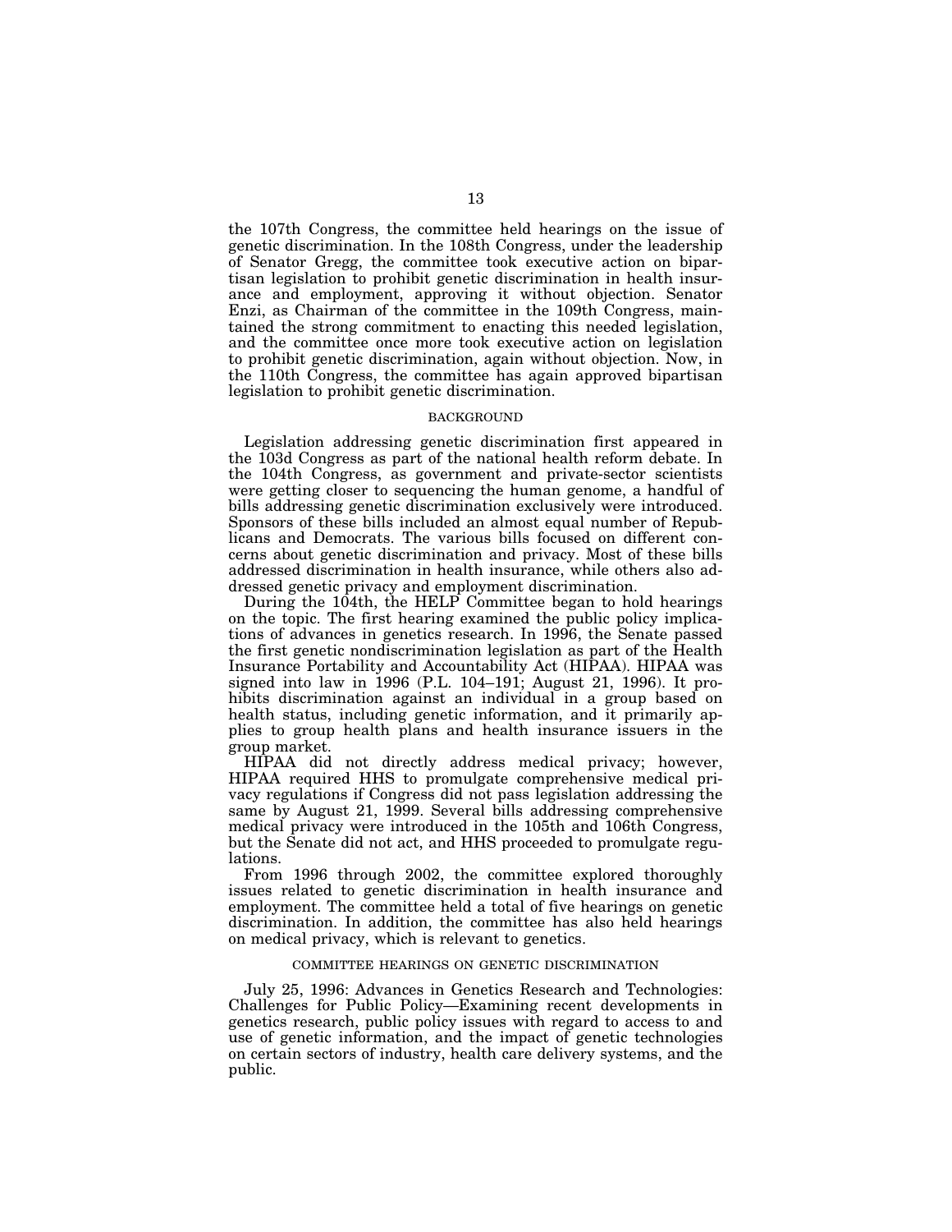the 107th Congress, the committee held hearings on the issue of genetic discrimination. In the 108th Congress, under the leadership of Senator Gregg, the committee took executive action on bipartisan legislation to prohibit genetic discrimination in health insurance and employment, approving it without objection. Senator Enzi, as Chairman of the committee in the 109th Congress, maintained the strong commitment to enacting this needed legislation, and the committee once more took executive action on legislation to prohibit genetic discrimination, again without objection. Now, in the 110th Congress, the committee has again approved bipartisan legislation to prohibit genetic discrimination.

## BACKGROUND

Legislation addressing genetic discrimination first appeared in the 103d Congress as part of the national health reform debate. In the 104th Congress, as government and private-sector scientists were getting closer to sequencing the human genome, a handful of bills addressing genetic discrimination exclusively were introduced. Sponsors of these bills included an almost equal number of Republicans and Democrats. The various bills focused on different concerns about genetic discrimination and privacy. Most of these bills addressed discrimination in health insurance, while others also addressed genetic privacy and employment discrimination.

During the 104th, the HELP Committee began to hold hearings on the topic. The first hearing examined the public policy implications of advances in genetics research. In 1996, the Senate passed the first genetic nondiscrimination legislation as part of the Health Insurance Portability and Accountability Act (HIPAA). HIPAA was signed into law in 1996 (P.L. 104–191; August 21, 1996). It prohibits discrimination against an individual in a group based on health status, including genetic information, and it primarily applies to group health plans and health insurance issuers in the group market.

HIPAA did not directly address medical privacy; however, HIPAA required HHS to promulgate comprehensive medical privacy regulations if Congress did not pass legislation addressing the same by August 21, 1999. Several bills addressing comprehensive medical privacy were introduced in the 105th and 106th Congress, but the Senate did not act, and HHS proceeded to promulgate regulations.

From 1996 through 2002, the committee explored thoroughly issues related to genetic discrimination in health insurance and employment. The committee held a total of five hearings on genetic discrimination. In addition, the committee has also held hearings on medical privacy, which is relevant to genetics.

## COMMITTEE HEARINGS ON GENETIC DISCRIMINATION

July 25, 1996: Advances in Genetics Research and Technologies: Challenges for Public Policy—Examining recent developments in genetics research, public policy issues with regard to access to and use of genetic information, and the impact of genetic technologies on certain sectors of industry, health care delivery systems, and the public.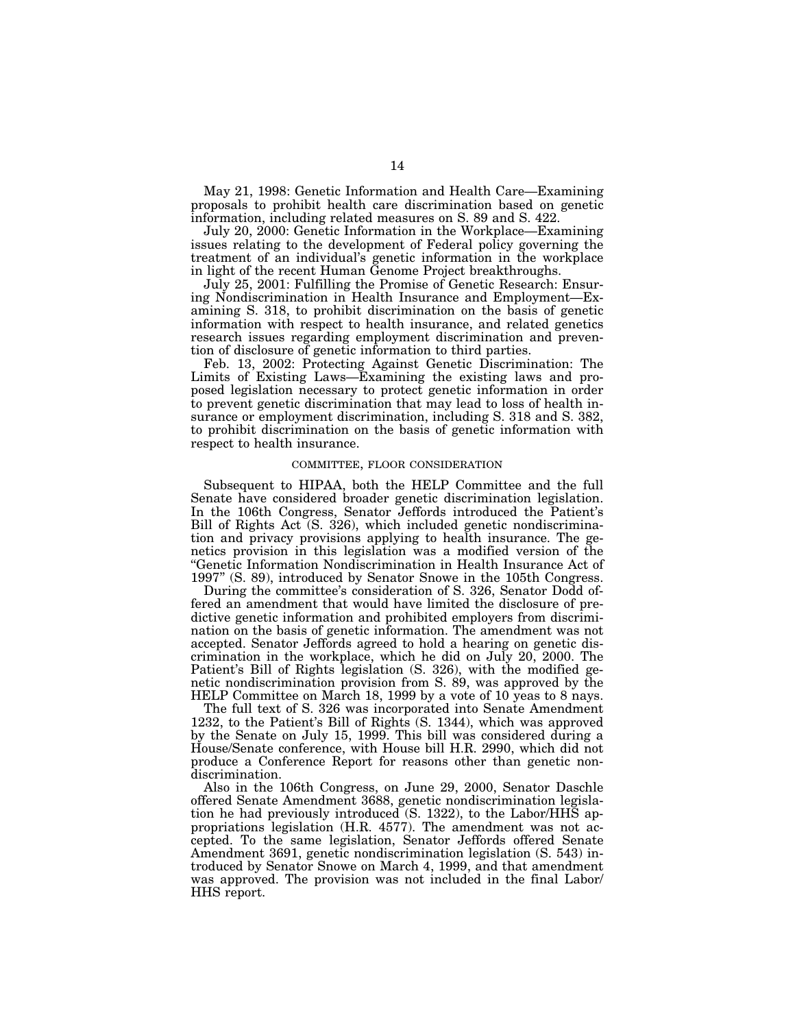May 21, 1998: Genetic Information and Health Care—Examining proposals to prohibit health care discrimination based on genetic information, including related measures on S. 89 and S. 422.

July 20, 2000: Genetic Information in the Workplace—Examining issues relating to the development of Federal policy governing the treatment of an individual's genetic information in the workplace in light of the recent Human Genome Project breakthroughs.

July 25, 2001: Fulfilling the Promise of Genetic Research: Ensuring Nondiscrimination in Health Insurance and Employment—Examining S. 318, to prohibit discrimination on the basis of genetic information with respect to health insurance, and related genetics research issues regarding employment discrimination and prevention of disclosure of genetic information to third parties.

Feb. 13, 2002: Protecting Against Genetic Discrimination: The Limits of Existing Laws—Examining the existing laws and proposed legislation necessary to protect genetic information in order to prevent genetic discrimination that may lead to loss of health insurance or employment discrimination, including S. 318 and S. 382, to prohibit discrimination on the basis of genetic information with respect to health insurance.

### COMMITTEE, FLOOR CONSIDERATION

Subsequent to HIPAA, both the HELP Committee and the full Senate have considered broader genetic discrimination legislation. In the 106th Congress, Senator Jeffords introduced the Patient's Bill of Rights Act (S. 326), which included genetic nondiscrimination and privacy provisions applying to health insurance. The genetics provision in this legislation was a modified version of the "Genetic Information Nondiscrimination in Health Insurance Act of 1997" (S. 89), introduced by Senator Snowe in the 105th Congress.

During the committee's consideration of S. 326, Senator Dodd offered an amendment that would have limited the disclosure of predictive genetic information and prohibited employers from discrimination on the basis of genetic information. The amendment was not accepted. Senator Jeffords agreed to hold a hearing on genetic discrimination in the workplace, which he did on July 20, 2000. The Patient's Bill of Rights legislation (S. 326), with the modified genetic nondiscrimination provision from S. 89, was approved by the HELP Committee on March 18, 1999 by a vote of 10 yeas to 8 nays.

The full text of S. 326 was incorporated into Senate Amendment 1232, to the Patient's Bill of Rights (S. 1344), which was approved by the Senate on July 15, 1999. This bill was considered during a House/Senate conference, with House bill H.R. 2990, which did not produce a Conference Report for reasons other than genetic nondiscrimination.

Also in the 106th Congress, on June 29, 2000, Senator Daschle offered Senate Amendment 3688, genetic nondiscrimination legislation he had previously introduced (S. 1322), to the Labor/HHS appropriations legislation (H.R. 4577). The amendment was not accepted. To the same legislation, Senator Jeffords offered Senate Amendment 3691, genetic nondiscrimination legislation (S. 543) introduced by Senator Snowe on March 4, 1999, and that amendment was approved. The provision was not included in the final Labor/HHS report.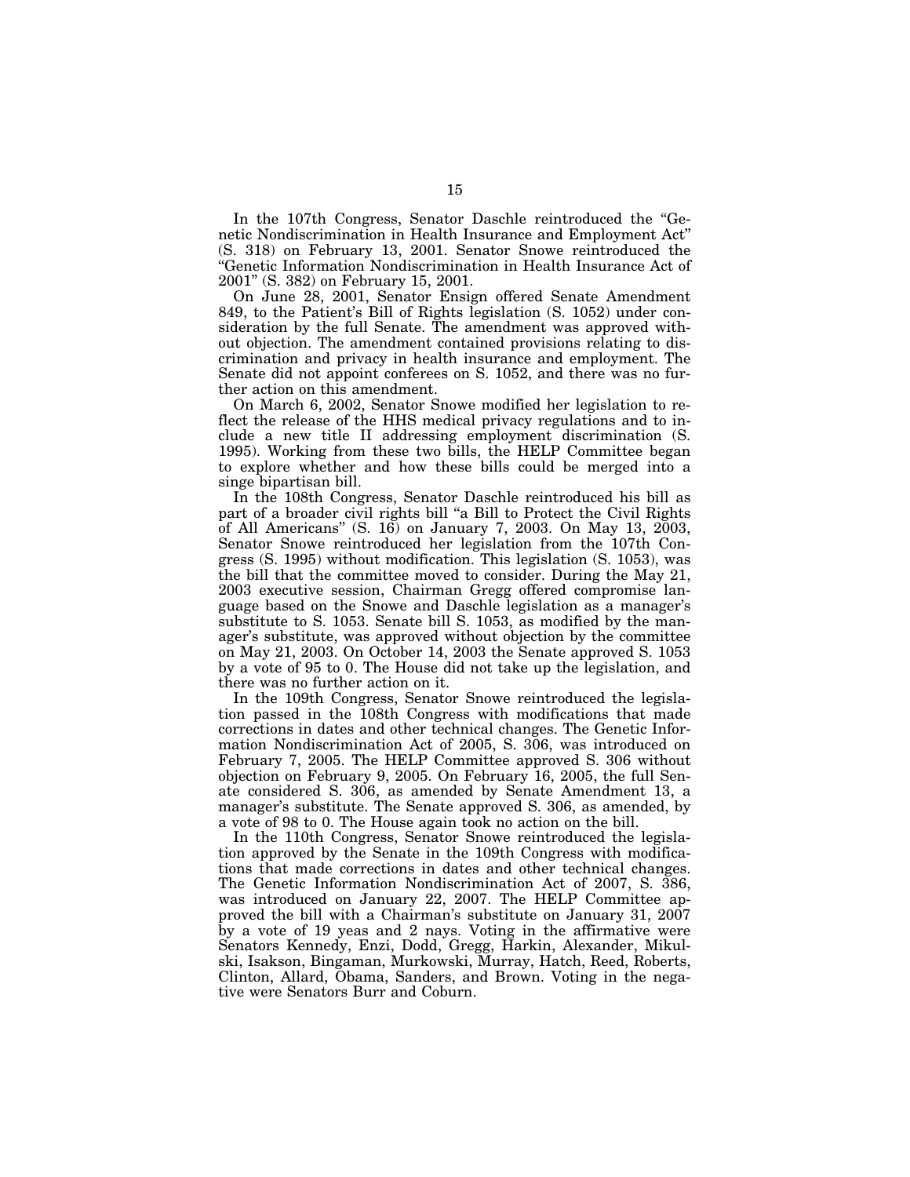In the 107th Congress, Senator Daschle reintroduced the "Genetic Nondiscrimination in Health Insurance and Employment Act" (S. 318) on February 13, 2001. Senator Snowe reintroduced the "Genetic Information Nondiscrimination in Health Insurance Act of 2001" (S. 382) on February 15, 2001.

On June 28, 2001, Senator Ensign offered Senate Amendment 849, to the Patient's Bill of Rights legislation (S. 1052) under consideration by the full Senate. The amendment was approved without objection. The amendment contained provisions relating to discrimination and privacy in health insurance and employment. The Senate did not appoint conferees on S. 1052, and there was no further action on this amendment.

On March 6, 2002, Senator Snowe modified her legislation to reflect the release of the HHS medical privacy regulations and to include a new title II addressing employment discrimination (S. 1995). Working from these two bills, the HELP Committee began to explore whether and how these bills could be merged into a singe bipartisan bill.

In the 108th Congress, Senator Daschle reintroduced his bill as part of a broader civil rights bill "a Bill to Protect the Civil Rights of All Americans" (S. 16) on January 7, 2003. On May 13, 2003, Senator Snowe reintroduced her legislation from the 107th Congress (S. 1995) without modification. This legislation (S. 1053), was the bill that the committee moved to consider. During the May 21, 2003 executive session, Chairman Gregg offered compromise language based on the Snowe and Daschle legislation as a manager's substitute to S. 1053. Senate bill S. 1053, as modified by the manager's substitute, was approved without objection by the committee on May 21, 2003. On October 14, 2003 the Senate approved S. 1053 by a vote of 95 to 0. The House did not take up the legislation, and there was no further action on it.

In the 109th Congress, Senator Snowe reintroduced the legislation passed in the 108th Congress with modifications that made corrections in dates and other technical changes. The Genetic Information Nondiscrimination Act of 2005, S. 306, was introduced on February 7, 2005. The HELP Committee approved S. 306 without objection on February 9, 2005. On February 16, 2005, the full Senate considered S. 306, as amended by Senate Amendment 13, a manager's substitute. The Senate approved S. 306, as amended, by a vote of 98 to 0. The House again took no action on the bill.

In the 110th Congress, Senator Snowe reintroduced the legislation approved by the Senate in the 109th Congress with modifications that made corrections in dates and other technical changes. The Genetic Information Nondiscrimination Act of 2007, S. 386, was introduced on January 22, 2007. The HELP Committee approved the bill with a Chairman's substitute on January 31, 2007 by a vote of 19 yeas and 2 nays. Voting in the affirmative were Senators Kennedy, Enzi, Dodd, Gregg, Harkin, Alexander, Mikulski, Isakson, Bingaman, Murkowski, Murray, Hatch, Reed, Roberts, Clinton, Allard, Obama, Sanders, and Brown. Voting in the negative were Senators Burr and Coburn.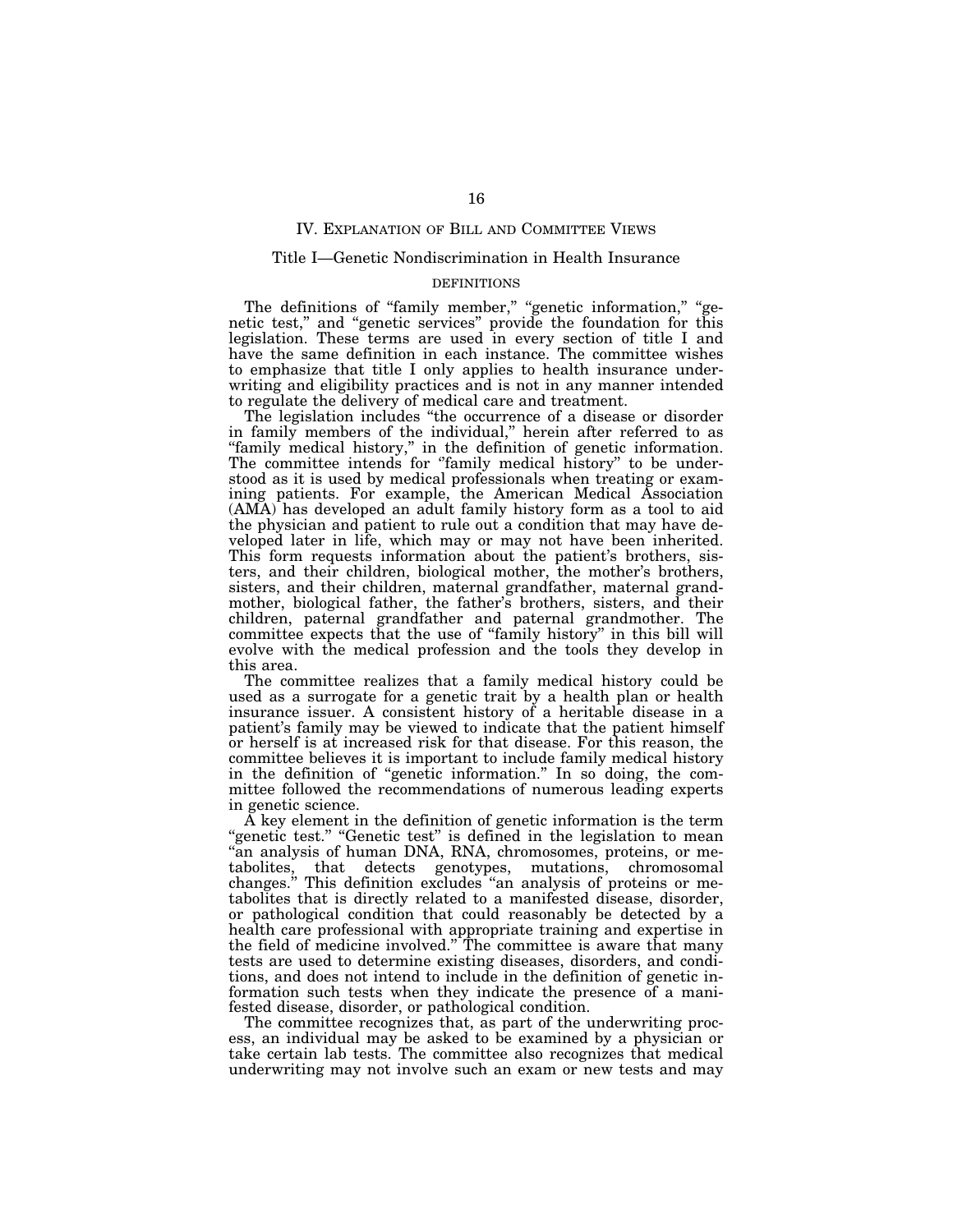## IV. Explanation of Bill and Committee Views

### Title I—Genetic Nondiscrimination in Health Insurance

#### DEFINITIONS

The definitions of "family member," "genetic information," "genetic test," and "genetic services" provide the foundation for this legislation. These terms are used in every section of title I and have the same definition in each instance. The committee wishes to emphasize that title I only applies to health insurance underwriting and eligibility practices and is not in any manner intended to regulate the delivery of medical care and treatment.

The legislation includes "the occurrence of a disease or disorder in family members of the individual," herein after referred to as "family medical history," in the definition of genetic information. The committee intends for "family medical history" to be understood as it is used by medical professionals when treating or examining patients. For example, the American Medical Association (AMA) has developed an adult family history form as a tool to aid the physician and patient to rule out a condition that may have developed later in life, which may or may not have been inherited. This form requests information about the patient's brothers, sisters, and their children, biological mother, the mother's brothers, sisters, and their children, maternal grandfather, maternal grandmother, biological father, the father's brothers, sisters, and their children, paternal grandfather and paternal grandmother. The committee expects that the use of "family history" in this bill will evolve with the medical profession and the tools they develop in this area.

The committee realizes that a family medical history could be used as a surrogate for a genetic trait by a health plan or health insurance issuer. A consistent history of a heritable disease in a patient's family may be viewed to indicate that the patient himself or herself is at increased risk for that disease. For this reason, the committee believes it is important to include family medical history in the definition of "genetic information." In so doing, the committee followed the recommendations of numerous leading experts in genetic science.

A key element in the definition of genetic information is the term "genetic test." "Genetic test" is defined in the legislation to mean "an analysis of human DNA, RNA, chromosomes, proteins, or metabolites, that detects genotypes, mutations, chromosomal changes." This definition excludes "an analysis of proteins or metabolites that is directly related to a manifested disease, disorder, or pathological condition that could reasonably be detected by a health care professional with appropriate training and expertise in the field of medicine involved." The committee is aware that many tests are used to determine existing diseases, disorders, and conditions, and does not intend to include in the definition of genetic information such tests when they indicate the presence of a manifested disease, disorder, or pathological condition.

The committee recognizes that, as part of the underwriting process, an individual may be asked to be examined by a physician or take certain lab tests. The committee also recognizes that medical underwriting may not involve such an exam or new tests and may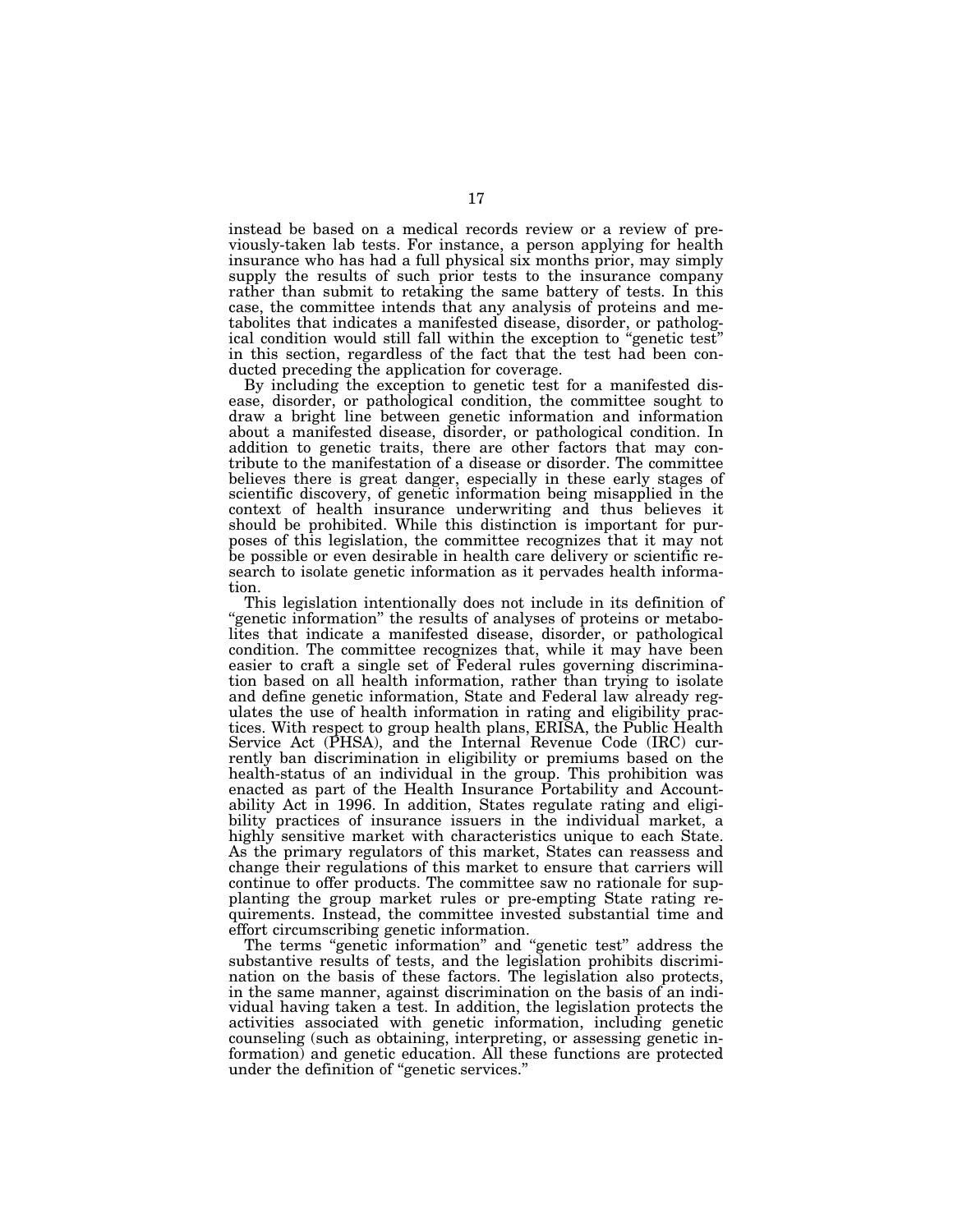instead be based on a medical records review or a review of previously-taken lab tests. For instance, a person applying for health insurance who has had a full physical six months prior, may simply supply the results of such prior tests to the insurance company rather than submit to retaking the same battery of tests. In this case, the committee intends that any analysis of proteins and metabolites that indicates a manifested disease, disorder, or pathological condition would still fall within the exception to "genetic test" in this section, regardless of the fact that the test had been conducted preceding the application for coverage.

By including the exception to genetic test for a manifested disease, disorder, or pathological condition, the committee sought to draw a bright line between genetic information and information about a manifested disease, disorder, or pathological condition. In addition to genetic traits, there are other factors that may contribute to the manifestation of a disease or disorder. The committee believes there is great danger, especially in these early stages of scientific discovery, of genetic information being misapplied in the context of health insurance underwriting and thus believes it should be prohibited. While this distinction is important for purposes of this legislation, the committee recognizes that it may not be possible or even desirable in health care delivery or scientific research to isolate genetic information as it pervades health information.

This legislation intentionally does not include in its definition of "genetic information" the results of analyses of proteins or metabolites that indicate a manifested disease, disorder, or pathological condition. The committee recognizes that, while it may have been easier to craft a single set of Federal rules governing discrimination based on all health information, rather than trying to isolate and define genetic information, State and Federal law already regulates the use of health information in rating and eligibility practices. With respect to group health plans, ERISA, the Public Health Service Act (PHSA), and the Internal Revenue Code (IRC) currently ban discrimination in eligibility or premiums based on the health-status of an individual in the group. This prohibition was enacted as part of the Health Insurance Portability and Accountability Act in 1996. In addition, States regulate rating and eligibility practices of insurance issuers in the individual market, a highly sensitive market with characteristics unique to each State. As the primary regulators of this market, States can reassess and change their regulations of this market to ensure that carriers will continue to offer products. The committee saw no rationale for supplanting the group market rules or pre-empting State rating requirements. Instead, the committee invested substantial time and effort circumscribing genetic information.

The terms "genetic information" and "genetic test" address the substantive results of tests, and the legislation prohibits discrimination on the basis of these factors. The legislation also protects, in the same manner, against discrimination on the basis of an individual having taken a test. In addition, the legislation protects the activities associated with genetic information, including genetic counseling (such as obtaining, interpreting, or assessing genetic information) and genetic education. All these functions are protected under the definition of "genetic services."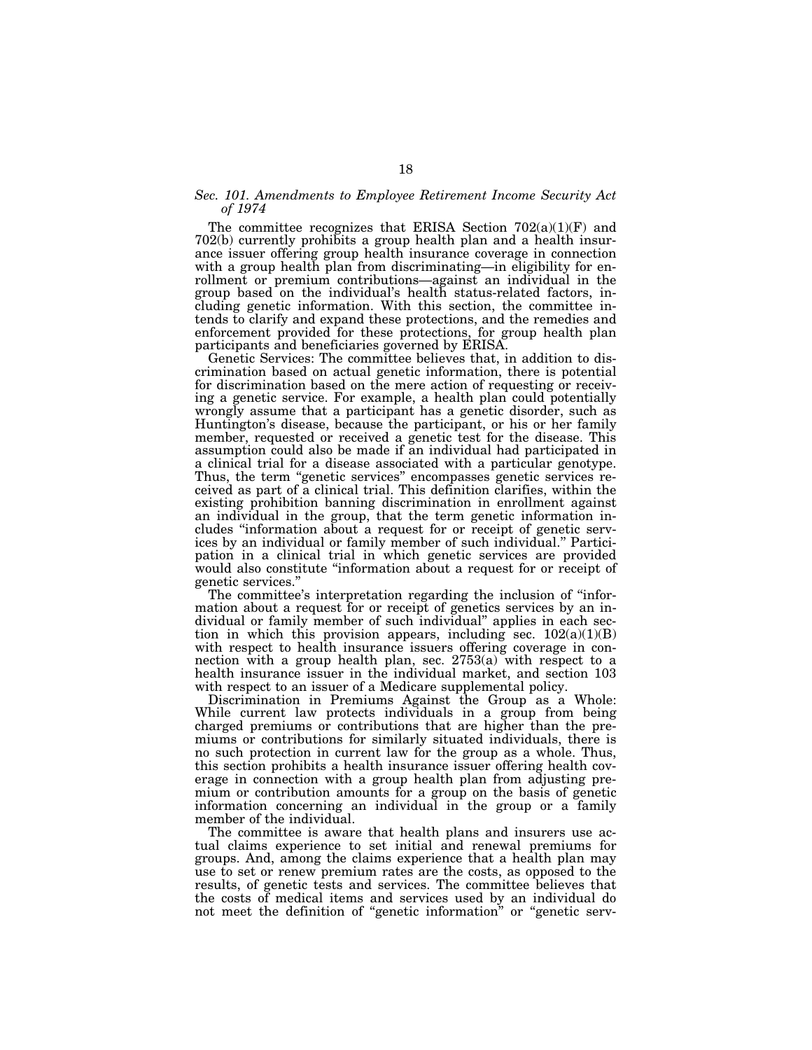*Sec. 101. Amendments to Employee Retirement Income Security Act of 1974*

The committee recognizes that ERISA Section 702(a)(1)(F) and 702(b) currently prohibits a group health plan and a health insurance issuer offering group health insurance coverage in connection with a group health plan from discriminating—in eligibility for enrollment or premium contributions—against an individual in the group based on the individual's health status-related factors, including genetic information. With this section, the committee intends to clarify and expand these protections, and the remedies and enforcement provided for these protections, for group health plan participants and beneficiaries governed by ERISA.

Genetic Services: The committee believes that, in addition to discrimination based on actual genetic information, there is potential for discrimination based on the mere action of requesting or receiving a genetic service. For example, a health plan could potentially wrongly assume that a participant has a genetic disorder, such as Huntington's disease, because the participant, or his or her family member, requested or received a genetic test for the disease. This assumption could also be made if an individual had participated in a clinical trial for a disease associated with a particular genotype. Thus, the term "genetic services" encompasses genetic services received as part of a clinical trial. This definition clarifies, within the existing prohibition banning discrimination in enrollment against an individual in the group, that the term genetic information includes "information about a request for or receipt of genetic services by an individual or family member of such individual." Participation in a clinical trial in which genetic services are provided would also constitute "information about a request for or receipt of genetic services."

The committee's interpretation regarding the inclusion of "information about a request for or receipt of genetics services by an individual or family member of such individual" applies in each section in which this provision appears, including sec. 102(a)(1)(B) with respect to health insurance issuers offering coverage in connection with a group health plan, sec. 2753(a) with respect to a health insurance issuer in the individual market, and section 103 with respect to an issuer of a Medicare supplemental policy.

Discrimination in Premiums Against the Group as a Whole: While current law protects individuals in a group from being charged premiums or contributions that are higher than the premiums or contributions for similarly situated individuals, there is no such protection in current law for the group as a whole. Thus, this section prohibits a health insurance issuer offering health coverage in connection with a group health plan from adjusting premium or contribution amounts for a group on the basis of genetic information concerning an individual in the group or a family member of the individual.

The committee is aware that health plans and insurers use actual claims experience to set initial and renewal premiums for groups. And, among the claims experience that a health plan may use to set or renew premium rates are the costs, as opposed to the results, of genetic tests and services. The committee believes that the costs of medical items and services used by an individual do not meet the definition of "genetic information" or "genetic serv-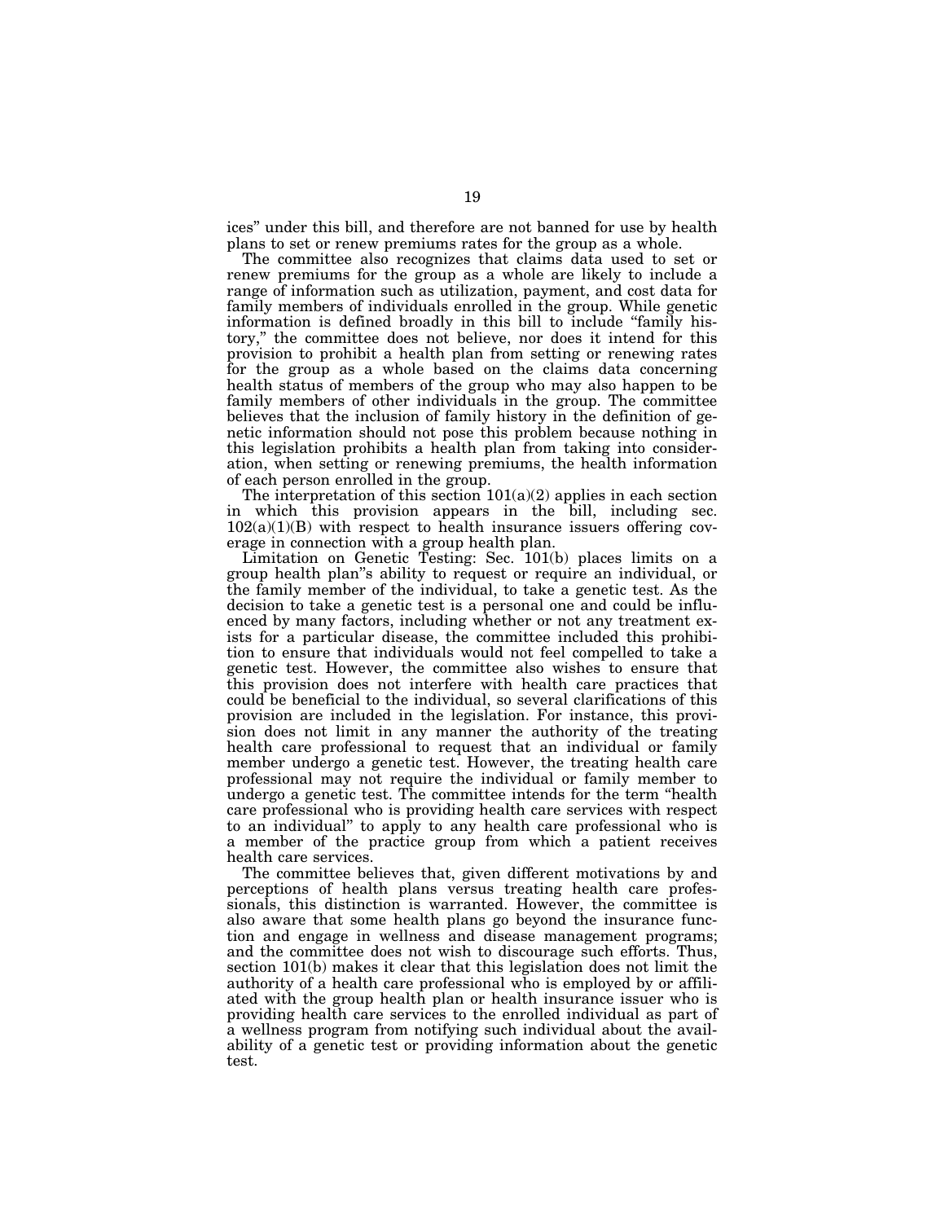ices" under this bill, and therefore are not banned for use by health plans to set or renew premiums rates for the group as a whole.

The committee also recognizes that claims data used to set or renew premiums for the group as a whole are likely to include a range of information such as utilization, payment, and cost data for family members of individuals enrolled in the group. While genetic information is defined broadly in this bill to include "family history," the committee does not believe, nor does it intend for this provision to prohibit a health plan from setting or renewing rates for the group as a whole based on the claims data concerning health status of members of the group who may also happen to be family members of other individuals in the group. The committee believes that the inclusion of family history in the definition of genetic information should not pose this problem because nothing in this legislation prohibits a health plan from taking into consideration, when setting or renewing premiums, the health information of each person enrolled in the group.

The interpretation of this section 101(a)(2) applies in each section in which this provision appears in the bill, including sec. 102(a)(1)(B) with respect to health insurance issuers offering coverage in connection with a group health plan.

Limitation on Genetic Testing: Sec. 101(b) places limits on a group health plan"s ability to request or require an individual, or the family member of the individual, to take a genetic test. As the decision to take a genetic test is a personal one and could be influenced by many factors, including whether or not any treatment exists for a particular disease, the committee included this prohibition to ensure that individuals would not feel compelled to take a genetic test. However, the committee also wishes to ensure that this provision does not interfere with health care practices that could be beneficial to the individual, so several clarifications of this provision are included in the legislation. For instance, this provision does not limit in any manner the authority of the treating health care professional to request that an individual or family member undergo a genetic test. However, the treating health care professional may not require the individual or family member to undergo a genetic test. The committee intends for the term "health care professional who is providing health care services with respect to an individual" to apply to any health care professional who is a member of the practice group from which a patient receives health care services.

The committee believes that, given different motivations by and perceptions of health plans versus treating health care professionals, this distinction is warranted. However, the committee is also aware that some health plans go beyond the insurance function and engage in wellness and disease management programs; and the committee does not wish to discourage such efforts. Thus, section 101(b) makes it clear that this legislation does not limit the authority of a health care professional who is employed by or affiliated with the group health plan or health insurance issuer who is providing health care services to the enrolled individual as part of a wellness program from notifying such individual about the availability of a genetic test or providing information about the genetic test.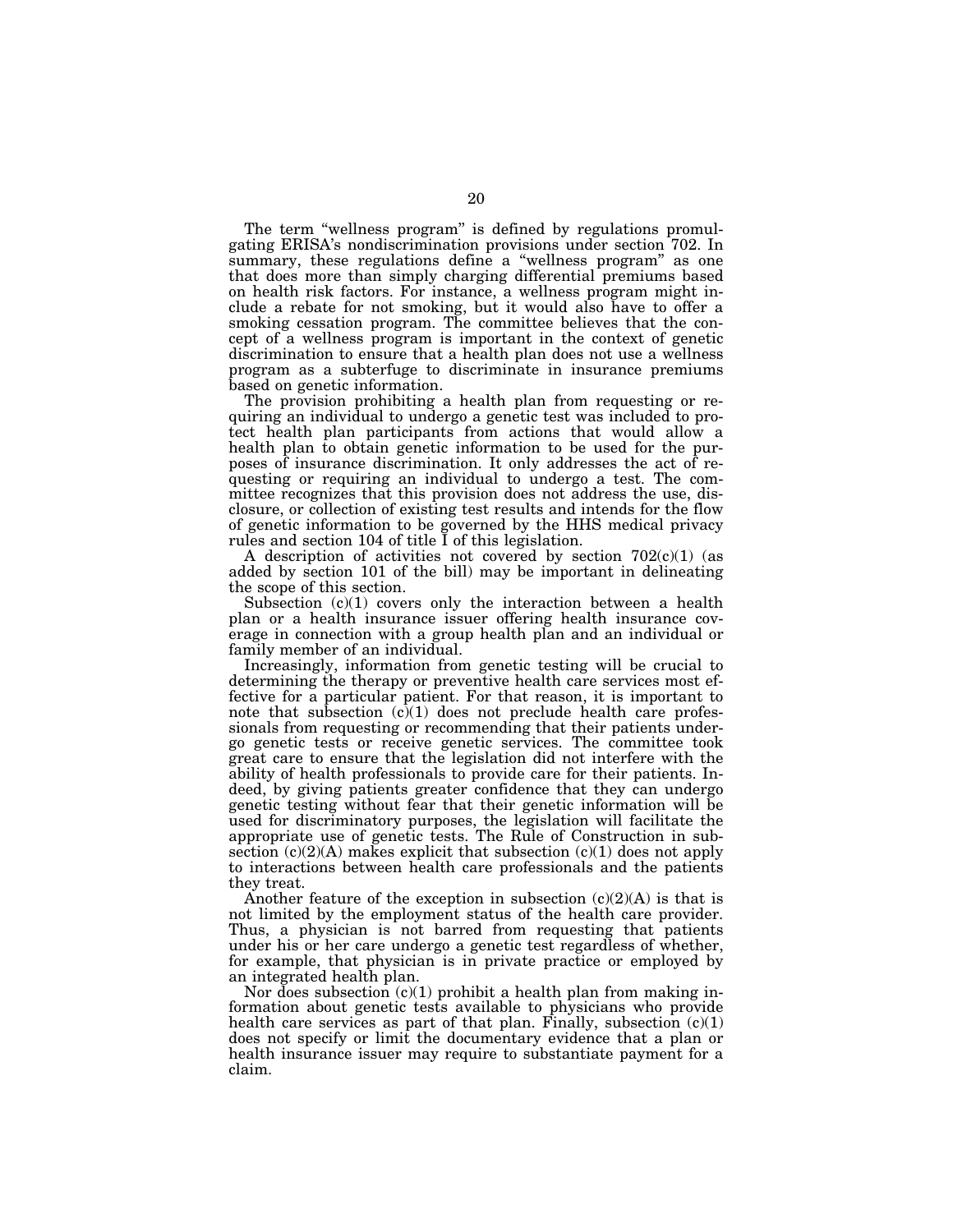The term "wellness program" is defined by regulations promulgating ERISA's nondiscrimination provisions under section 702. In summary, these regulations define a "wellness program" as one that does more than simply charging differential premiums based on health risk factors. For instance, a wellness program might include a rebate for not smoking, but it would also have to offer a smoking cessation program. The committee believes that the concept of a wellness program is important in the context of genetic discrimination to ensure that a health plan does not use a wellness program as a subterfuge to discriminate in insurance premiums based on genetic information.

The provision prohibiting a health plan from requesting or requiring an individual to undergo a genetic test was included to protect health plan participants from actions that would allow a health plan to obtain genetic information to be used for the purposes of insurance discrimination. It only addresses the act of requesting or requiring an individual to undergo a test. The committee recognizes that this provision does not address the use, disclosure, or collection of existing test results and intends for the flow of genetic information to be governed by the HHS medical privacy rules and section 104 of title I of this legislation.

A description of activities not covered by section 702(c)(1) (as added by section 101 of the bill) may be important in delineating the scope of this section.

Subsection (c)(1) covers only the interaction between a health plan or a health insurance issuer offering health insurance coverage in connection with a group health plan and an individual or family member of an individual.

Increasingly, information from genetic testing will be crucial to determining the therapy or preventive health care services most effective for a particular patient. For that reason, it is important to note that subsection (c)(1) does not preclude health care professionals from requesting or recommending that their patients undergo genetic tests or receive genetic services. The committee took great care to ensure that the legislation did not interfere with the ability of health professionals to provide care for their patients. Indeed, by giving patients greater confidence that they can undergo genetic testing without fear that their genetic information will be used for discriminatory purposes, the legislation will facilitate the appropriate use of genetic tests. The Rule of Construction in subsection (c)(2)(A) makes explicit that subsection (c)(1) does not apply to interactions between health care professionals and the patients they treat.

Another feature of the exception in subsection (c)(2)(A) is that is not limited by the employment status of the health care provider. Thus, a physician is not barred from requesting that patients under his or her care undergo a genetic test regardless of whether, for example, that physician is in private practice or employed by an integrated health plan.

Nor does subsection (c)(1) prohibit a health plan from making information about genetic tests available to physicians who provide health care services as part of that plan. Finally, subsection (c)(1) does not specify or limit the documentary evidence that a plan or health insurance issuer may require to substantiate payment for a claim.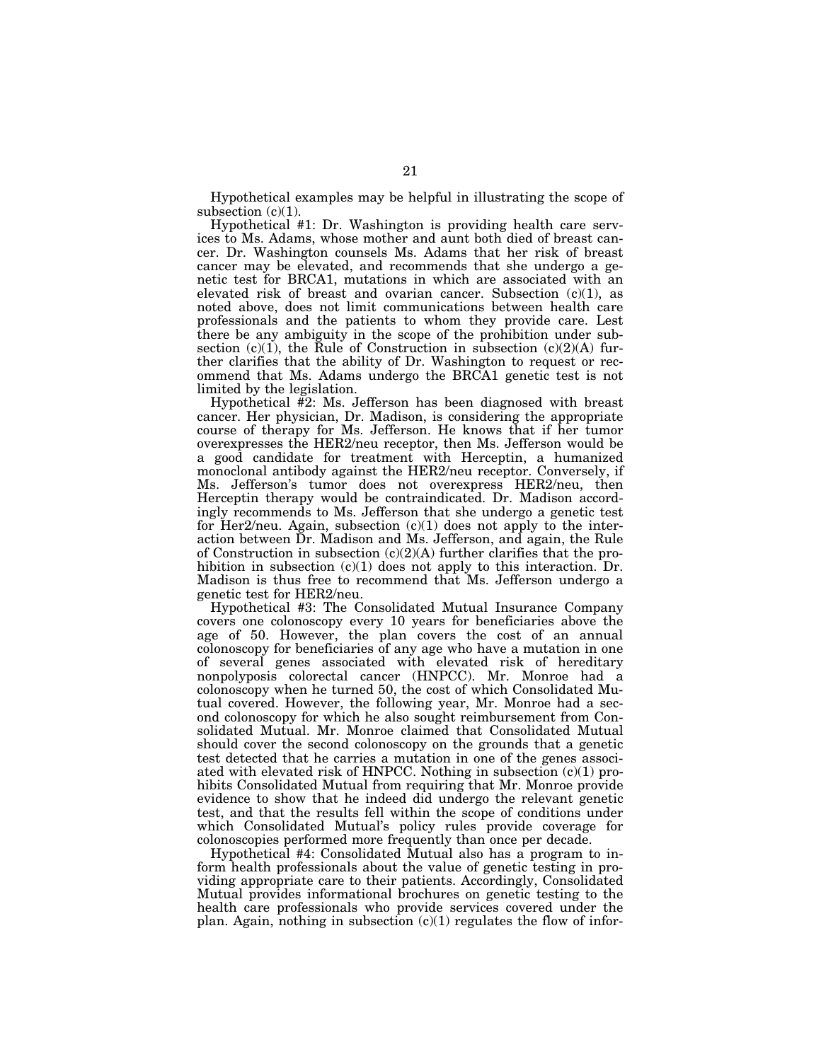Hypothetical examples may be helpful in illustrating the scope of subsection (c)(1).

Hypothetical #1: Dr. Washington is providing health care services to Ms. Adams, whose mother and aunt both died of breast cancer. Dr. Washington counsels Ms. Adams that her risk of breast cancer may be elevated, and recommends that she undergo a genetic test for BRCA1, mutations in which are associated with an elevated risk of breast and ovarian cancer. Subsection (c)(1), as noted above, does not limit communications between health care professionals and the patients to whom they provide care. Lest there be any ambiguity in the scope of the prohibition under subsection (c)(1), the Rule of Construction in subsection (c)(2)(A) further clarifies that the ability of Dr. Washington to request or recommend that Ms. Adams undergo the BRCA1 genetic test is not limited by the legislation.

Hypothetical #2: Ms. Jefferson has been diagnosed with breast cancer. Her physician, Dr. Madison, is considering the appropriate course of therapy for Ms. Jefferson. He knows that if her tumor overexpresses the HER2/neu receptor, then Ms. Jefferson would be a good candidate for treatment with Herceptin, a humanized monoclonal antibody against the HER2/neu receptor. Conversely, if Ms. Jefferson's tumor does not overexpress HER2/neu, then Herceptin therapy would be contraindicated. Dr. Madison accordingly recommends to Ms. Jefferson that she undergo a genetic test for Her2/neu. Again, subsection (c)(1) does not apply to the interaction between Dr. Madison and Ms. Jefferson, and again, the Rule of Construction in subsection (c)(2)(A) further clarifies that the prohibition in subsection (c)(1) does not apply to this interaction. Dr. Madison is thus free to recommend that Ms. Jefferson undergo a genetic test for HER2/neu.

Hypothetical #3: The Consolidated Mutual Insurance Company covers one colonoscopy every 10 years for beneficiaries above the age of 50. However, the plan covers the cost of an annual colonoscopy for beneficiaries of any age who have a mutation in one of several genes associated with elevated risk of hereditary nonpolyposis colorectal cancer (HNPCC). Mr. Monroe had a colonoscopy when he turned 50, the cost of which Consolidated Mutual covered. However, the following year, Mr. Monroe had a second colonoscopy for which he also sought reimbursement from Consolidated Mutual. Mr. Monroe claimed that Consolidated Mutual should cover the second colonoscopy on the grounds that a genetic test detected that he carries a mutation in one of the genes associated with elevated risk of HNPCC. Nothing in subsection (c)(1) prohibits Consolidated Mutual from requiring that Mr. Monroe provide evidence to show that he indeed did undergo the relevant genetic test, and that the results fell within the scope of conditions under which Consolidated Mutual's policy rules provide coverage for colonoscopies performed more frequently than once per decade.

Hypothetical #4: Consolidated Mutual also has a program to inform health professionals about the value of genetic testing in providing appropriate care to their patients. Accordingly, Consolidated Mutual provides informational brochures on genetic testing to the health care professionals who provide services covered under the plan. Again, nothing in subsection (c)(1) regulates the flow of infor-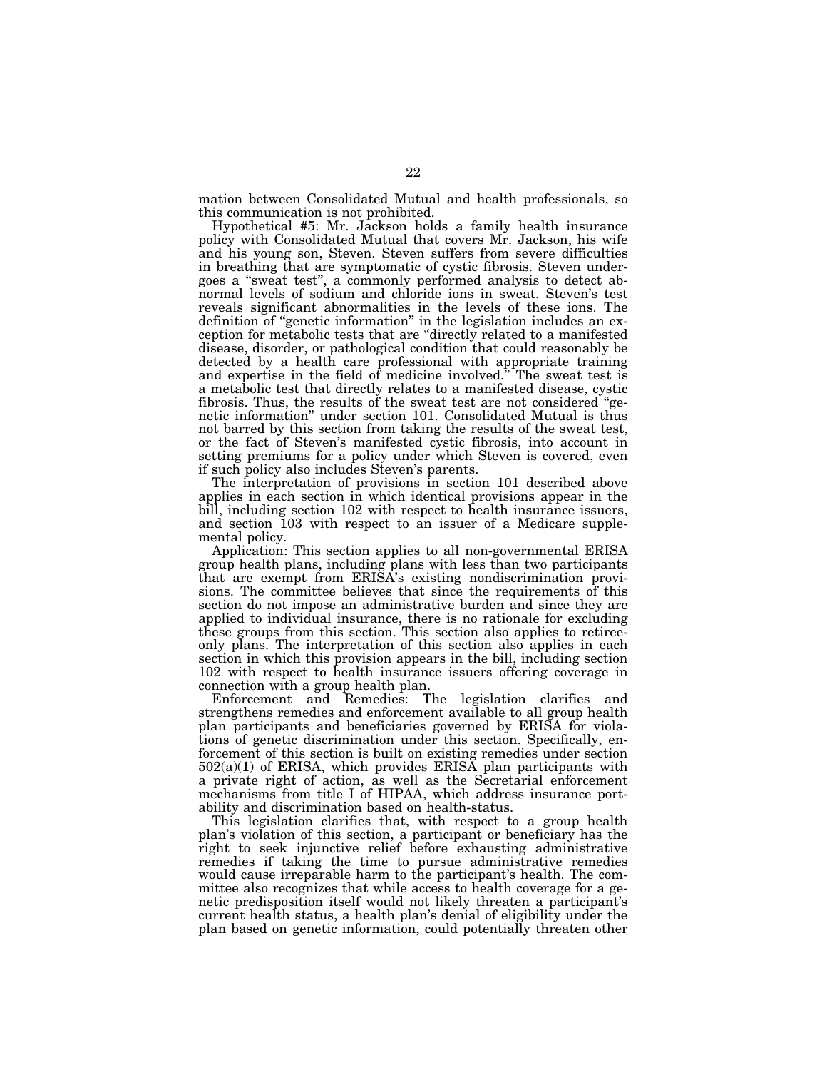mation between Consolidated Mutual and health professionals, so this communication is not prohibited.

Hypothetical #5: Mr. Jackson holds a family health insurance policy with Consolidated Mutual that covers Mr. Jackson, his wife and his young son, Steven. Steven suffers from severe difficulties in breathing that are symptomatic of cystic fibrosis. Steven undergoes a "sweat test", a commonly performed analysis to detect abnormal levels of sodium and chloride ions in sweat. Steven's test reveals significant abnormalities in the levels of these ions. The definition of "genetic information" in the legislation includes an exception for metabolic tests that are "directly related to a manifested disease, disorder, or pathological condition that could reasonably be detected by a health care professional with appropriate training and expertise in the field of medicine involved." The sweat test is a metabolic test that directly relates to a manifested disease, cystic fibrosis. Thus, the results of the sweat test are not considered "genetic information" under section 101. Consolidated Mutual is thus not barred by this section from taking the results of the sweat test, or the fact of Steven's manifested cystic fibrosis, into account in setting premiums for a policy under which Steven is covered, even if such policy also includes Steven's parents.

The interpretation of provisions in section 101 described above applies in each section in which identical provisions appear in the bill, including section 102 with respect to health insurance issuers, and section 103 with respect to an issuer of a Medicare supplemental policy.

Application: This section applies to all non-governmental ERISA group health plans, including plans with less than two participants that are exempt from ERISA's existing nondiscrimination provisions. The committee believes that since the requirements of this section do not impose an administrative burden and since they are applied to individual insurance, there is no rationale for excluding these groups from this section. This section also applies to retiree-only plans. The interpretation of this section also applies in each section in which this provision appears in the bill, including section 102 with respect to health insurance issuers offering coverage in connection with a group health plan.

Enforcement and Remedies: The legislation clarifies and strengthens remedies and enforcement available to all group health plan participants and beneficiaries governed by ERISA for violations of genetic discrimination under this section. Specifically, enforcement of this section is built on existing remedies under section 502(a)(1) of ERISA, which provides ERISA plan participants with a private right of action, as well as the Secretarial enforcement mechanisms from title I of HIPAA, which address insurance portability and discrimination based on health-status.

This legislation clarifies that, with respect to a group health plan's violation of this section, a participant or beneficiary has the right to seek injunctive relief before exhausting administrative remedies if taking the time to pursue administrative remedies would cause irreparable harm to the participant's health. The committee also recognizes that while access to health coverage for a genetic predisposition itself would not likely threaten a participant's current health status, a health plan's denial of eligibility under the plan based on genetic information, could potentially threaten other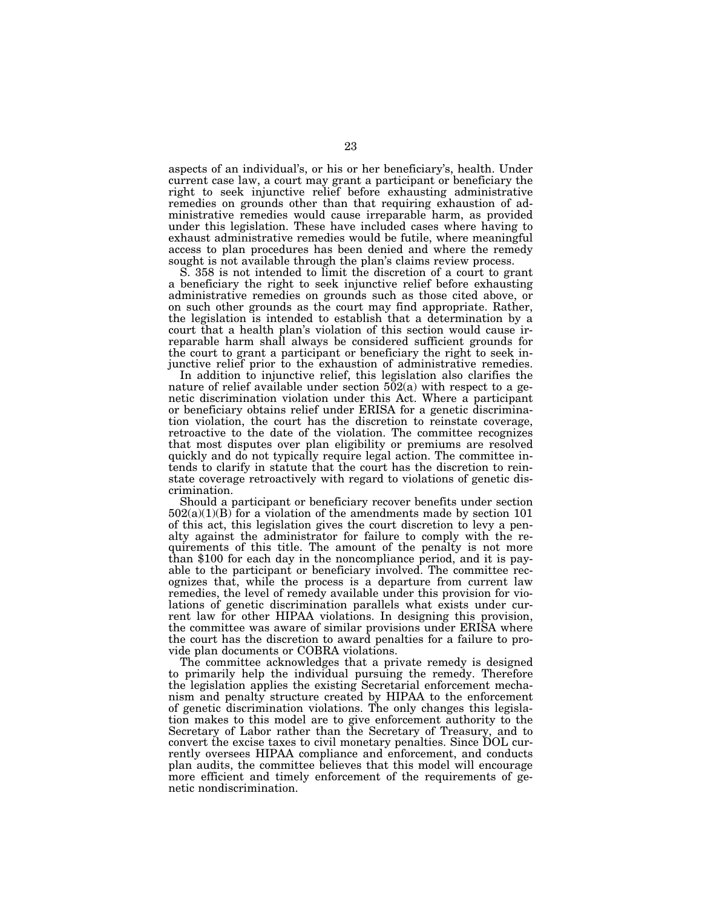aspects of an individual's, or his or her beneficiary's, health. Under current case law, a court may grant a participant or beneficiary the right to seek injunctive relief before exhausting administrative remedies on grounds other than that requiring exhaustion of administrative remedies would cause irreparable harm, as provided under this legislation. These have included cases where having to exhaust administrative remedies would be futile, where meaningful access to plan procedures has been denied and where the remedy sought is not available through the plan's claims review process.

S. 358 is not intended to limit the discretion of a court to grant a beneficiary the right to seek injunctive relief before exhausting administrative remedies on grounds such as those cited above, or on such other grounds as the court may find appropriate. Rather, the legislation is intended to establish that a determination by a court that a health plan's violation of this section would cause irreparable harm shall always be considered sufficient grounds for the court to grant a participant or beneficiary the right to seek injunctive relief prior to the exhaustion of administrative remedies.

In addition to injunctive relief, this legislation also clarifies the nature of relief available under section 502(a) with respect to a genetic discrimination violation under this Act. Where a participant or beneficiary obtains relief under ERISA for a genetic discrimination violation, the court has the discretion to reinstate coverage, retroactive to the date of the violation. The committee recognizes that most disputes over plan eligibility or premiums are resolved quickly and do not typically require legal action. The committee intends to clarify in statute that the court has the discretion to reinstate coverage retroactively with regard to violations of genetic discrimination.

Should a participant or beneficiary recover benefits under section 502(a)(1)(B) for a violation of the amendments made by section 101 of this act, this legislation gives the court discretion to levy a penalty against the administrator for failure to comply with the requirements of this title. The amount of the penalty is not more than $100 for each day in the noncompliance period, and it is payable to the participant or beneficiary involved. The committee recognizes that, while the process is a departure from current law remedies, the level of remedy available under this provision for violations of genetic discrimination parallels what exists under current law for other HIPAA violations. In designing this provision, the committee was aware of similar provisions under ERISA where the court has the discretion to award penalties for a failure to provide plan documents or COBRA violations.

The committee acknowledges that a private remedy is designed to primarily help the individual pursuing the remedy. Therefore the legislation applies the existing Secretarial enforcement mechanism and penalty structure created by HIPAA to the enforcement of genetic discrimination violations. The only changes this legislation makes to this model are to give enforcement authority to the Secretary of Labor rather than the Secretary of Treasury, and to convert the excise taxes to civil monetary penalties. Since DOL currently oversees HIPAA compliance and enforcement, and conducts plan audits, the committee believes that this model will encourage more efficient and timely enforcement of the requirements of genetic nondiscrimination.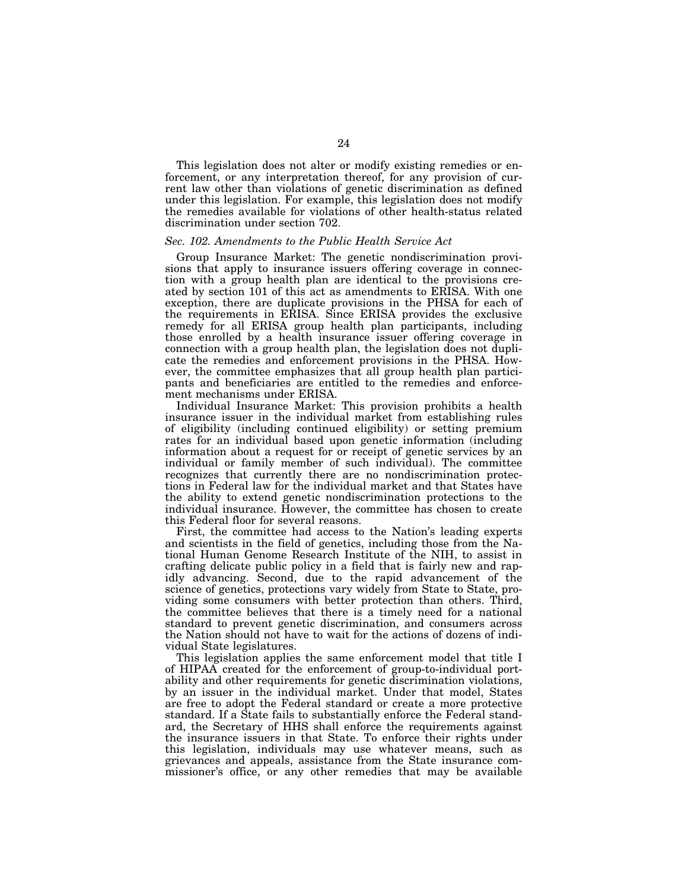This legislation does not alter or modify existing remedies or enforcement, or any interpretation thereof, for any provision of current law other than violations of genetic discrimination as defined under this legislation. For example, this legislation does not modify the remedies available for violations of other health-status related discrimination under section 702.

### *Sec. 102. Amendments to the Public Health Service Act*

Group Insurance Market: The genetic nondiscrimination provisions that apply to insurance issuers offering coverage in connection with a group health plan are identical to the provisions created by section 101 of this act as amendments to ERISA. With one exception, there are duplicate provisions in the PHSA for each of the requirements in ERISA. Since ERISA provides the exclusive remedy for all ERISA group health plan participants, including those enrolled by a health insurance issuer offering coverage in connection with a group health plan, the legislation does not duplicate the remedies and enforcement provisions in the PHSA. However, the committee emphasizes that all group health plan participants and beneficiaries are entitled to the remedies and enforcement mechanisms under ERISA.

Individual Insurance Market: This provision prohibits a health insurance issuer in the individual market from establishing rules of eligibility (including continued eligibility) or setting premium rates for an individual based upon genetic information (including information about a request for or receipt of genetic services by an individual or family member of such individual). The committee recognizes that currently there are no nondiscrimination protections in Federal law for the individual market and that States have the ability to extend genetic nondiscrimination protections to the individual insurance. However, the committee has chosen to create this Federal floor for several reasons.

First, the committee had access to the Nation's leading experts and scientists in the field of genetics, including those from the National Human Genome Research Institute of the NIH, to assist in crafting delicate public policy in a field that is fairly new and rapidly advancing. Second, due to the rapid advancement of the science of genetics, protections vary widely from State to State, providing some consumers with better protection than others. Third, the committee believes that there is a timely need for a national standard to prevent genetic discrimination, and consumers across the Nation should not have to wait for the actions of dozens of individual State legislatures.

This legislation applies the same enforcement model that title I of HIPAA created for the enforcement of group-to-individual portability and other requirements for genetic discrimination violations, by an issuer in the individual market. Under that model, States are free to adopt the Federal standard or create a more protective standard. If a State fails to substantially enforce the Federal standard, the Secretary of HHS shall enforce the requirements against the insurance issuers in that State. To enforce their rights under this legislation, individuals may use whatever means, such as grievances and appeals, assistance from the State insurance commissioner's office, or any other remedies that may be available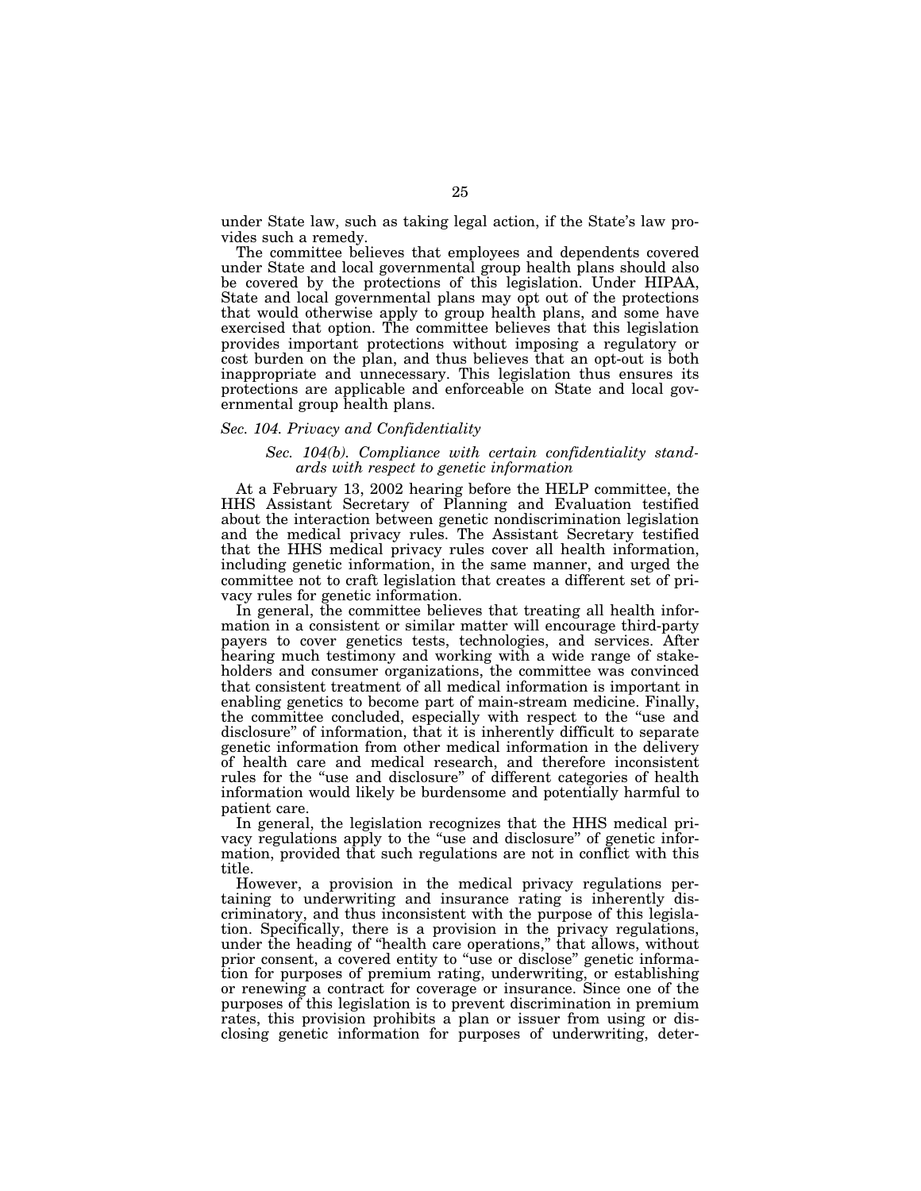under State law, such as taking legal action, if the State's law provides such a remedy.

The committee believes that employees and dependents covered under State and local governmental group health plans should also be covered by the protections of this legislation. Under HIPAA, State and local governmental plans may opt out of the protections that would otherwise apply to group health plans, and some have exercised that option. The committee believes that this legislation provides important protections without imposing a regulatory or cost burden on the plan, and thus believes that an opt-out is both inappropriate and unnecessary. This legislation thus ensures its protections are applicable and enforceable on State and local governmental group health plans.

### *Sec. 104. Privacy and Confidentiality*

#### *Sec. 104(b). Compliance with certain confidentiality standards with respect to genetic information*

At a February 13, 2002 hearing before the HELP committee, the HHS Assistant Secretary of Planning and Evaluation testified about the interaction between genetic nondiscrimination legislation and the medical privacy rules. The Assistant Secretary testified that the HHS medical privacy rules cover all health information, including genetic information, in the same manner, and urged the committee not to craft legislation that creates a different set of privacy rules for genetic information.

In general, the committee believes that treating all health information in a consistent or similar matter will encourage third-party payers to cover genetics tests, technologies, and services. After hearing much testimony and working with a wide range of stakeholders and consumer organizations, the committee was convinced that consistent treatment of all medical information is important in enabling genetics to become part of main-stream medicine. Finally, the committee concluded, especially with respect to the "use and disclosure" of information, that it is inherently difficult to separate genetic information from other medical information in the delivery of health care and medical research, and therefore inconsistent rules for the "use and disclosure" of different categories of health information would likely be burdensome and potentially harmful to patient care.

In general, the legislation recognizes that the HHS medical privacy regulations apply to the "use and disclosure" of genetic information, provided that such regulations are not in conflict with this title.

However, a provision in the medical privacy regulations pertaining to underwriting and insurance rating is inherently discriminatory, and thus inconsistent with the purpose of this legislation. Specifically, there is a provision in the privacy regulations, under the heading of "health care operations," that allows, without prior consent, a covered entity to "use or disclose" genetic information for purposes of premium rating, underwriting, or establishing or renewing a contract for coverage or insurance. Since one of the purposes of this legislation is to prevent discrimination in premium rates, this provision prohibits a plan or issuer from using or disclosing genetic information for purposes of underwriting, deter-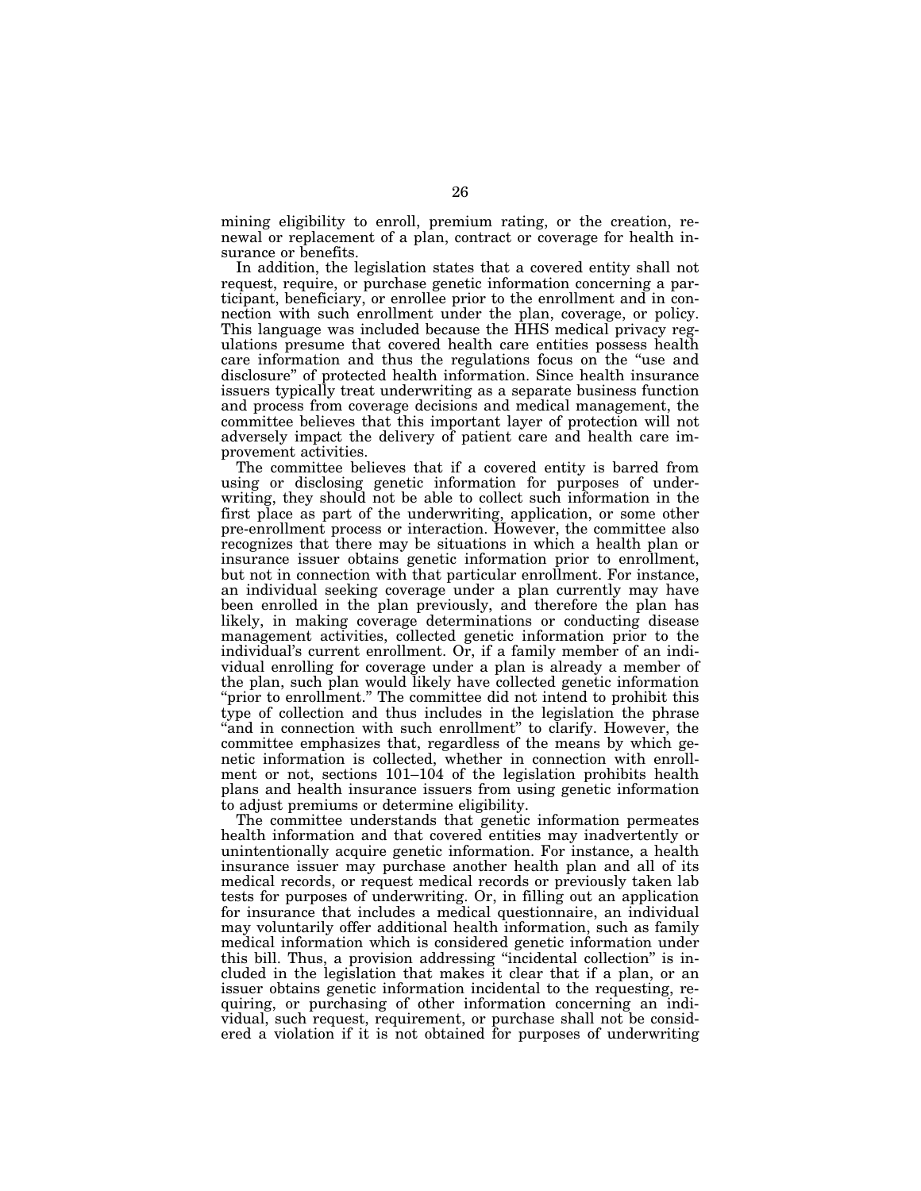mining eligibility to enroll, premium rating, or the creation, renewal or replacement of a plan, contract or coverage for health insurance or benefits.

In addition, the legislation states that a covered entity shall not request, require, or purchase genetic information concerning a participant, beneficiary, or enrollee prior to the enrollment and in connection with such enrollment under the plan, coverage, or policy. This language was included because the HHS medical privacy regulations presume that covered health care entities possess health care information and thus the regulations focus on the "use and disclosure" of protected health information. Since health insurance issuers typically treat underwriting as a separate business function and process from coverage decisions and medical management, the committee believes that this important layer of protection will not adversely impact the delivery of patient care and health care improvement activities.

The committee believes that if a covered entity is barred from using or disclosing genetic information for purposes of underwriting, they should not be able to collect such information in the first place as part of the underwriting, application, or some other pre-enrollment process or interaction. However, the committee also recognizes that there may be situations in which a health plan or insurance issuer obtains genetic information prior to enrollment, but not in connection with that particular enrollment. For instance, an individual seeking coverage under a plan currently may have been enrolled in the plan previously, and therefore the plan has likely, in making coverage determinations or conducting disease management activities, collected genetic information prior to the individual's current enrollment. Or, if a family member of an individual enrolling for coverage under a plan is already a member of the plan, such plan would likely have collected genetic information "prior to enrollment." The committee did not intend to prohibit this type of collection and thus includes in the legislation the phrase "and in connection with such enrollment" to clarify. However, the committee emphasizes that, regardless of the means by which genetic information is collected, whether in connection with enrollment or not, sections 101–104 of the legislation prohibits health plans and health insurance issuers from using genetic information to adjust premiums or determine eligibility.

The committee understands that genetic information permeates health information and that covered entities may inadvertently or unintentionally acquire genetic information. For instance, a health insurance issuer may purchase another health plan and all of its medical records, or request medical records or previously taken lab tests for purposes of underwriting. Or, in filling out an application for insurance that includes a medical questionnaire, an individual may voluntarily offer additional health information, such as family medical information which is considered genetic information under this bill. Thus, a provision addressing "incidental collection" is included in the legislation that makes it clear that if a plan, or an issuer obtains genetic information incidental to the requesting, requiring, or purchasing of other information concerning an individual, such request, requirement, or purchase shall not be considered a violation if it is not obtained for purposes of underwriting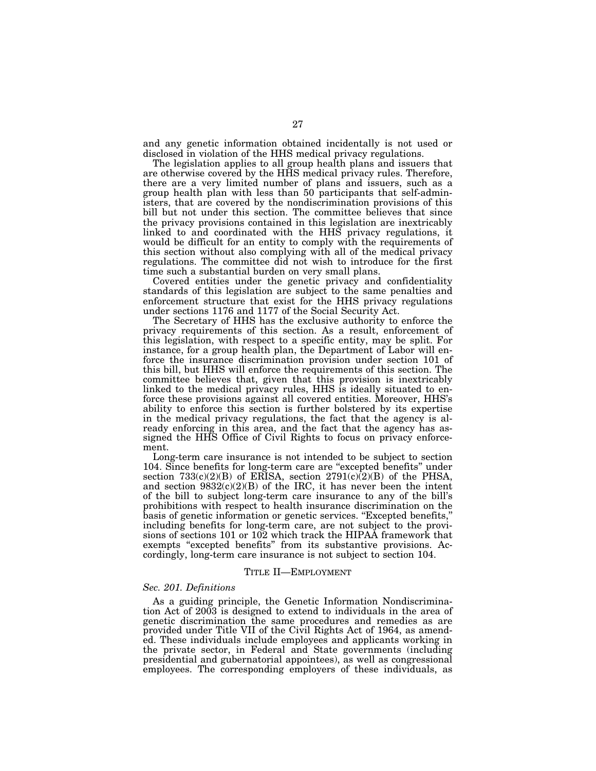and any genetic information obtained incidentally is not used or disclosed in violation of the HHS medical privacy regulations.

The legislation applies to all group health plans and issuers that are otherwise covered by the HHS medical privacy rules. Therefore, there are a very limited number of plans and issuers, such as a group health plan with less than 50 participants that self-administers, that are covered by the nondiscrimination provisions of this bill but not under this section. The committee believes that since the privacy provisions contained in this legislation are inextricably linked to and coordinated with the HHS privacy regulations, it would be difficult for an entity to comply with the requirements of this section without also complying with all of the medical privacy regulations. The committee did not wish to introduce for the first time such a substantial burden on very small plans.

Covered entities under the genetic privacy and confidentiality standards of this legislation are subject to the same penalties and enforcement structure that exist for the HHS privacy regulations under sections 1176 and 1177 of the Social Security Act.

The Secretary of HHS has the exclusive authority to enforce the privacy requirements of this section. As a result, enforcement of this legislation, with respect to a specific entity, may be split. For instance, for a group health plan, the Department of Labor will enforce the insurance discrimination provision under section 101 of this bill, but HHS will enforce the requirements of this section. The committee believes that, given that this provision is inextricably linked to the medical privacy rules, HHS is ideally situated to enforce these provisions against all covered entities. Moreover, HHS's ability to enforce this section is further bolstered by its expertise in the medical privacy regulations, the fact that the agency is already enforcing in this area, and the fact that the agency has assigned the HHS Office of Civil Rights to focus on privacy enforcement.

Long-term care insurance is not intended to be subject to section 104. Since benefits for long-term care are "excepted benefits" under section 733(c)(2)(B) of ERISA, section 2791(c)(2)(B) of the PHSA, and section 9832(c)(2)(B) of the IRC, it has never been the intent of the bill to subject long-term care insurance to any of the bill's prohibitions with respect to health insurance discrimination on the basis of genetic information or genetic services. "Excepted benefits," including benefits for long-term care, are not subject to the provisions of sections 101 or 102 which track the HIPAA framework that exempts "excepted benefits" from its substantive provisions. Accordingly, long-term care insurance is not subject to section 104.

## TITLE II—EMPLOYMENT

### *Sec. 201. Definitions*

As a guiding principle, the Genetic Information Nondiscrimination Act of 2003 is designed to extend to individuals in the area of genetic discrimination the same procedures and remedies as are provided under Title VII of the Civil Rights Act of 1964, as amended. These individuals include employees and applicants working in the private sector, in Federal and State governments (including presidential and gubernatorial appointees), as well as congressional employees. The corresponding employers of these individuals, as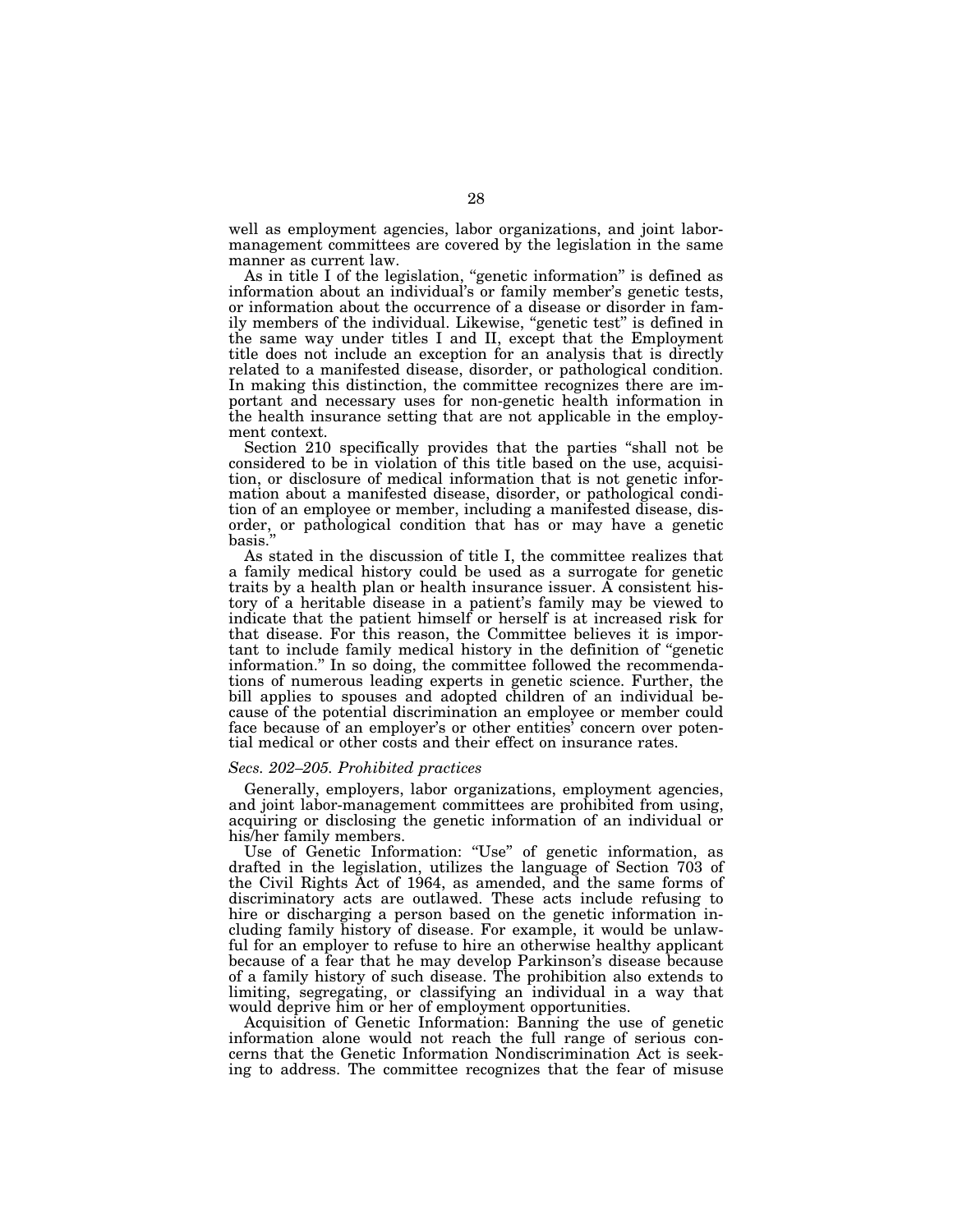well as employment agencies, labor organizations, and joint labor-management committees are covered by the legislation in the same manner as current law.

As in title I of the legislation, "genetic information" is defined as information about an individual's or family member's genetic tests, or information about the occurrence of a disease or disorder in family members of the individual. Likewise, "genetic test" is defined in the same way under titles I and II, except that the Employment title does not include an exception for an analysis that is directly related to a manifested disease, disorder, or pathological condition. In making this distinction, the committee recognizes there are important and necessary uses for non-genetic health information in the health insurance setting that are not applicable in the employment context.

Section 210 specifically provides that the parties "shall not be considered to be in violation of this title based on the use, acquisition, or disclosure of medical information that is not genetic information about a manifested disease, disorder, or pathological condition of an employee or member, including a manifested disease, disorder, or pathological condition that has or may have a genetic basis."

As stated in the discussion of title I, the committee realizes that a family medical history could be used as a surrogate for genetic traits by a health plan or health insurance issuer. A consistent history of a heritable disease in a patient's family may be viewed to indicate that the patient himself or herself is at increased risk for that disease. For this reason, the Committee believes it is important to include family medical history in the definition of "genetic information." In so doing, the committee followed the recommendations of numerous leading experts in genetic science. Further, the bill applies to spouses and adopted children of an individual because of the potential discrimination an employee or member could face because of an employer's or other entities' concern over potential medical or other costs and their effect on insurance rates.

*Secs. 202–205. Prohibited practices*

Generally, employers, labor organizations, employment agencies, and joint labor-management committees are prohibited from using, acquiring or disclosing the genetic information of an individual or his/her family members.

Use of Genetic Information: "Use" of genetic information, as drafted in the legislation, utilizes the language of Section 703 of the Civil Rights Act of 1964, as amended, and the same forms of discriminatory acts are outlawed. These acts include refusing to hire or discharging a person based on the genetic information including family history of disease. For example, it would be unlawful for an employer to refuse to hire an otherwise healthy applicant because of a fear that he may develop Parkinson's disease because of a family history of such disease. The prohibition also extends to limiting, segregating, or classifying an individual in a way that would deprive him or her of employment opportunities.

Acquisition of Genetic Information: Banning the use of genetic information alone would not reach the full range of serious concerns that the Genetic Information Nondiscrimination Act is seeking to address. The committee recognizes that the fear of misuse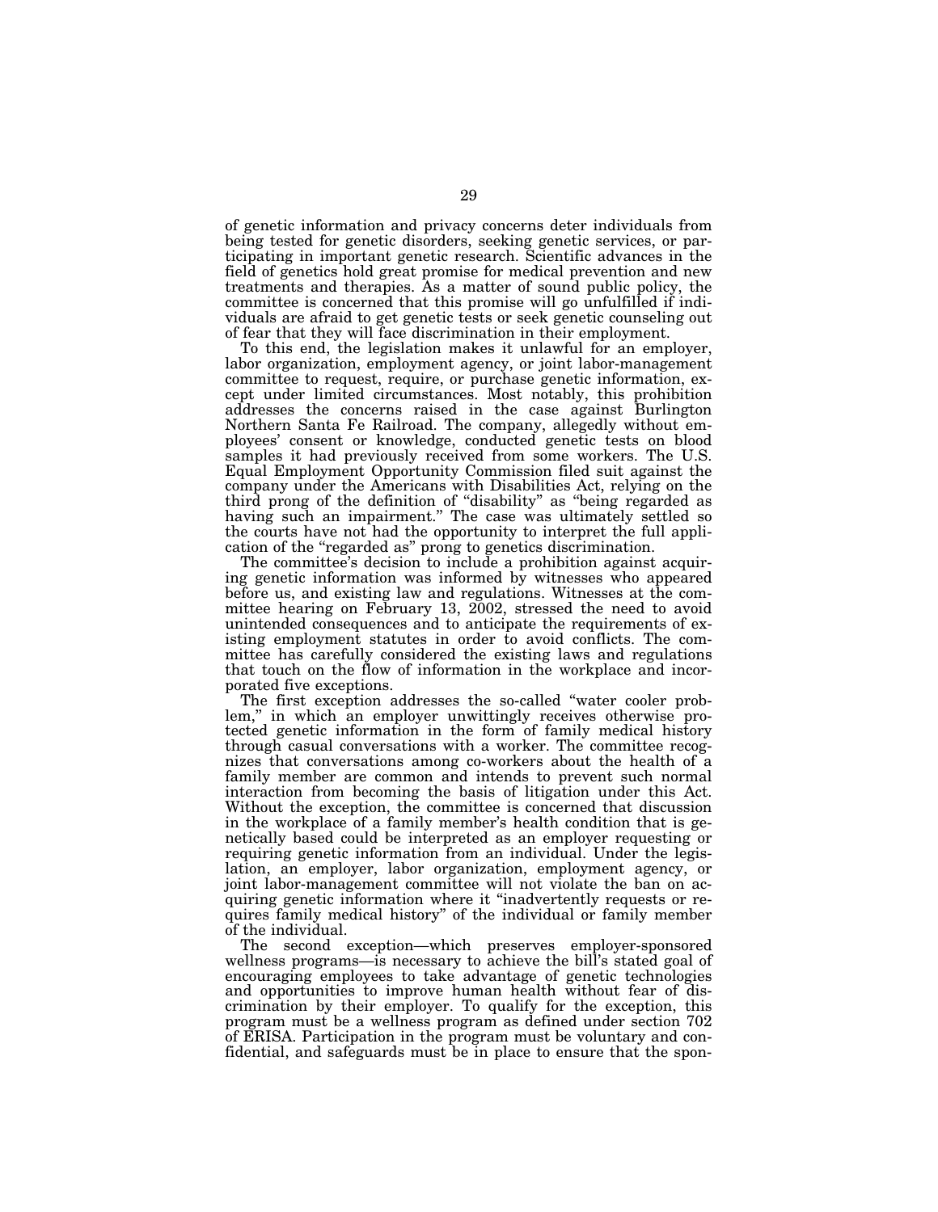of genetic information and privacy concerns deter individuals from being tested for genetic disorders, seeking genetic services, or participating in important genetic research. Scientific advances in the field of genetics hold great promise for medical prevention and new treatments and therapies. As a matter of sound public policy, the committee is concerned that this promise will go unfulfilled if individuals are afraid to get genetic tests or seek genetic counseling out of fear that they will face discrimination in their employment.

To this end, the legislation makes it unlawful for an employer, labor organization, employment agency, or joint labor-management committee to request, require, or purchase genetic information, except under limited circumstances. Most notably, this prohibition addresses the concerns raised in the case against Burlington Northern Santa Fe Railroad. The company, allegedly without employees' consent or knowledge, conducted genetic tests on blood samples it had previously received from some workers. The U.S. Equal Employment Opportunity Commission filed suit against the company under the Americans with Disabilities Act, relying on the third prong of the definition of "disability" as "being regarded as having such an impairment." The case was ultimately settled so the courts have not had the opportunity to interpret the full application of the "regarded as" prong to genetics discrimination.

The committee's decision to include a prohibition against acquiring genetic information was informed by witnesses who appeared before us, and existing law and regulations. Witnesses at the committee hearing on February 13, 2002, stressed the need to avoid unintended consequences and to anticipate the requirements of existing employment statutes in order to avoid conflicts. The committee has carefully considered the existing laws and regulations that touch on the flow of information in the workplace and incorporated five exceptions.

The first exception addresses the so-called "water cooler problem," in which an employer unwittingly receives otherwise protected genetic information in the form of family medical history through casual conversations with a worker. The committee recognizes that conversations among co-workers about the health of a family member are common and intends to prevent such normal interaction from becoming the basis of litigation under this Act. Without the exception, the committee is concerned that discussion in the workplace of a family member's health condition that is genetically based could be interpreted as an employer requesting or requiring genetic information from an individual. Under the legislation, an employer, labor organization, employment agency, or joint labor-management committee will not violate the ban on acquiring genetic information where it "inadvertently requests or requires family medical history" of the individual or family member of the individual.

The second exception—which preserves employer-sponsored wellness programs—is necessary to achieve the bill's stated goal of encouraging employees to take advantage of genetic technologies and opportunities to improve human health without fear of discrimination by their employer. To qualify for the exception, this program must be a wellness program as defined under section 702 of ERISA. Participation in the program must be voluntary and confidential, and safeguards must be in place to ensure that the spon-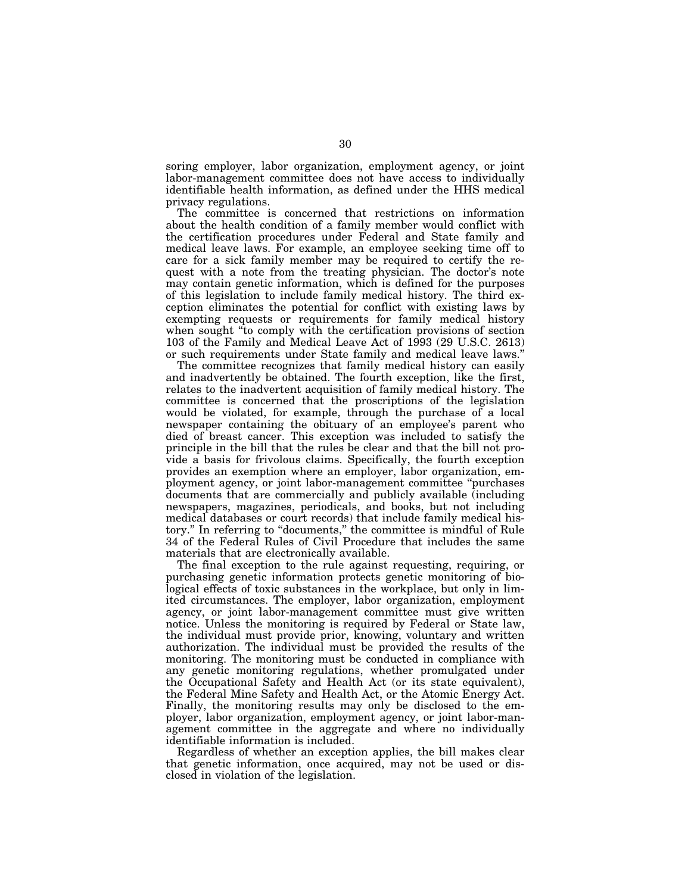soring employer, labor organization, employment agency, or joint labor-management committee does not have access to individually identifiable health information, as defined under the HHS medical privacy regulations.

The committee is concerned that restrictions on information about the health condition of a family member would conflict with the certification procedures under Federal and State family and medical leave laws. For example, an employee seeking time off to care for a sick family member may be required to certify the request with a note from the treating physician. The doctor's note may contain genetic information, which is defined for the purposes of this legislation to include family medical history. The third exception eliminates the potential for conflict with existing laws by exempting requests or requirements for family medical history when sought "to comply with the certification provisions of section 103 of the Family and Medical Leave Act of 1993 (29 U.S.C. 2613) or such requirements under State family and medical leave laws."

The committee recognizes that family medical history can easily and inadvertently be obtained. The fourth exception, like the first, relates to the inadvertent acquisition of family medical history. The committee is concerned that the proscriptions of the legislation would be violated, for example, through the purchase of a local newspaper containing the obituary of an employee's parent who died of breast cancer. This exception was included to satisfy the principle in the bill that the rules be clear and that the bill not provide a basis for frivolous claims. Specifically, the fourth exception provides an exemption where an employer, labor organization, employment agency, or joint labor-management committee "purchases documents that are commercially and publicly available (including newspapers, magazines, periodicals, and books, but not including medical databases or court records) that include family medical history." In referring to "documents," the committee is mindful of Rule 34 of the Federal Rules of Civil Procedure that includes the same materials that are electronically available.

The final exception to the rule against requesting, requiring, or purchasing genetic information protects genetic monitoring of biological effects of toxic substances in the workplace, but only in limited circumstances. The employer, labor organization, employment agency, or joint labor-management committee must give written notice. Unless the monitoring is required by Federal or State law, the individual must provide prior, knowing, voluntary and written authorization. The individual must be provided the results of the monitoring. The monitoring must be conducted in compliance with any genetic monitoring regulations, whether promulgated under the Occupational Safety and Health Act (or its state equivalent), the Federal Mine Safety and Health Act, or the Atomic Energy Act. Finally, the monitoring results may only be disclosed to the employer, labor organization, employment agency, or joint labor-management committee in the aggregate and where no individually identifiable information is included.

Regardless of whether an exception applies, the bill makes clear that genetic information, once acquired, may not be used or disclosed in violation of the legislation.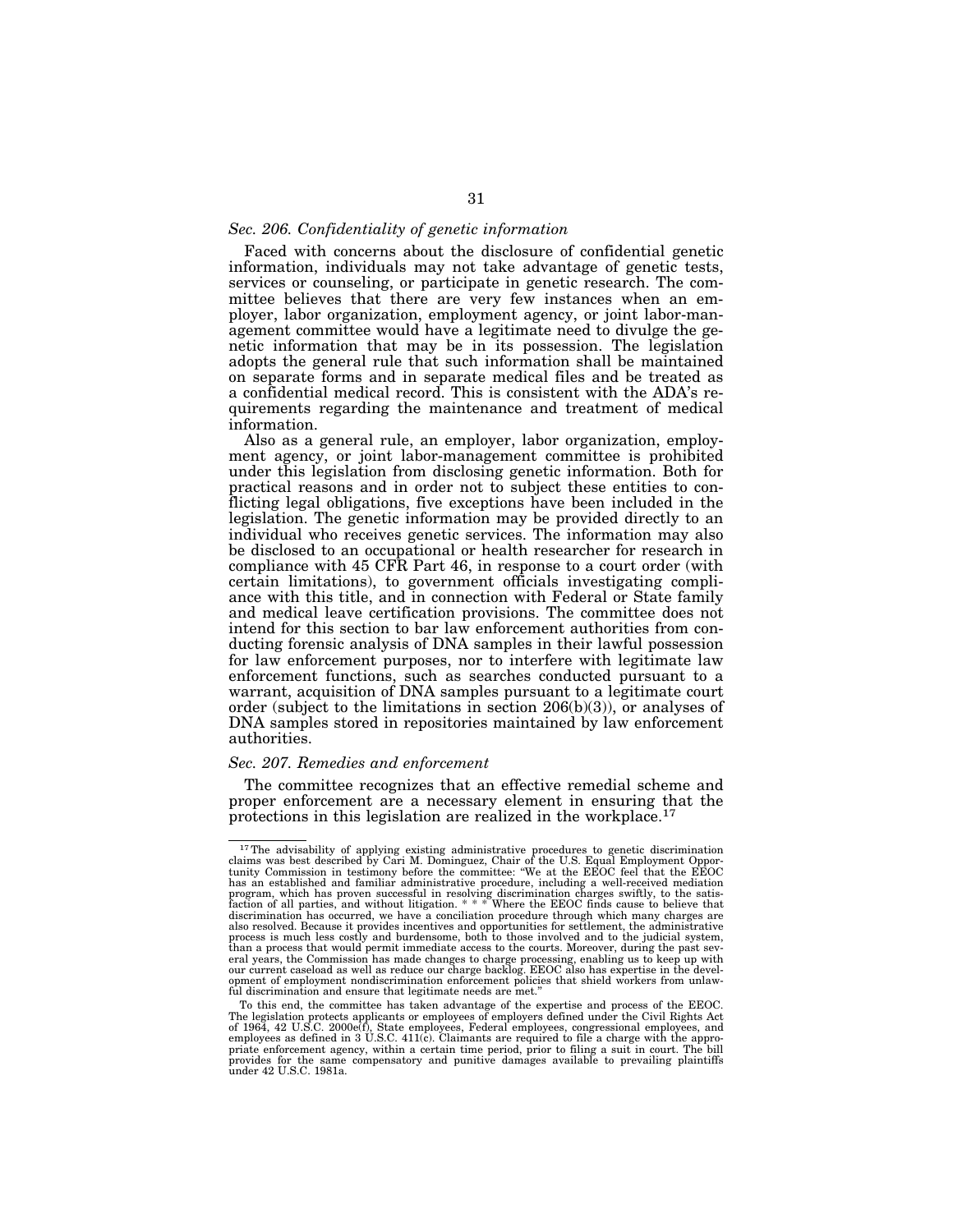### *Sec. 206. Confidentiality of genetic information*

Faced with concerns about the disclosure of confidential genetic information, individuals may not take advantage of genetic tests, services or counseling, or participate in genetic research. The committee believes that there are very few instances when an employer, labor organization, employment agency, or joint labor-management committee would have a legitimate need to divulge the genetic information that may be in its possession. The legislation adopts the general rule that such information shall be maintained on separate forms and in separate medical files and be treated as a confidential medical record. This is consistent with the ADA's requirements regarding the maintenance and treatment of medical information.

Also as a general rule, an employer, labor organization, employment agency, or joint labor-management committee is prohibited under this legislation from disclosing genetic information. Both for practical reasons and in order not to subject these entities to conflicting legal obligations, five exceptions have been included in the legislation. The genetic information may be provided directly to an individual who receives genetic services. The information may also be disclosed to an occupational or health researcher for research in compliance with 45 CFR Part 46, in response to a court order (with certain limitations), to government officials investigating compliance with this title, and in connection with Federal or State family and medical leave certification provisions. The committee does not intend for this section to bar law enforcement authorities from conducting forensic analysis of DNA samples in their lawful possession for law enforcement purposes, nor to interfere with legitimate law enforcement functions, such as searches conducted pursuant to a warrant, acquisition of DNA samples pursuant to a legitimate court order (subject to the limitations in section 206(b)(3)), or analyses of DNA samples stored in repositories maintained by law enforcement authorities.

### *Sec. 207. Remedies and enforcement*

The committee recognizes that an effective remedial scheme and proper enforcement are a necessary element in ensuring that the protections in this legislation are realized in the workplace.[17]

---

[17] The advisability of applying existing administrative procedures to genetic discrimination claims was best described by Cari M. Dominguez, Chair of the U.S. Equal Employment Opportunity Commission in testimony before the committee: "We at the EEOC feel that the EEOC has an established and familiar administrative procedure, including a well-received mediation program, which has proven successful in resolving discrimination charges swiftly, to the satisfaction of all parties, and without litigation. * * * Where the EEOC finds cause to believe that discrimination has occurred, we have a conciliation procedure through which many charges are also resolved. Because it provides incentives and opportunities for settlement, the administrative process is much less costly and burdensome, both to those involved and to the judicial system, than a process that would permit immediate access to the courts. Moreover, during the past several years, the Commission has made changes to charge processing, enabling us to keep up with our current caseload as well as reduce our charge backlog. EEOC also has expertise in the development of employment nondiscrimination enforcement policies that shield workers from unlawful discrimination and ensure that legitimate needs are met."

To this end, the committee has taken advantage of the expertise and process of the EEOC. The legislation protects applicants or employees of employers defined under the Civil Rights Act of 1964, 42 U.S.C. 2000e(f), State employees, Federal employees, congressional employees, and employees as defined in 3 U.S.C. 411(c). Claimants are required to file a charge with the appropriate enforcement agency, within a certain time period, prior to filing a suit in court. The bill provides for the same compensatory and punitive damages available to prevailing plaintiffs under 42 U.S.C. 1981a.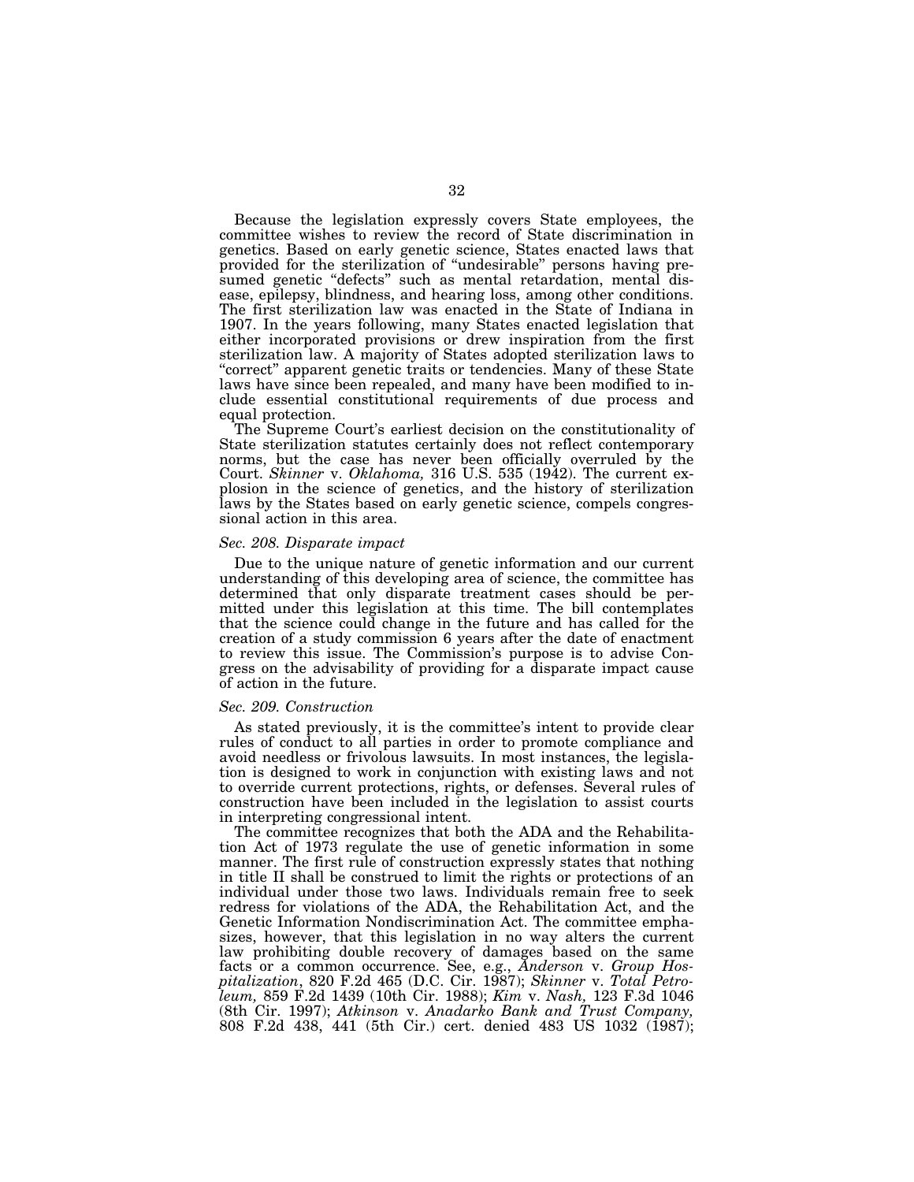Because the legislation expressly covers State employees, the committee wishes to review the record of State discrimination in genetics. Based on early genetic science, States enacted laws that provided for the sterilization of "undesirable" persons having presumed genetic "defects" such as mental retardation, mental disease, epilepsy, blindness, and hearing loss, among other conditions. The first sterilization law was enacted in the State of Indiana in 1907. In the years following, many States enacted legislation that either incorporated provisions or drew inspiration from the first sterilization law. A majority of States adopted sterilization laws to "correct" apparent genetic traits or tendencies. Many of these State laws have since been repealed, and many have been modified to include essential constitutional requirements of due process and equal protection.

The Supreme Court's earliest decision on the constitutionality of State sterilization statutes certainly does not reflect contemporary norms, but the case has never been officially overruled by the Court. *Skinner* v. *Oklahoma,* 316 U.S. 535 (1942). The current explosion in the science of genetics, and the history of sterilization laws by the States based on early genetic science, compels congressional action in this area.

*Sec. 208. Disparate impact*

Due to the unique nature of genetic information and our current understanding of this developing area of science, the committee has determined that only disparate treatment cases should be permitted under this legislation at this time. The bill contemplates that the science could change in the future and has called for the creation of a study commission 6 years after the date of enactment to review this issue. The Commission's purpose is to advise Congress on the advisability of providing for a disparate impact cause of action in the future.

*Sec. 209. Construction*

As stated previously, it is the committee's intent to provide clear rules of conduct to all parties in order to promote compliance and avoid needless or frivolous lawsuits. In most instances, the legislation is designed to work in conjunction with existing laws and not to override current protections, rights, or defenses. Several rules of construction have been included in the legislation to assist courts in interpreting congressional intent.

The committee recognizes that both the ADA and the Rehabilitation Act of 1973 regulate the use of genetic information in some manner. The first rule of construction expressly states that nothing in title II shall be construed to limit the rights or protections of an individual under those two laws. Individuals remain free to seek redress for violations of the ADA, the Rehabilitation Act, and the Genetic Information Nondiscrimination Act. The committee emphasizes, however, that this legislation in no way alters the current law prohibiting double recovery of damages based on the same facts or a common occurrence. See, e.g., *Anderson* v. *Group Hospitalization*, 820 F.2d 465 (D.C. Cir. 1987); *Skinner* v. *Total Petroleum,* 859 F.2d 1439 (10th Cir. 1988); *Kim* v. *Nash,* 123 F.3d 1046 (8th Cir. 1997); *Atkinson* v. *Anadarko Bank and Trust Company,* 808 F.2d 438, 441 (5th Cir.) cert. denied 483 US 1032 (1987);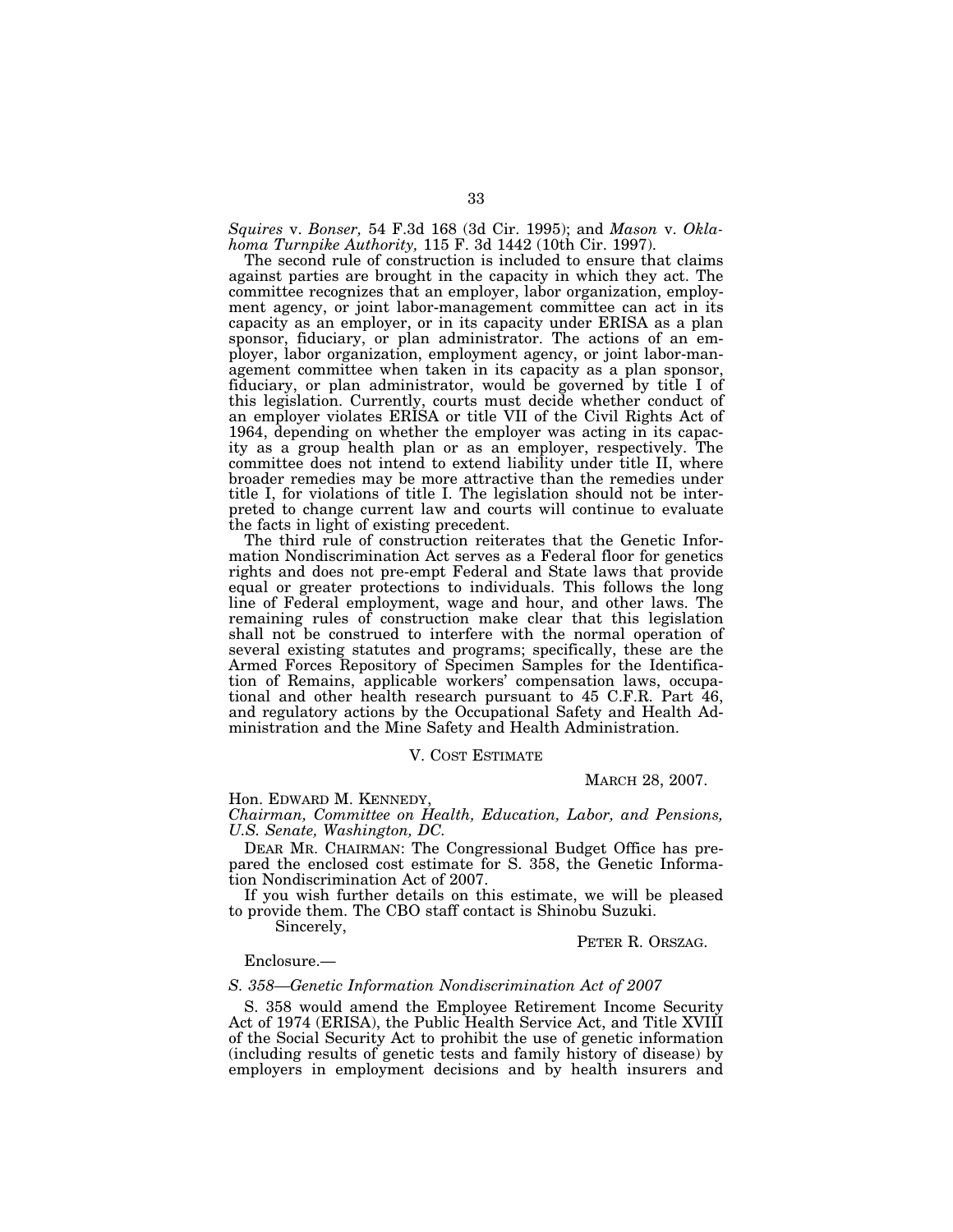*Squires* v. *Bonser,* 54 F.3d 168 (3d Cir. 1995); and *Mason* v. *Oklahoma Turnpike Authority,* 115 F. 3d 1442 (10th Cir. 1997).

The second rule of construction is included to ensure that claims against parties are brought in the capacity in which they act. The committee recognizes that an employer, labor organization, employment agency, or joint labor-management committee can act in its capacity as an employer, or in its capacity under ERISA as a plan sponsor, fiduciary, or plan administrator. The actions of an employer, labor organization, employment agency, or joint labor-management committee when taken in its capacity as a plan sponsor, fiduciary, or plan administrator, would be governed by title I of this legislation. Currently, courts must decide whether conduct of an employer violates ERISA or title VII of the Civil Rights Act of 1964, depending on whether the employer was acting in its capacity as a group health plan or as an employer, respectively. The committee does not intend to extend liability under title II, where broader remedies may be more attractive than the remedies under title I, for violations of title I. The legislation should not be interpreted to change current law and courts will continue to evaluate the facts in light of existing precedent.

The third rule of construction reiterates that the Genetic Information Nondiscrimination Act serves as a Federal floor for genetics rights and does not pre-empt Federal and State laws that provide equal or greater protections to individuals. This follows the long line of Federal employment, wage and hour, and other laws. The remaining rules of construction make clear that this legislation shall not be construed to interfere with the normal operation of several existing statutes and programs; specifically, these are the Armed Forces Repository of Specimen Samples for the Identification of Remains, applicable workers' compensation laws, occupational and other health research pursuant to 45 C.F.R. Part 46, and regulatory actions by the Occupational Safety and Health Administration and the Mine Safety and Health Administration.

## V. Cost Estimate

MARCH 28, 2007.

Hon. EDWARD M. KENNEDY,
*Chairman, Committee on Health, Education, Labor, and Pensions, U.S. Senate, Washington, DC.*

DEAR MR. CHAIRMAN: The Congressional Budget Office has prepared the enclosed cost estimate for S. 358, the Genetic Information Nondiscrimination Act of 2007.

If you wish further details on this estimate, we will be pleased to provide them. The CBO staff contact is Shinobu Suzuki.

Sincerely,

PETER R. ORSZAG.

Enclosure.—

*S. 358—Genetic Information Nondiscrimination Act of 2007*

S. 358 would amend the Employee Retirement Income Security Act of 1974 (ERISA), the Public Health Service Act, and Title XVIII of the Social Security Act to prohibit the use of genetic information (including results of genetic tests and family history of disease) by employers in employment decisions and by health insurers and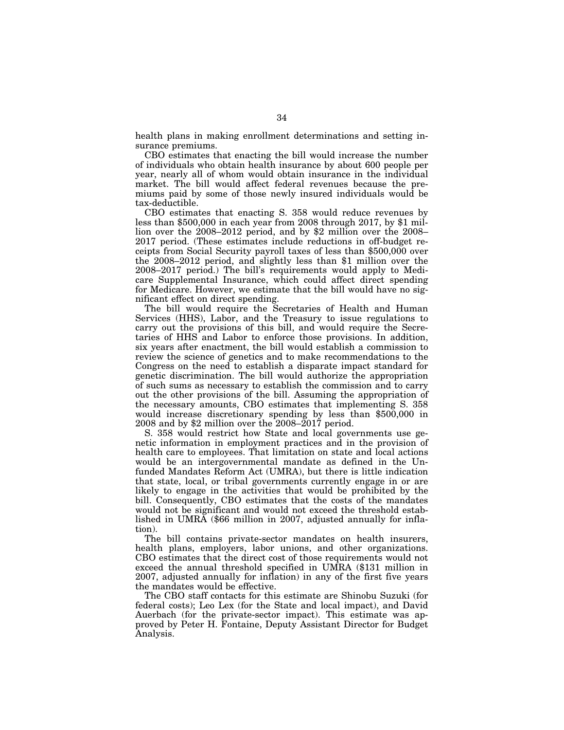health plans in making enrollment determinations and setting insurance premiums.

CBO estimates that enacting the bill would increase the number of individuals who obtain health insurance by about 600 people per year, nearly all of whom would obtain insurance in the individual market. The bill would affect federal revenues because the premiums paid by some of those newly insured individuals would be tax-deductible.

CBO estimates that enacting S. 358 would reduce revenues by less than $500,000 in each year from 2008 through 2017, by $1 million over the 2008–2012 period, and by $2 million over the 2008–2017 period. (These estimates include reductions in off-budget receipts from Social Security payroll taxes of less than $500,000 over the 2008–2012 period, and slightly less than $1 million over the 2008–2017 period.) The bill's requirements would apply to Medicare Supplemental Insurance, which could affect direct spending for Medicare. However, we estimate that the bill would have no significant effect on direct spending.

The bill would require the Secretaries of Health and Human Services (HHS), Labor, and the Treasury to issue regulations to carry out the provisions of this bill, and would require the Secretaries of HHS and Labor to enforce those provisions. In addition, six years after enactment, the bill would establish a commission to review the science of genetics and to make recommendations to the Congress on the need to establish a disparate impact standard for genetic discrimination. The bill would authorize the appropriation of such sums as necessary to establish the commission and to carry out the other provisions of the bill. Assuming the appropriation of the necessary amounts, CBO estimates that implementing S. 358 would increase discretionary spending by less than $500,000 in 2008 and by $2 million over the 2008–2017 period.

S. 358 would restrict how State and local governments use genetic information in employment practices and in the provision of health care to employees. That limitation on state and local actions would be an intergovernmental mandate as defined in the Unfunded Mandates Reform Act (UMRA), but there is little indication that state, local, or tribal governments currently engage in or are likely to engage in the activities that would be prohibited by the bill. Consequently, CBO estimates that the costs of the mandates would not be significant and would not exceed the threshold established in UMRA ($66 million in 2007, adjusted annually for inflation).

The bill contains private-sector mandates on health insurers, health plans, employers, labor unions, and other organizations. CBO estimates that the direct cost of those requirements would not exceed the annual threshold specified in UMRA ($131 million in 2007, adjusted annually for inflation) in any of the first five years the mandates would be effective.

The CBO staff contacts for this estimate are Shinobu Suzuki (for federal costs); Leo Lex (for the State and local impact), and David Auerbach (for the private-sector impact). This estimate was approved by Peter H. Fontaine, Deputy Assistant Director for Budget Analysis.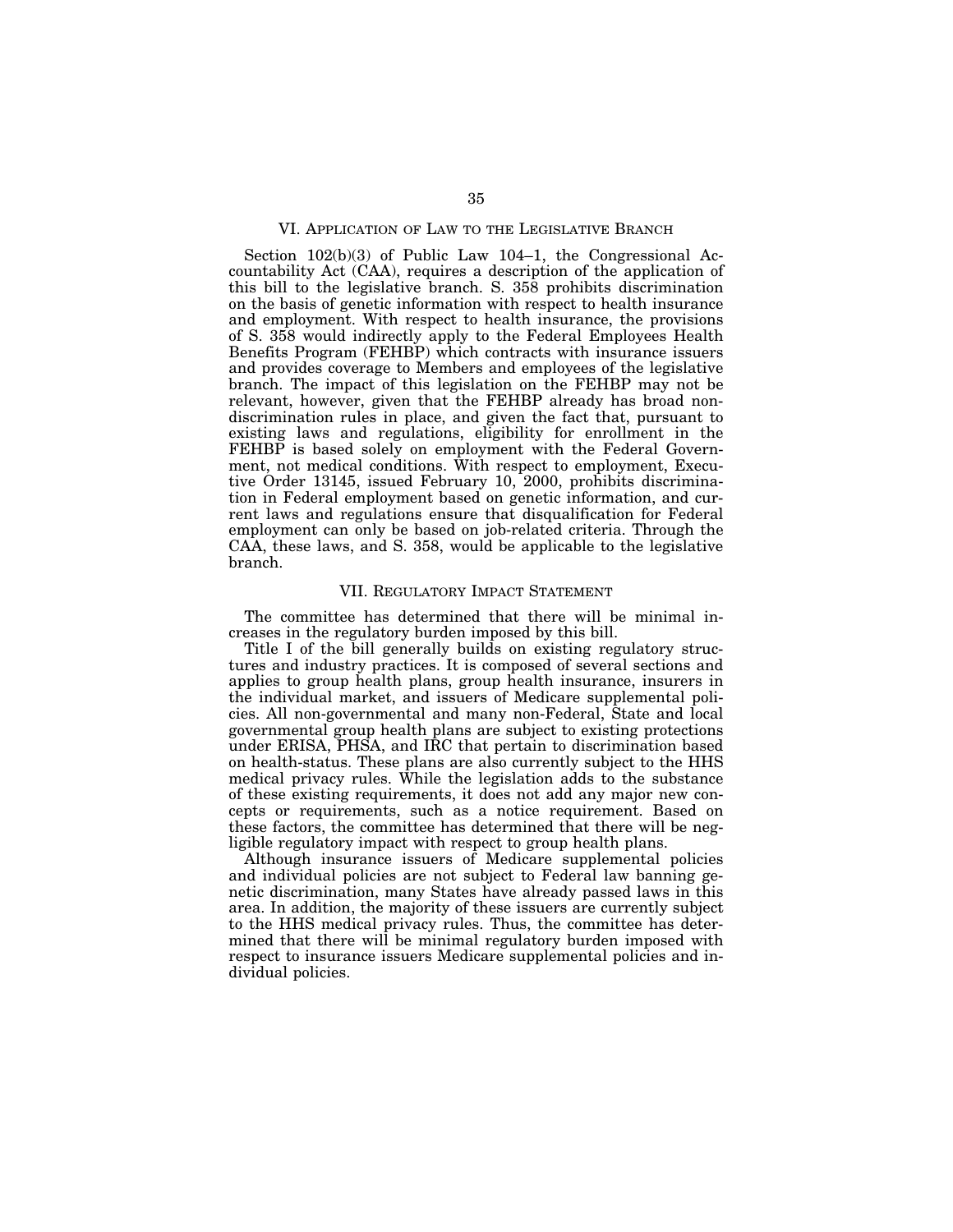## VI. Application of Law to the Legislative Branch

Section 102(b)(3) of Public Law 104–1, the Congressional Accountability Act (CAA), requires a description of the application of this bill to the legislative branch. S. 358 prohibits discrimination on the basis of genetic information with respect to health insurance and employment. With respect to health insurance, the provisions of S. 358 would indirectly apply to the Federal Employees Health Benefits Program (FEHBP) which contracts with insurance issuers and provides coverage to Members and employees of the legislative branch. The impact of this legislation on the FEHBP may not be relevant, however, given that the FEHBP already has broad nondiscrimination rules in place, and given the fact that, pursuant to existing laws and regulations, eligibility for enrollment in the FEHBP is based solely on employment with the Federal Government, not medical conditions. With respect to employment, Executive Order 13145, issued February 10, 2000, prohibits discrimination in Federal employment based on genetic information, and current laws and regulations ensure that disqualification for Federal employment can only be based on job-related criteria. Through the CAA, these laws, and S. 358, would be applicable to the legislative branch.

## VII. Regulatory Impact Statement

The committee has determined that there will be minimal increases in the regulatory burden imposed by this bill.

Title I of the bill generally builds on existing regulatory structures and industry practices. It is composed of several sections and applies to group health plans, group health insurance, insurers in the individual market, and issuers of Medicare supplemental policies. All non-governmental and many non-Federal, State and local governmental group health plans are subject to existing protections under ERISA, PHSA, and IRC that pertain to discrimination based on health-status. These plans are also currently subject to the HHS medical privacy rules. While the legislation adds to the substance of these existing requirements, it does not add any major new concepts or requirements, such as a notice requirement. Based on these factors, the committee has determined that there will be negligible regulatory impact with respect to group health plans.

Although insurance issuers of Medicare supplemental policies and individual policies are not subject to Federal law banning genetic discrimination, many States have already passed laws in this area. In addition, the majority of these issuers are currently subject to the HHS medical privacy rules. Thus, the committee has determined that there will be minimal regulatory burden imposed with respect to insurance issuers Medicare supplemental policies and individual policies.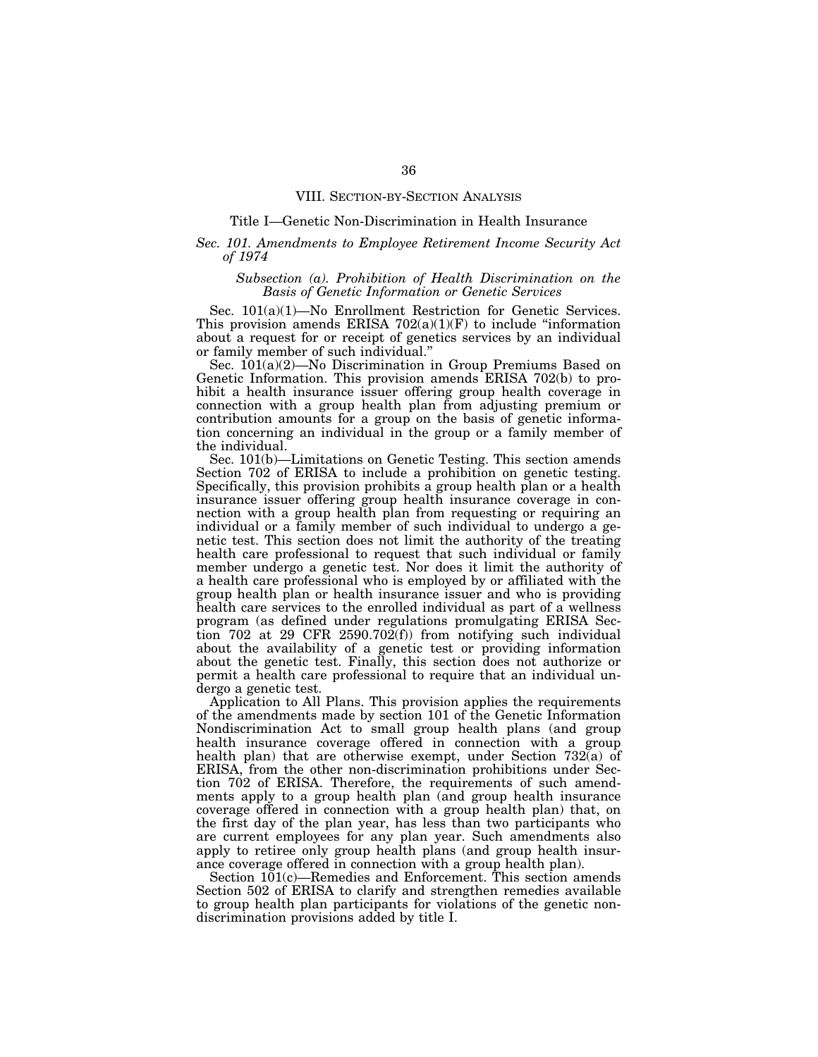## VIII. Section-by-Section Analysis

### Title I—Genetic Non-Discrimination in Health Insurance

#### *Sec. 101. Amendments to Employee Retirement Income Security Act of 1974*

##### *Subsection (a). Prohibition of Health Discrimination on the Basis of Genetic Information or Genetic Services*

Sec. 101(a)(1)—No Enrollment Restriction for Genetic Services. This provision amends ERISA 702(a)(1)(F) to include "information about a request for or receipt of genetics services by an individual or family member of such individual."

Sec. 101(a)(2)—No Discrimination in Group Premiums Based on Genetic Information. This provision amends ERISA 702(b) to prohibit a health insurance issuer offering group health coverage in connection with a group health plan from adjusting premium or contribution amounts for a group on the basis of genetic information concerning an individual in the group or a family member of the individual.

Sec. 101(b)—Limitations on Genetic Testing. This section amends Section 702 of ERISA to include a prohibition on genetic testing. Specifically, this provision prohibits a group health plan or a health insurance issuer offering group health insurance coverage in connection with a group health plan from requesting or requiring an individual or a family member of such individual to undergo a genetic test. This section does not limit the authority of the treating health care professional to request that such individual or family member undergo a genetic test. Nor does it limit the authority of a health care professional who is employed by or affiliated with the group health plan or health insurance issuer and who is providing health care services to the enrolled individual as part of a wellness program (as defined under regulations promulgating ERISA Section 702 at 29 CFR 2590.702(f)) from notifying such individual about the availability of a genetic test or providing information about the genetic test. Finally, this section does not authorize or permit a health care professional to require that an individual undergo a genetic test.

Application to All Plans. This provision applies the requirements of the amendments made by section 101 of the Genetic Information Nondiscrimination Act to small group health plans (and group health insurance coverage offered in connection with a group health plan) that are otherwise exempt, under Section 732(a) of ERISA, from the other non-discrimination prohibitions under Section 702 of ERISA. Therefore, the requirements of such amendments apply to a group health plan (and group health insurance coverage offered in connection with a group health plan) that, on the first day of the plan year, has less than two participants who are current employees for any plan year. Such amendments also apply to retiree only group health plans (and group health insurance coverage offered in connection with a group health plan).

Section 101(c)—Remedies and Enforcement. This section amends Section 502 of ERISA to clarify and strengthen remedies available to group health plan participants for violations of the genetic nondiscrimination provisions added by title I.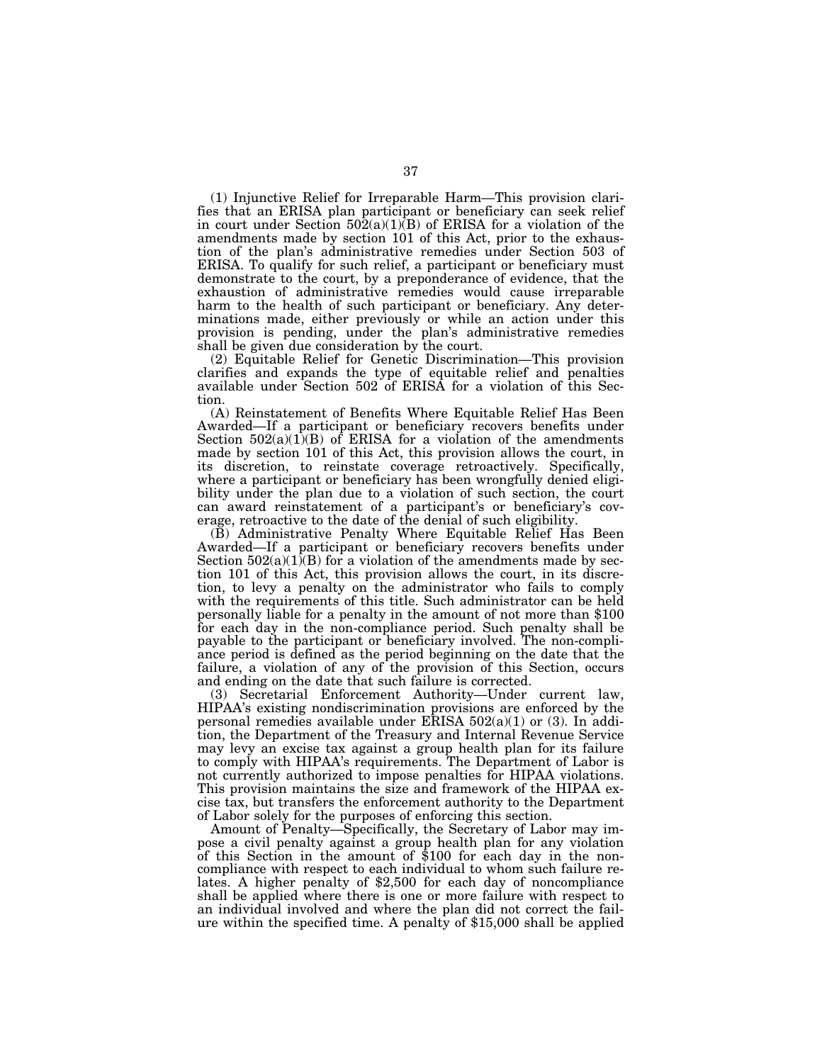(1) Injunctive Relief for Irreparable Harm—This provision clarifies that an ERISA plan participant or beneficiary can seek relief in court under Section 502(a)(1)(B) of ERISA for a violation of the amendments made by section 101 of this Act, prior to the exhaustion of the plan's administrative remedies under Section 503 of ERISA. To qualify for such relief, a participant or beneficiary must demonstrate to the court, by a preponderance of evidence, that the exhaustion of administrative remedies would cause irreparable harm to the health of such participant or beneficiary. Any determinations made, either previously or while an action under this provision is pending, under the plan's administrative remedies shall be given due consideration by the court.

(2) Equitable Relief for Genetic Discrimination—This provision clarifies and expands the type of equitable relief and penalties available under Section 502 of ERISA for a violation of this Section.

(A) Reinstatement of Benefits Where Equitable Relief Has Been Awarded—If a participant or beneficiary recovers benefits under Section 502(a)(1)(B) of ERISA for a violation of the amendments made by section 101 of this Act, this provision allows the court, in its discretion, to reinstate coverage retroactively. Specifically, where a participant or beneficiary has been wrongfully denied eligibility under the plan due to a violation of such section, the court can award reinstatement of a participant's or beneficiary's coverage, retroactive to the date of the denial of such eligibility.

(B) Administrative Penalty Where Equitable Relief Has Been Awarded—If a participant or beneficiary recovers benefits under Section 502(a)(1)(B) for a violation of the amendments made by section 101 of this Act, this provision allows the court, in its discretion, to levy a penalty on the administrator who fails to comply with the requirements of this title. Such administrator can be held personally liable for a penalty in the amount of not more than $100 for each day in the non-compliance period. Such penalty shall be payable to the participant or beneficiary involved. The non-compliance period is defined as the period beginning on the date that the failure, a violation of any of the provision of this Section, occurs and ending on the date that such failure is corrected.

(3) Secretarial Enforcement Authority—Under current law, HIPAA's existing nondiscrimination provisions are enforced by the personal remedies available under ERISA 502(a)(1) or (3). In addition, the Department of the Treasury and Internal Revenue Service may levy an excise tax against a group health plan for its failure to comply with HIPAA's requirements. The Department of Labor is not currently authorized to impose penalties for HIPAA violations. This provision maintains the size and framework of the HIPAA excise tax, but transfers the enforcement authority to the Department of Labor solely for the purposes of enforcing this section.

Amount of Penalty—Specifically, the Secretary of Labor may impose a civil penalty against a group health plan for any violation of this Section in the amount of $100 for each day in the noncompliance with respect to each individual to whom such failure relates. A higher penalty of $2,500 for each day of noncompliance shall be applied where there is one or more failure with respect to an individual involved and where the plan did not correct the failure within the specified time. A penalty of $15,000 shall be applied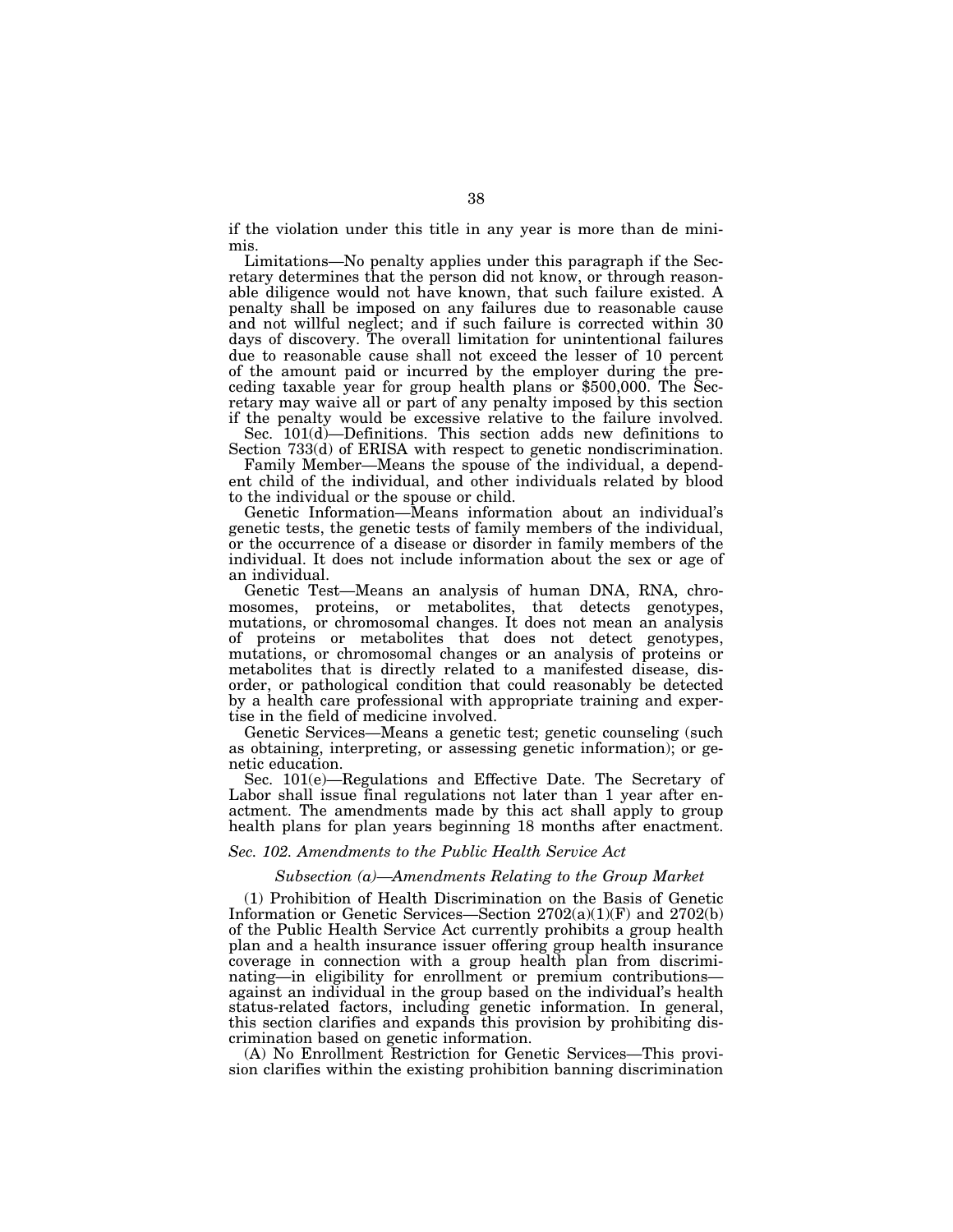if the violation under this title in any year is more than de minimis.

Limitations—No penalty applies under this paragraph if the Secretary determines that the person did not know, or through reasonable diligence would not have known, that such failure existed. A penalty shall be imposed on any failures due to reasonable cause and not willful neglect; and if such failure is corrected within 30 days of discovery. The overall limitation for unintentional failures due to reasonable cause shall not exceed the lesser of 10 percent of the amount paid or incurred by the employer during the preceding taxable year for group health plans or $500,000. The Secretary may waive all or part of any penalty imposed by this section if the penalty would be excessive relative to the failure involved.

Sec. 101(d)—Definitions. This section adds new definitions to Section 733(d) of ERISA with respect to genetic nondiscrimination.

Family Member—Means the spouse of the individual, a dependent child of the individual, and other individuals related by blood to the individual or the spouse or child.

Genetic Information—Means information about an individual's genetic tests, the genetic tests of family members of the individual, or the occurrence of a disease or disorder in family members of the individual. It does not include information about the sex or age of an individual.

Genetic Test—Means an analysis of human DNA, RNA, chromosomes, proteins, or metabolites, that detects genotypes, mutations, or chromosomal changes. It does not mean an analysis of proteins or metabolites that does not detect genotypes, mutations, or chromosomal changes or an analysis of proteins or metabolites that is directly related to a manifested disease, disorder, or pathological condition that could reasonably be detected by a health care professional with appropriate training and expertise in the field of medicine involved.

Genetic Services—Means a genetic test; genetic counseling (such as obtaining, interpreting, or assessing genetic information); or genetic education.

Sec. 101(e)—Regulations and Effective Date. The Secretary of Labor shall issue final regulations not later than 1 year after enactment. The amendments made by this act shall apply to group health plans for plan years beginning 18 months after enactment.

### *Sec. 102. Amendments to the Public Health Service Act*

#### *Subsection (a)—Amendments Relating to the Group Market*

(1) Prohibition of Health Discrimination on the Basis of Genetic Information or Genetic Services—Section 2702(a)(1)(F) and 2702(b) of the Public Health Service Act currently prohibits a group health plan and a health insurance issuer offering group health insurance coverage in connection with a group health plan from discriminating—in eligibility for enrollment or premium contributions—against an individual in the group based on the individual's health status-related factors, including genetic information. In general, this section clarifies and expands this provision by prohibiting discrimination based on genetic information.

(A) No Enrollment Restriction for Genetic Services—This provision clarifies within the existing prohibition banning discrimination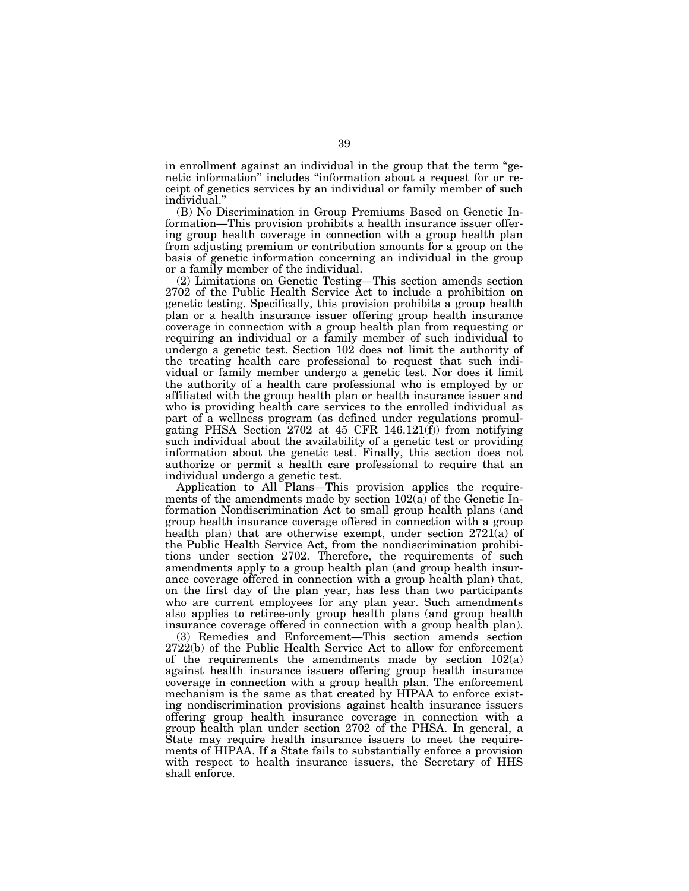in enrollment against an individual in the group that the term "genetic information" includes "information about a request for or receipt of genetics services by an individual or family member of such individual."

(B) No Discrimination in Group Premiums Based on Genetic Information—This provision prohibits a health insurance issuer offering group health coverage in connection with a group health plan from adjusting premium or contribution amounts for a group on the basis of genetic information concerning an individual in the group or a family member of the individual.

(2) Limitations on Genetic Testing—This section amends section 2702 of the Public Health Service Act to include a prohibition on genetic testing. Specifically, this provision prohibits a group health plan or a health insurance issuer offering group health insurance coverage in connection with a group health plan from requesting or requiring an individual or a family member of such individual to undergo a genetic test. Section 102 does not limit the authority of the treating health care professional to request that such individual or family member undergo a genetic test. Nor does it limit the authority of a health care professional who is employed by or affiliated with the group health plan or health insurance issuer and who is providing health care services to the enrolled individual as part of a wellness program (as defined under regulations promulgating PHSA Section 2702 at 45 CFR 146.121(f)) from notifying such individual about the availability of a genetic test or providing information about the genetic test. Finally, this section does not authorize or permit a health care professional to require that an individual undergo a genetic test.

Application to All Plans—This provision applies the requirements of the amendments made by section 102(a) of the Genetic Information Nondiscrimination Act to small group health plans (and group health insurance coverage offered in connection with a group health plan) that are otherwise exempt, under section 2721(a) of the Public Health Service Act, from the nondiscrimination prohibitions under section 2702. Therefore, the requirements of such amendments apply to a group health plan (and group health insurance coverage offered in connection with a group health plan) that, on the first day of the plan year, has less than two participants who are current employees for any plan year. Such amendments also applies to retiree-only group health plans (and group health insurance coverage offered in connection with a group health plan).

(3) Remedies and Enforcement—This section amends section 2722(b) of the Public Health Service Act to allow for enforcement of the requirements the amendments made by section 102(a) against health insurance issuers offering group health insurance coverage in connection with a group health plan. The enforcement mechanism is the same as that created by HIPAA to enforce existing nondiscrimination provisions against health insurance issuers offering group health insurance coverage in connection with a group health plan under section 2702 of the PHSA. In general, a State may require health insurance issuers to meet the requirements of HIPAA. If a State fails to substantially enforce a provision with respect to health insurance issuers, the Secretary of HHS shall enforce.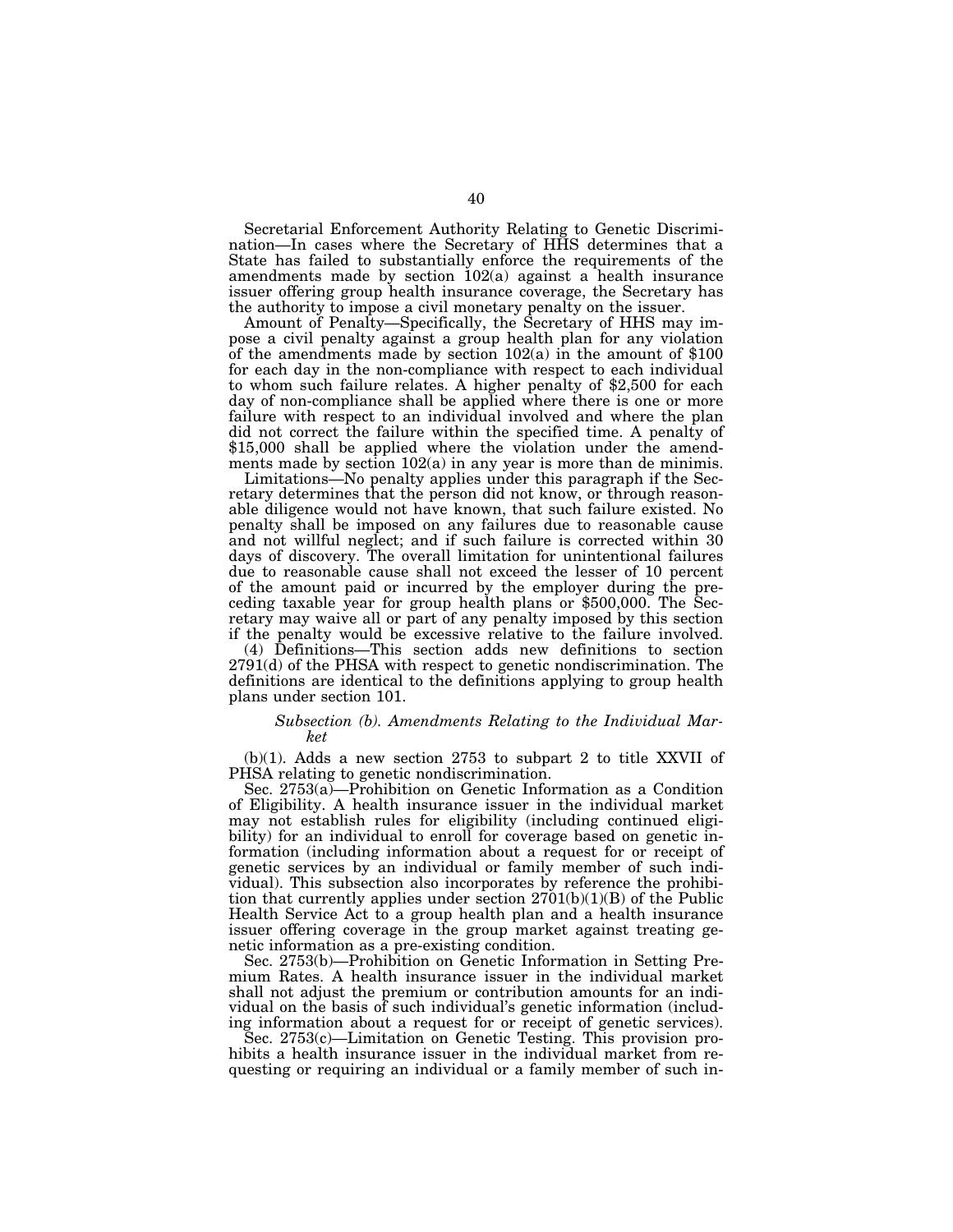Secretarial Enforcement Authority Relating to Genetic Discrimination—In cases where the Secretary of HHS determines that a State has failed to substantially enforce the requirements of the amendments made by section 102(a) against a health insurance issuer offering group health insurance coverage, the Secretary has the authority to impose a civil monetary penalty on the issuer.

Amount of Penalty—Specifically, the Secretary of HHS may impose a civil penalty against a group health plan for any violation of the amendments made by section 102(a) in the amount of $100 for each day in the non-compliance with respect to each individual to whom such failure relates. A higher penalty of $2,500 for each day of non-compliance shall be applied where there is one or more failure with respect to an individual involved and where the plan did not correct the failure within the specified time. A penalty of $15,000 shall be applied where the violation under the amendments made by section 102(a) in any year is more than de minimis.

Limitations—No penalty applies under this paragraph if the Secretary determines that the person did not know, or through reasonable diligence would not have known, that such failure existed. No penalty shall be imposed on any failures due to reasonable cause and not willful neglect; and if such failure is corrected within 30 days of discovery. The overall limitation for unintentional failures due to reasonable cause shall not exceed the lesser of 10 percent of the amount paid or incurred by the employer during the preceding taxable year for group health plans or $500,000. The Secretary may waive all or part of any penalty imposed by this section if the penalty would be excessive relative to the failure involved.

(4) Definitions—This section adds new definitions to section 2791(d) of the PHSA with respect to genetic nondiscrimination. The definitions are identical to the definitions applying to group health plans under section 101.

*Subsection (b). Amendments Relating to the Individual Market*

(b)(1). Adds a new section 2753 to subpart 2 to title XXVII of PHSA relating to genetic nondiscrimination.

Sec. 2753(a)—Prohibition on Genetic Information as a Condition of Eligibility. A health insurance issuer in the individual market may not establish rules for eligibility (including continued eligibility) for an individual to enroll for coverage based on genetic information (including information about a request for or receipt of genetic services by an individual or family member of such individual). This subsection also incorporates by reference the prohibition that currently applies under section 2701(b)(1)(B) of the Public Health Service Act to a group health plan and a health insurance issuer offering coverage in the group market against treating genetic information as a pre-existing condition.

Sec. 2753(b)—Prohibition on Genetic Information in Setting Premium Rates. A health insurance issuer in the individual market shall not adjust the premium or contribution amounts for an individual on the basis of such individual's genetic information (including information about a request for or receipt of genetic services).

Sec. 2753(c)—Limitation on Genetic Testing. This provision prohibits a health insurance issuer in the individual market from requesting or requiring an individual or a family member of such in-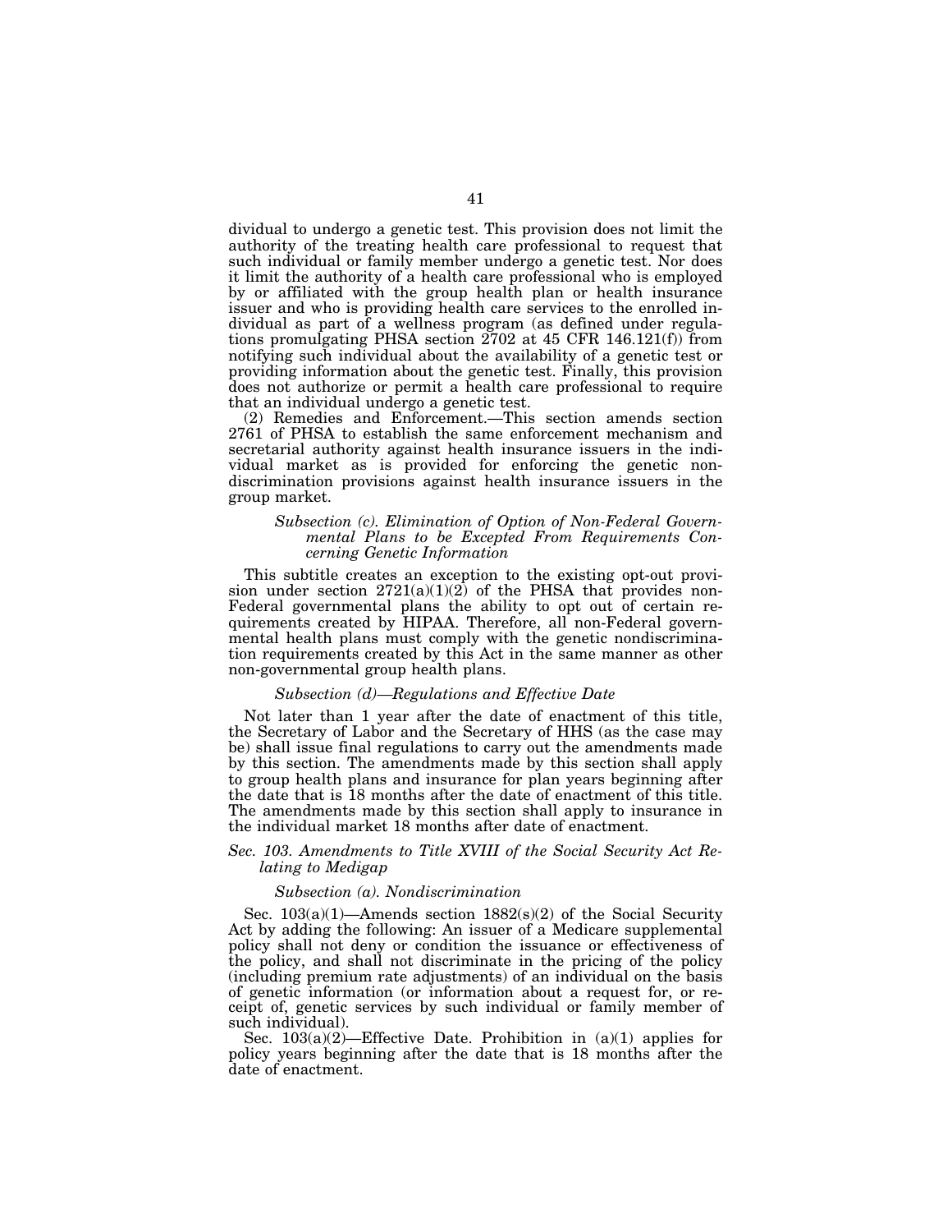dividual to undergo a genetic test. This provision does not limit the authority of the treating health care professional to request that such individual or family member undergo a genetic test. Nor does it limit the authority of a health care professional who is employed by or affiliated with the group health plan or health insurance issuer and who is providing health care services to the enrolled individual as part of a wellness program (as defined under regulations promulgating PHSA section 2702 at 45 CFR 146.121(f)) from notifying such individual about the availability of a genetic test or providing information about the genetic test. Finally, this provision does not authorize or permit a health care professional to require that an individual undergo a genetic test.

(2) Remedies and Enforcement.—This section amends section 2761 of PHSA to establish the same enforcement mechanism and secretarial authority against health insurance issuers in the individual market as is provided for enforcing the genetic nondiscrimination provisions against health insurance issuers in the group market.

*Subsection (c). Elimination of Option of Non-Federal Governmental Plans to be Excepted From Requirements Concerning Genetic Information*

This subtitle creates an exception to the existing opt-out provision under section 2721(a)(1)(2) of the PHSA that provides non-Federal governmental plans the ability to opt out of certain requirements created by HIPAA. Therefore, all non-Federal governmental health plans must comply with the genetic nondiscrimination requirements created by this Act in the same manner as other non-governmental group health plans.

*Subsection (d)—Regulations and Effective Date*

Not later than 1 year after the date of enactment of this title, the Secretary of Labor and the Secretary of HHS (as the case may be) shall issue final regulations to carry out the amendments made by this section. The amendments made by this section shall apply to group health plans and insurance for plan years beginning after the date that is 18 months after the date of enactment of this title. The amendments made by this section shall apply to insurance in the individual market 18 months after date of enactment.

*Sec. 103. Amendments to Title XVIII of the Social Security Act Relating to Medigap*

*Subsection (a). Nondiscrimination*

Sec. 103(a)(1)—Amends section 1882(s)(2) of the Social Security Act by adding the following: An issuer of a Medicare supplemental policy shall not deny or condition the issuance or effectiveness of the policy, and shall not discriminate in the pricing of the policy (including premium rate adjustments) of an individual on the basis of genetic information (or information about a request for, or receipt of, genetic services by such individual or family member of such individual).

Sec. 103(a)(2)—Effective Date. Prohibition in (a)(1) applies for policy years beginning after the date that is 18 months after the date of enactment.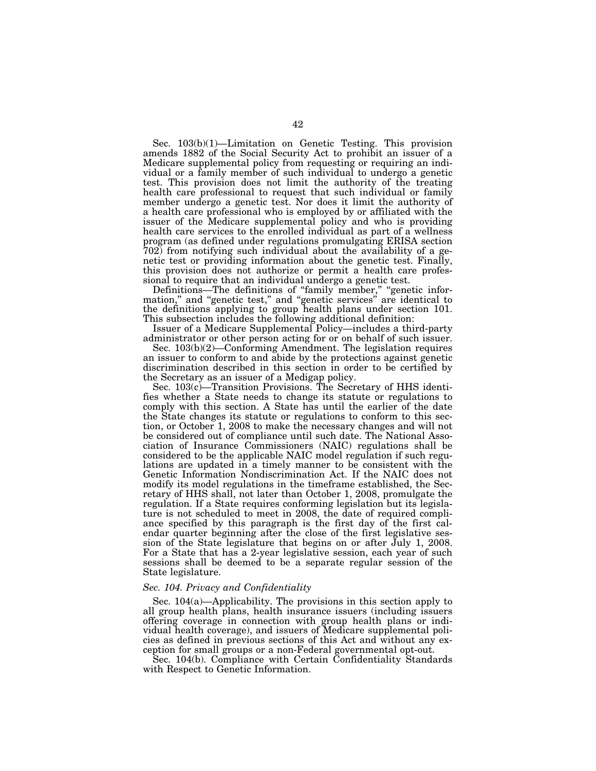Sec. 103(b)(1)—Limitation on Genetic Testing. This provision amends 1882 of the Social Security Act to prohibit an issuer of a Medicare supplemental policy from requesting or requiring an individual or a family member of such individual to undergo a genetic test. This provision does not limit the authority of the treating health care professional to request that such individual or family member undergo a genetic test. Nor does it limit the authority of a health care professional who is employed by or affiliated with the issuer of the Medicare supplemental policy and who is providing health care services to the enrolled individual as part of a wellness program (as defined under regulations promulgating ERISA section 702) from notifying such individual about the availability of a genetic test or providing information about the genetic test. Finally, this provision does not authorize or permit a health care professional to require that an individual undergo a genetic test.

Definitions—The definitions of "family member," "genetic information," and "genetic test," and "genetic services" are identical to the definitions applying to group health plans under section 101. This subsection includes the following additional definition:

Issuer of a Medicare Supplemental Policy—includes a third-party administrator or other person acting for or on behalf of such issuer.

Sec. 103(b)(2)—Conforming Amendment. The legislation requires an issuer to conform to and abide by the protections against genetic discrimination described in this section in order to be certified by the Secretary as an issuer of a Medigap policy.

Sec. 103(c)—Transition Provisions. The Secretary of HHS identifies whether a State needs to change its statute or regulations to comply with this section. A State has until the earlier of the date the State changes its statute or regulations to conform to this section, or October 1, 2008 to make the necessary changes and will not be considered out of compliance until such date. The National Association of Insurance Commissioners (NAIC) regulations shall be considered to be the applicable NAIC model regulation if such regulations are updated in a timely manner to be consistent with the Genetic Information Nondiscrimination Act. If the NAIC does not modify its model regulations in the timeframe established, the Secretary of HHS shall, not later than October 1, 2008, promulgate the regulation. If a State requires conforming legislation but its legislature is not scheduled to meet in 2008, the date of required compliance specified by this paragraph is the first day of the first calendar quarter beginning after the close of the first legislative session of the State legislature that begins on or after July 1, 2008. For a State that has a 2-year legislative session, each year of such sessions shall be deemed to be a separate regular session of the State legislature.

### *Sec. 104. Privacy and Confidentiality*

Sec. 104(a)—Applicability. The provisions in this section apply to all group health plans, health insurance issuers (including issuers offering coverage in connection with group health plans or individual health coverage), and issuers of Medicare supplemental policies as defined in previous sections of this Act and without any exception for small groups or a non-Federal governmental opt-out.

Sec. 104(b). Compliance with Certain Confidentiality Standards with Respect to Genetic Information.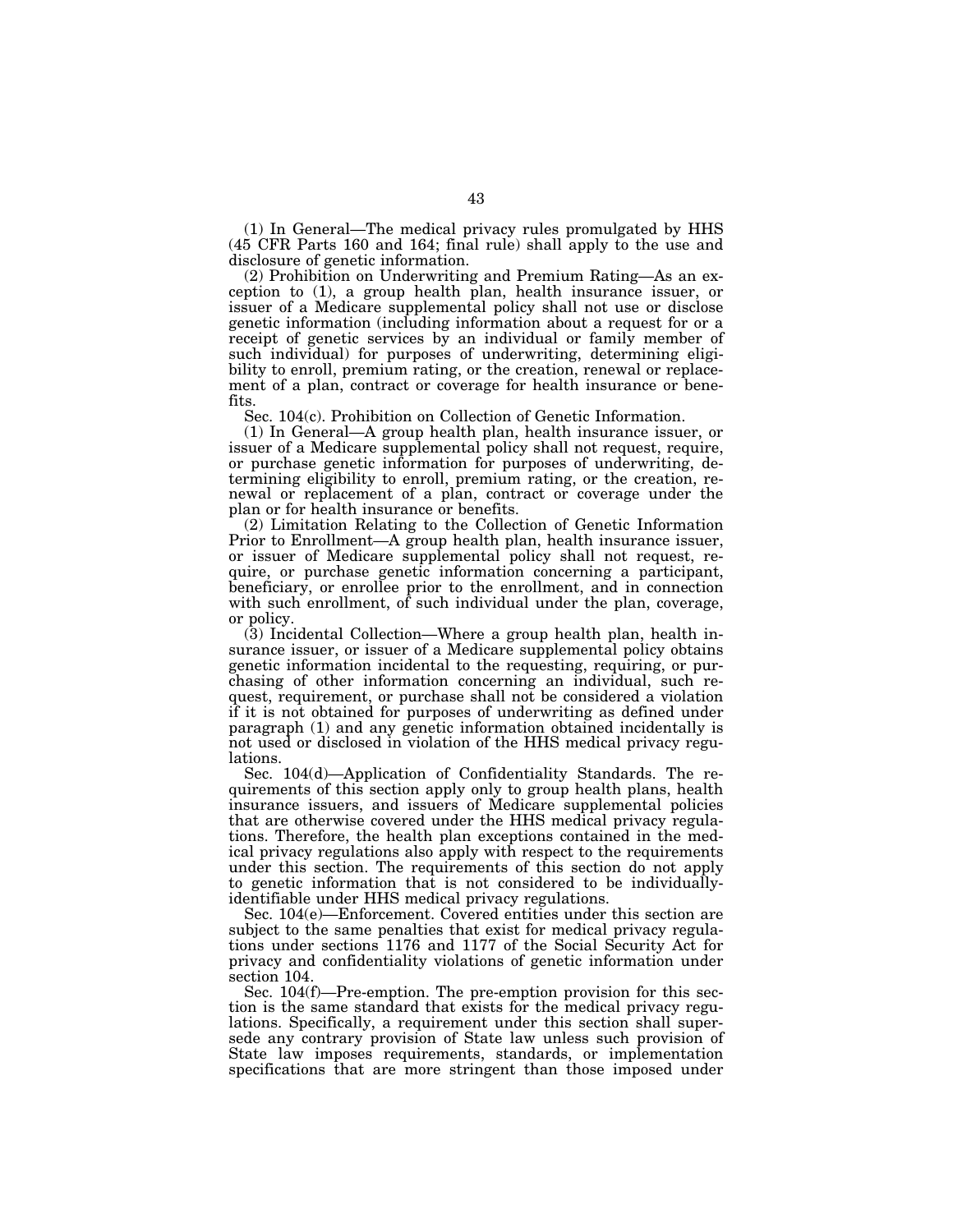(1) In General—The medical privacy rules promulgated by HHS (45 CFR Parts 160 and 164; final rule) shall apply to the use and disclosure of genetic information.

(2) Prohibition on Underwriting and Premium Rating—As an exception to (1), a group health plan, health insurance issuer, or issuer of a Medicare supplemental policy shall not use or disclose genetic information (including information about a request for or a receipt of genetic services by an individual or family member of such individual) for purposes of underwriting, determining eligibility to enroll, premium rating, or the creation, renewal or replacement of a plan, contract or coverage for health insurance or benefits.

Sec. 104(c). Prohibition on Collection of Genetic Information.

(1) In General—A group health plan, health insurance issuer, or issuer of a Medicare supplemental policy shall not request, require, or purchase genetic information for purposes of underwriting, determining eligibility to enroll, premium rating, or the creation, renewal or replacement of a plan, contract or coverage under the plan or for health insurance or benefits.

(2) Limitation Relating to the Collection of Genetic Information Prior to Enrollment—A group health plan, health insurance issuer, or issuer of Medicare supplemental policy shall not request, require, or purchase genetic information concerning a participant, beneficiary, or enrollee prior to the enrollment, and in connection with such enrollment, of such individual under the plan, coverage, or policy.

(3) Incidental Collection—Where a group health plan, health insurance issuer, or issuer of a Medicare supplemental policy obtains genetic information incidental to the requesting, requiring, or purchasing of other information concerning an individual, such request, requirement, or purchase shall not be considered a violation if it is not obtained for purposes of underwriting as defined under paragraph (1) and any genetic information obtained incidentally is not used or disclosed in violation of the HHS medical privacy regulations.

Sec. 104(d)—Application of Confidentiality Standards. The requirements of this section apply only to group health plans, health insurance issuers, and issuers of Medicare supplemental policies that are otherwise covered under the HHS medical privacy regulations. Therefore, the health plan exceptions contained in the medical privacy regulations also apply with respect to the requirements under this section. The requirements of this section do not apply to genetic information that is not considered to be individually-identifiable under HHS medical privacy regulations.

Sec. 104(e)—Enforcement. Covered entities under this section are subject to the same penalties that exist for medical privacy regulations under sections 1176 and 1177 of the Social Security Act for privacy and confidentiality violations of genetic information under section 104.

Sec. 104(f)—Pre-emption. The pre-emption provision for this section is the same standard that exists for the medical privacy regulations. Specifically, a requirement under this section shall supersede any contrary provision of State law unless such provision of State law imposes requirements, standards, or implementation specifications that are more stringent than those imposed under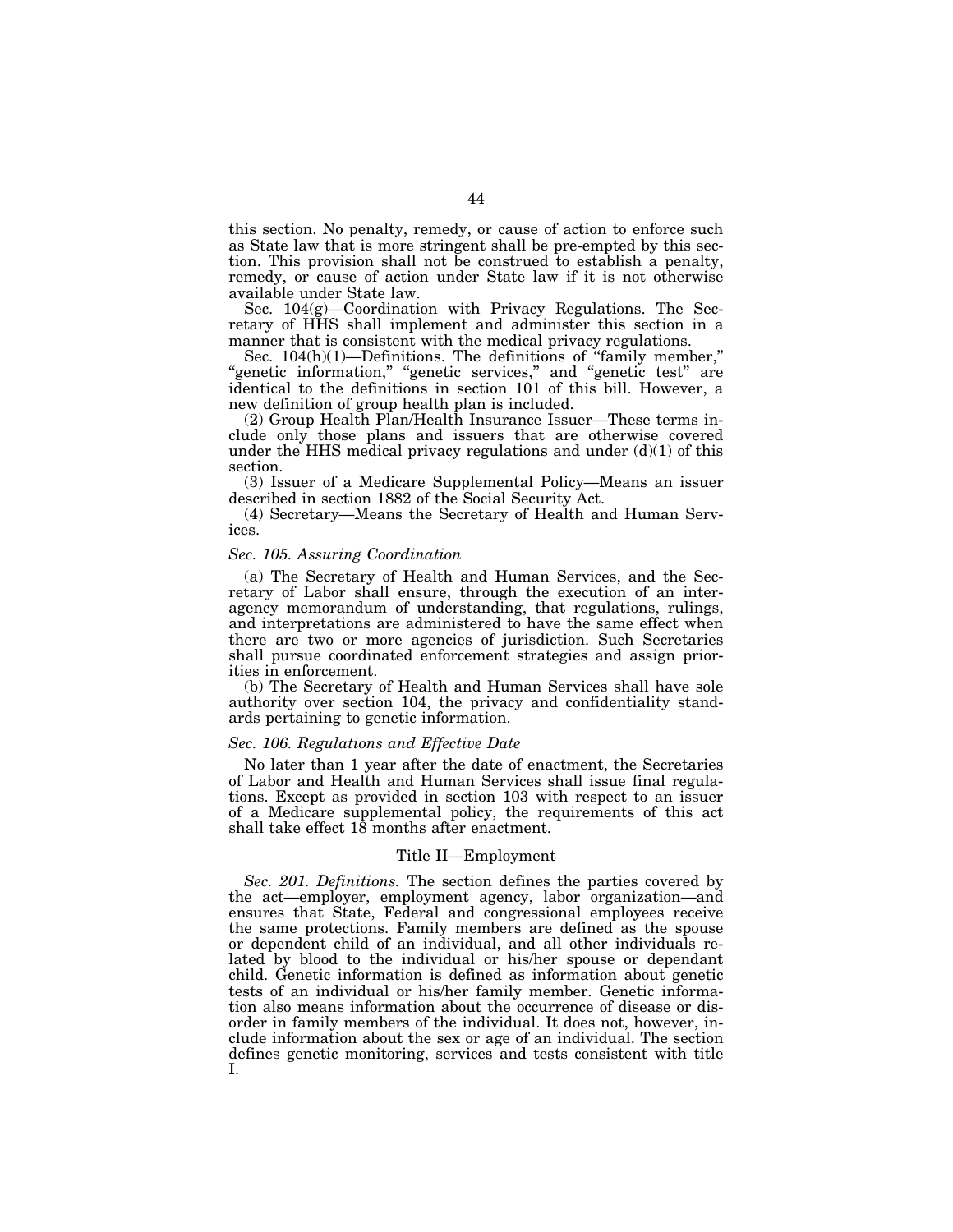this section. No penalty, remedy, or cause of action to enforce such as State law that is more stringent shall be pre-empted by this section. This provision shall not be construed to establish a penalty, remedy, or cause of action under State law if it is not otherwise available under State law.

Sec. 104(g)—Coordination with Privacy Regulations. The Secretary of HHS shall implement and administer this section in a manner that is consistent with the medical privacy regulations.

Sec. 104(h)(1)—Definitions. The definitions of "family member," "genetic information," "genetic services," and "genetic test" are identical to the definitions in section 101 of this bill. However, a new definition of group health plan is included.

(2) Group Health Plan/Health Insurance Issuer—These terms include only those plans and issuers that are otherwise covered under the HHS medical privacy regulations and under (d)(1) of this section.

(3) Issuer of a Medicare Supplemental Policy—Means an issuer described in section 1882 of the Social Security Act.

(4) Secretary—Means the Secretary of Health and Human Services.

*Sec. 105. Assuring Coordination*

(a) The Secretary of Health and Human Services, and the Secretary of Labor shall ensure, through the execution of an interagency memorandum of understanding, that regulations, rulings, and interpretations are administered to have the same effect when there are two or more agencies of jurisdiction. Such Secretaries shall pursue coordinated enforcement strategies and assign priorities in enforcement.

(b) The Secretary of Health and Human Services shall have sole authority over section 104, the privacy and confidentiality standards pertaining to genetic information.

*Sec. 106. Regulations and Effective Date*

No later than 1 year after the date of enactment, the Secretaries of Labor and Health and Human Services shall issue final regulations. Except as provided in section 103 with respect to an issuer of a Medicare supplemental policy, the requirements of this act shall take effect 18 months after enactment.

Title II—Employment

*Sec. 201. Definitions.* The section defines the parties covered by the act—employer, employment agency, labor organization—and ensures that State, Federal and congressional employees receive the same protections. Family members are defined as the spouse or dependent child of an individual, and all other individuals related by blood to the individual or his/her spouse or dependant child. Genetic information is defined as information about genetic tests of an individual or his/her family member. Genetic information also means information about the occurrence of disease or disorder in family members of the individual. It does not, however, include information about the sex or age of an individual. The section defines genetic monitoring, services and tests consistent with title I.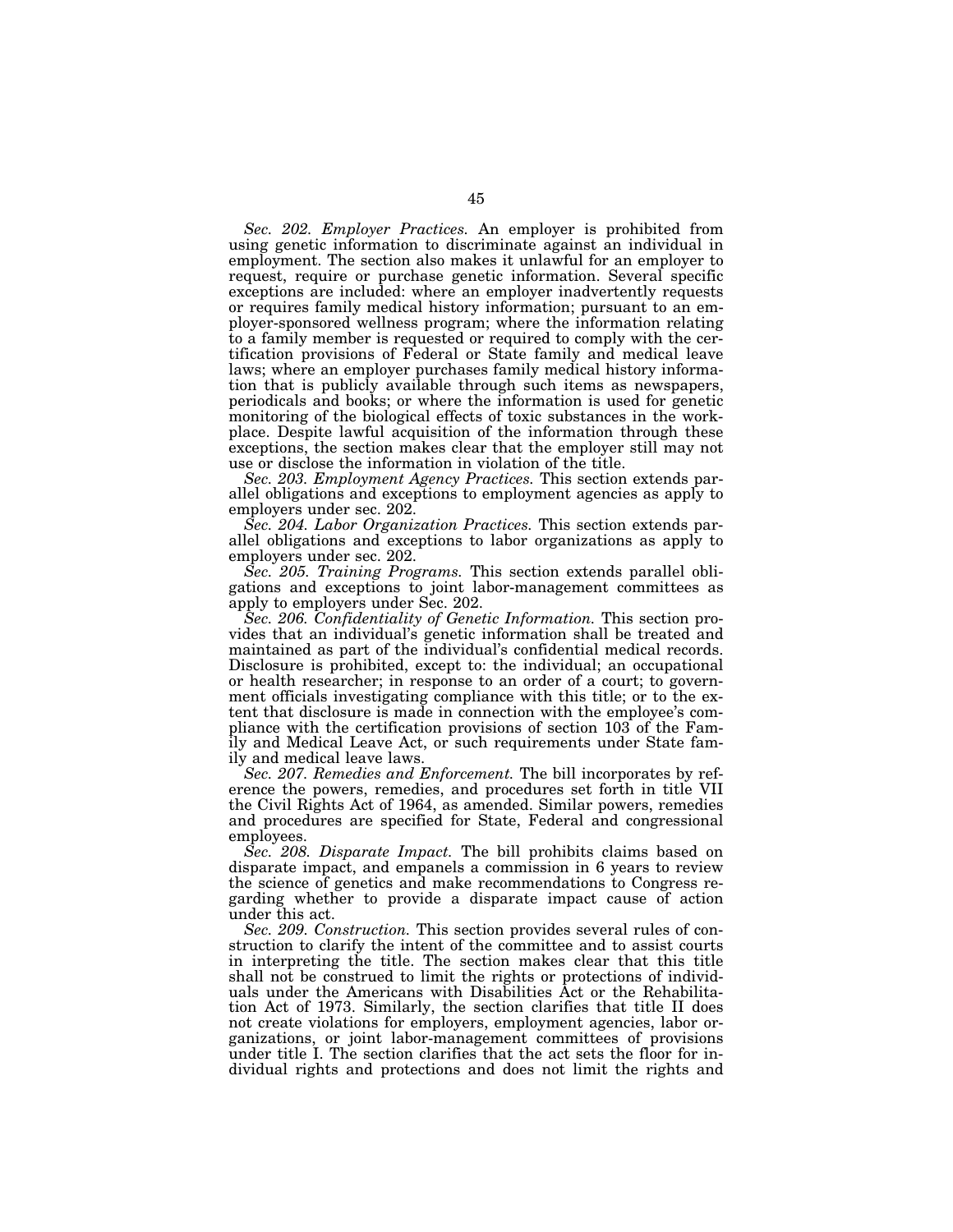*Sec. 202. Employer Practices.* An employer is prohibited from using genetic information to discriminate against an individual in employment. The section also makes it unlawful for an employer to request, require or purchase genetic information. Several specific exceptions are included: where an employer inadvertently requests or requires family medical history information; pursuant to an employer-sponsored wellness program; where the information relating to a family member is requested or required to comply with the certification provisions of Federal or State family and medical leave laws; where an employer purchases family medical history information that is publicly available through such items as newspapers, periodicals and books; or where the information is used for genetic monitoring of the biological effects of toxic substances in the workplace. Despite lawful acquisition of the information through these exceptions, the section makes clear that the employer still may not use or disclose the information in violation of the title.

*Sec. 203. Employment Agency Practices.* This section extends parallel obligations and exceptions to employment agencies as apply to employers under sec. 202.

*Sec. 204. Labor Organization Practices.* This section extends parallel obligations and exceptions to labor organizations as apply to employers under sec. 202.

*Sec. 205. Training Programs.* This section extends parallel obligations and exceptions to joint labor-management committees as apply to employers under Sec. 202.

*Sec. 206. Confidentiality of Genetic Information.* This section provides that an individual's genetic information shall be treated and maintained as part of the individual's confidential medical records. Disclosure is prohibited, except to: the individual; an occupational or health researcher; in response to an order of a court; to government officials investigating compliance with this title; or to the extent that disclosure is made in connection with the employee's compliance with the certification provisions of section 103 of the Family and Medical Leave Act, or such requirements under State family and medical leave laws.

*Sec. 207. Remedies and Enforcement.* The bill incorporates by reference the powers, remedies, and procedures set forth in title VII the Civil Rights Act of 1964, as amended. Similar powers, remedies and procedures are specified for State, Federal and congressional employees.

*Sec. 208. Disparate Impact.* The bill prohibits claims based on disparate impact, and empanels a commission in 6 years to review the science of genetics and make recommendations to Congress regarding whether to provide a disparate impact cause of action under this act.

*Sec. 209. Construction.* This section provides several rules of construction to clarify the intent of the committee and to assist courts in interpreting the title. The section makes clear that this title shall not be construed to limit the rights or protections of individuals under the Americans with Disabilities Act or the Rehabilitation Act of 1973. Similarly, the section clarifies that title II does not create violations for employers, employment agencies, labor organizations, or joint labor-management committees of provisions under title I. The section clarifies that the act sets the floor for individual rights and protections and does not limit the rights and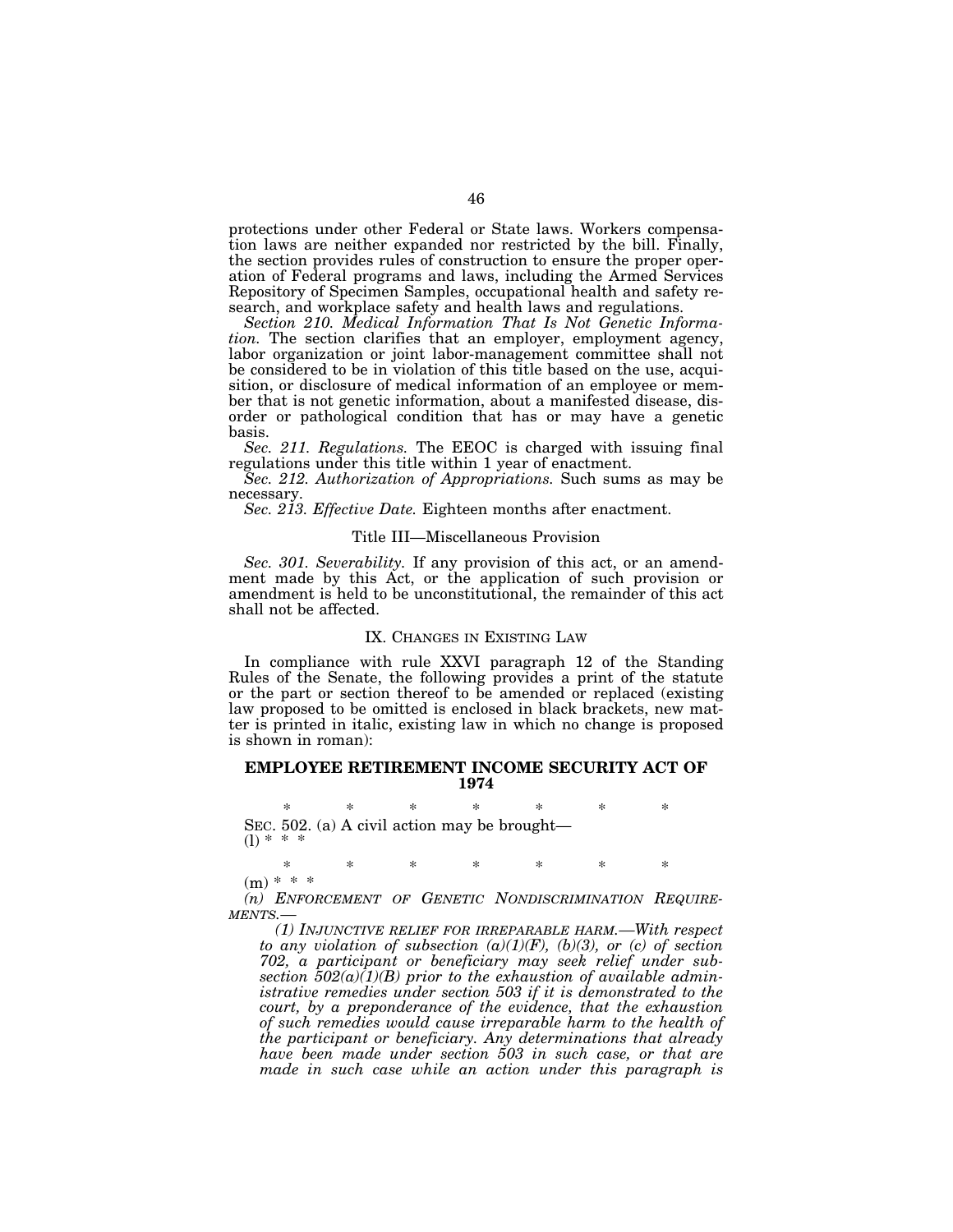protections under other Federal or State laws. Workers compensation laws are neither expanded nor restricted by the bill. Finally, the section provides rules of construction to ensure the proper operation of Federal programs and laws, including the Armed Services Repository of Specimen Samples, occupational health and safety research, and workplace safety and health laws and regulations.

*Section 210. Medical Information That Is Not Genetic Information.* The section clarifies that an employer, employment agency, labor organization or joint labor-management committee shall not be considered to be in violation of this title based on the use, acquisition, or disclosure of medical information of an employee or member that is not genetic information, about a manifested disease, disorder or pathological condition that has or may have a genetic basis.

*Sec. 211. Regulations.* The EEOC is charged with issuing final regulations under this title within 1 year of enactment.

*Sec. 212. Authorization of Appropriations.* Such sums as may be necessary.

*Sec. 213. Effective Date.* Eighteen months after enactment.

Title III—Miscellaneous Provision

*Sec. 301. Severability.* If any provision of this act, or an amendment made by this Act, or the application of such provision or amendment is held to be unconstitutional, the remainder of this act shall not be affected.

## IX. CHANGES IN EXISTING LAW

In compliance with rule XXVI paragraph 12 of the Standing Rules of the Senate, the following provides a print of the statute or the part or section thereof to be amended or replaced (existing law proposed to be omitted is enclosed in black brackets, new matter is printed in italic, existing law in which no change is proposed is shown in roman):

### EMPLOYEE RETIREMENT INCOME SECURITY ACT OF 1974

\* \* \* \* \* \* \*

SEC. 502. (a) A civil action may be brought—

(l) \* \* \*

\* \* \* \* \* \* \*

(m) \* \* \*

*(n) ENFORCEMENT OF GENETIC NONDISCRIMINATION REQUIREMENTS.—*

*(1) INJUNCTIVE RELIEF FOR IRREPARABLE HARM.—With respect to any violation of subsection (a)(1)(F), (b)(3), or (c) of section 702, a participant or beneficiary may seek relief under subsection 502(a)(1)(B) prior to the exhaustion of available administrative remedies under section 503 if it is demonstrated to the court, by a preponderance of the evidence, that the exhaustion of such remedies would cause irreparable harm to the health of the participant or beneficiary. Any determinations that already have been made under section 503 in such case, or that are made in such case while an action under this paragraph is*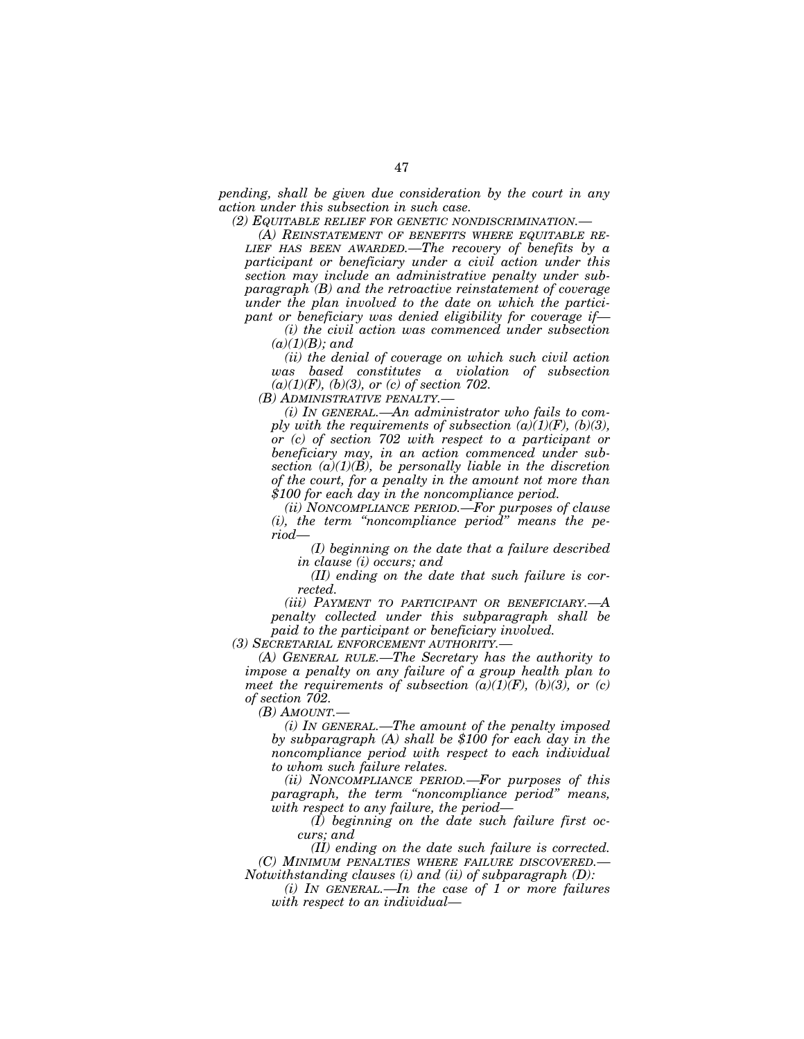*pending, shall be given due consideration by the court in any action under this subsection in such case.*

*(2) EQUITABLE RELIEF FOR GENETIC NONDISCRIMINATION.—*

*(A) REINSTATEMENT OF BENEFITS WHERE EQUITABLE RELIEF HAS BEEN AWARDED.—The recovery of benefits by a participant or beneficiary under a civil action under this section may include an administrative penalty under subparagraph (B) and the retroactive reinstatement of coverage under the plan involved to the date on which the participant or beneficiary was denied eligibility for coverage if—*

*(i) the civil action was commenced under subsection (a)(1)(B); and*

*(ii) the denial of coverage on which such civil action was based constitutes a violation of subsection (a)(1)(F), (b)(3), or (c) of section 702.*

*(B) ADMINISTRATIVE PENALTY.—*

*(i) IN GENERAL.—An administrator who fails to comply with the requirements of subsection (a)(1)(F), (b)(3), or (c) of section 702 with respect to a participant or beneficiary may, in an action commenced under subsection (a)(1)(B), be personally liable in the discretion of the court, for a penalty in the amount not more than $100 for each day in the noncompliance period.*

*(ii) NONCOMPLIANCE PERIOD.—For purposes of clause (i), the term "noncompliance period" means the period—*

*(I) beginning on the date that a failure described in clause (i) occurs; and*

*(II) ending on the date that such failure is corrected.*

*(iii) PAYMENT TO PARTICIPANT OR BENEFICIARY.—A penalty collected under this subparagraph shall be paid to the participant or beneficiary involved.*

*(3) SECRETARIAL ENFORCEMENT AUTHORITY.—*

*(A) GENERAL RULE.—The Secretary has the authority to impose a penalty on any failure of a group health plan to meet the requirements of subsection (a)(1)(F), (b)(3), or (c) of section 702.*

*(B) AMOUNT.—*

*(i) IN GENERAL.—The amount of the penalty imposed by subparagraph (A) shall be $100 for each day in the noncompliance period with respect to each individual to whom such failure relates.*

*(ii) NONCOMPLIANCE PERIOD.—For purposes of this paragraph, the term "noncompliance period" means, with respect to any failure, the period—*

*(I) beginning on the date such failure first occurs; and*

*(II) ending on the date such failure is corrected.*

*(C) MINIMUM PENALTIES WHERE FAILURE DISCOVERED.—Notwithstanding clauses (i) and (ii) of subparagraph (D):*

*(i) IN GENERAL.—In the case of 1 or more failures with respect to an individual—*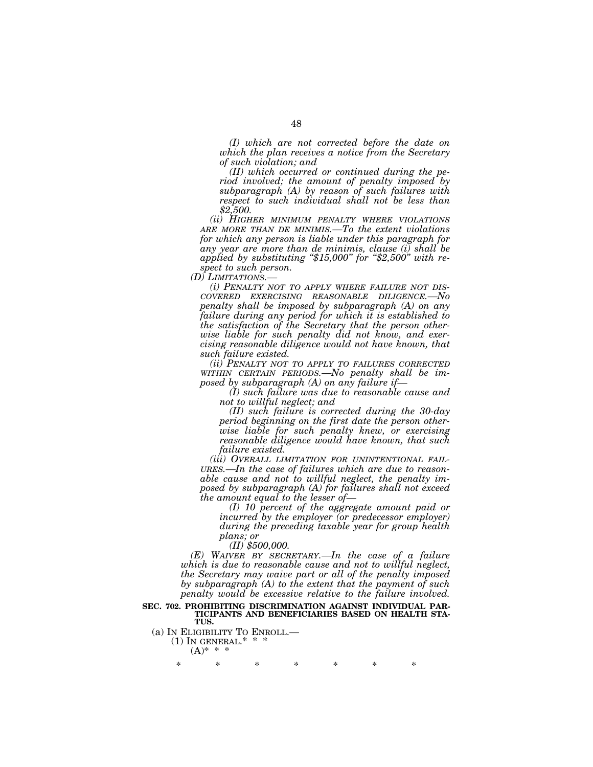*(I) which are not corrected before the date on which the plan receives a notice from the Secretary of such violation; and*

*(II) which occurred or continued during the period involved; the amount of penalty imposed by subparagraph (A) by reason of such failures with respect to such individual shall not be less than $2,500.*

*(ii) HIGHER MINIMUM PENALTY WHERE VIOLATIONS ARE MORE THAN DE MINIMIS.—To the extent violations for which any person is liable under this paragraph for any year are more than de minimis, clause (i) shall be applied by substituting "$15,000" for "$2,500" with respect to such person.*

*(D) LIMITATIONS.—*

*(i) PENALTY NOT TO APPLY WHERE FAILURE NOT DISCOVERED EXERCISING REASONABLE DILIGENCE.—No penalty shall be imposed by subparagraph (A) on any failure during any period for which it is established to the satisfaction of the Secretary that the person otherwise liable for such penalty did not know, and exercising reasonable diligence would not have known, that such failure existed.*

*(ii) PENALTY NOT TO APPLY TO FAILURES CORRECTED WITHIN CERTAIN PERIODS.—No penalty shall be imposed by subparagraph (A) on any failure if—*

*(I) such failure was due to reasonable cause and not to willful neglect; and*

*(II) such failure is corrected during the 30-day period beginning on the first date the person otherwise liable for such penalty knew, or exercising reasonable diligence would have known, that such failure existed.*

*(iii) OVERALL LIMITATION FOR UNINTENTIONAL FAILURES.—In the case of failures which are due to reasonable cause and not to willful neglect, the penalty imposed by subparagraph (A) for failures shall not exceed the amount equal to the lesser of—*

*(I) 10 percent of the aggregate amount paid or incurred by the employer (or predecessor employer) during the preceding taxable year for group health plans; or*

*(II) $500,000.*

*(E) WAIVER BY SECRETARY.—In the case of a failure which is due to reasonable cause and not to willful neglect, the Secretary may waive part or all of the penalty imposed by subparagraph (A) to the extent that the payment of such penalty would be excessive relative to the failure involved.*

**SEC. 702. PROHIBITING DISCRIMINATION AGAINST INDIVIDUAL PARTICIPANTS AND BENEFICIARIES BASED ON HEALTH STATUS.**

(a) IN ELIGIBILITY TO ENROLL.—

(1) IN GENERAL.* * *

(A)* * *

\* \* \* \* \* \* \*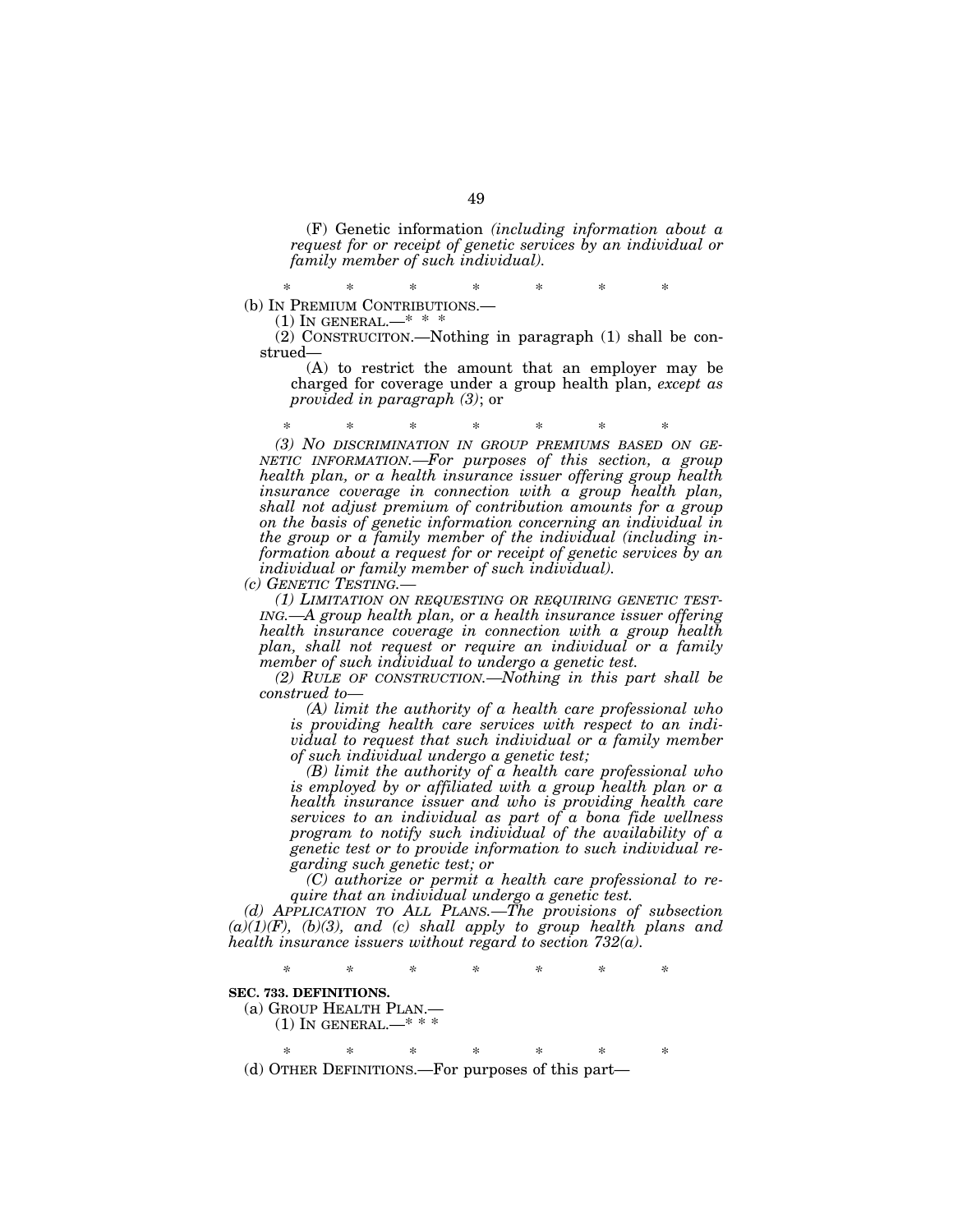(F) Genetic information *(including information about a request for or receipt of genetic services by an individual or family member of such individual)*.

\* \* \* \* \* \* \*

(b) IN PREMIUM CONTRIBUTIONS.—

(1) IN GENERAL.—\* \* \*

(2) CONSTRUCITON.—Nothing in paragraph (1) shall be construed—

(A) to restrict the amount that an employer may be charged for coverage under a group health plan, *except as provided in paragraph (3)*; or

\* \* \* \* \* \* \*

*(3) NO DISCRIMINATION IN GROUP PREMIUMS BASED ON GENETIC INFORMATION.—For purposes of this section, a group health plan, or a health insurance issuer offering group health insurance coverage in connection with a group health plan, shall not adjust premium of contribution amounts for a group on the basis of genetic information concerning an individual in the group or a family member of the individual (including information about a request for or receipt of genetic services by an individual or family member of such individual).*

*(c) GENETIC TESTING.—*

*(1) LIMITATION ON REQUESTING OR REQUIRING GENETIC TESTING.—A group health plan, or a health insurance issuer offering health insurance coverage in connection with a group health plan, shall not request or require an individual or a family member of such individual to undergo a genetic test.*

*(2) RULE OF CONSTRUCTION.—Nothing in this part shall be construed to—*

*(A) limit the authority of a health care professional who is providing health care services with respect to an individual to request that such individual or a family member of such individual undergo a genetic test;*

*(B) limit the authority of a health care professional who is employed by or affiliated with a group health plan or a health insurance issuer and who is providing health care services to an individual as part of a bona fide wellness program to notify such individual of the availability of a genetic test or to provide information to such individual regarding such genetic test; or*

*(C) authorize or permit a health care professional to require that an individual undergo a genetic test.*

*(d) APPLICATION TO ALL PLANS.—The provisions of subsection (a)(1)(F), (b)(3), and (c) shall apply to group health plans and health insurance issuers without regard to section 732(a).*

\* \* \* \* \* \* \*

**SEC. 733. DEFINITIONS.**

(a) GROUP HEALTH PLAN.—

(1) IN GENERAL.—\* \* \*

\* \* \* \* \* \* \*

(d) OTHER DEFINITIONS.—For purposes of this part—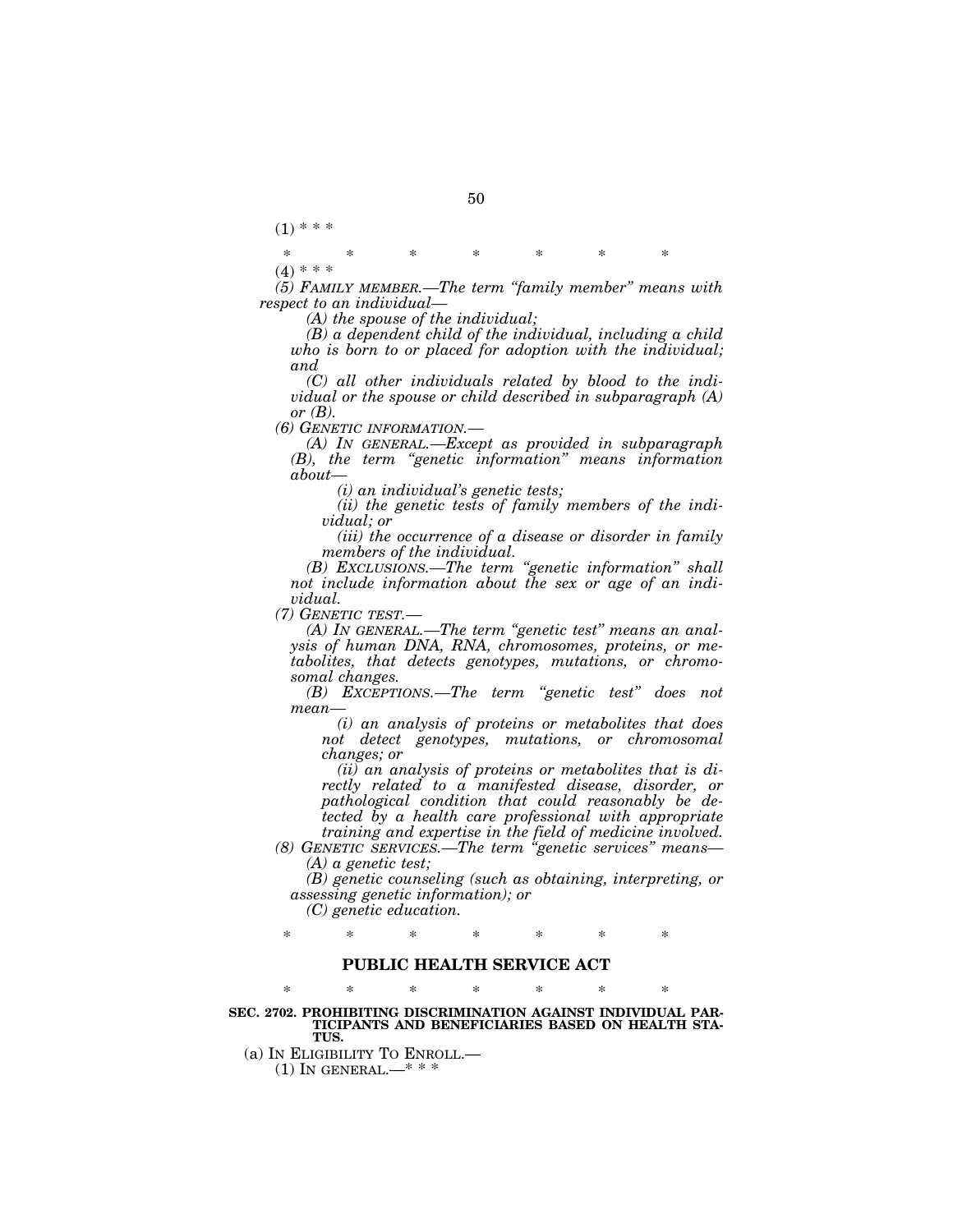(1) * * *

\*            \*            \*            \*            \*            \*            \*

(4) * * *

*(5) FAMILY MEMBER.—The term "family member" means with respect to an individual—*

*(A) the spouse of the individual;*

*(B) a dependent child of the individual, including a child who is born to or placed for adoption with the individual; and*

*(C) all other individuals related by blood to the individual or the spouse or child described in subparagraph (A) or (B).*

*(6) GENETIC INFORMATION.—*

*(A) IN GENERAL.—Except as provided in subparagraph (B), the term "genetic information" means information about—*

*(i) an individual's genetic tests;*

*(ii) the genetic tests of family members of the individual; or*

*(iii) the occurrence of a disease or disorder in family members of the individual.*

*(B) EXCLUSIONS.—The term "genetic information" shall not include information about the sex or age of an individual.*

*(7) GENETIC TEST.—*

*(A) IN GENERAL.—The term "genetic test" means an analysis of human DNA, RNA, chromosomes, proteins, or metabolites, that detects genotypes, mutations, or chromosomal changes.*

*(B) EXCEPTIONS.—The term "genetic test" does not mean—*

*(i) an analysis of proteins or metabolites that does not detect genotypes, mutations, or chromosomal changes; or*

*(ii) an analysis of proteins or metabolites that is directly related to a manifested disease, disorder, or pathological condition that could reasonably be detected by a health care professional with appropriate training and expertise in the field of medicine involved.*

*(8) GENETIC SERVICES.—The term "genetic services" means—*

*(A) a genetic test;*

*(B) genetic counseling (such as obtaining, interpreting, or assessing genetic information); or*

*(C) genetic education.*

\*            \*            \*            \*            \*            \*            \*

## PUBLIC HEALTH SERVICE ACT

\*            \*            \*            \*            \*            \*            \*

**SEC. 2702. PROHIBITING DISCRIMINATION AGAINST INDIVIDUAL PARTICIPANTS AND BENEFICIARIES BASED ON HEALTH STATUS.**

(a) IN ELIGIBILITY TO ENROLL.—

(1) IN GENERAL.—* * *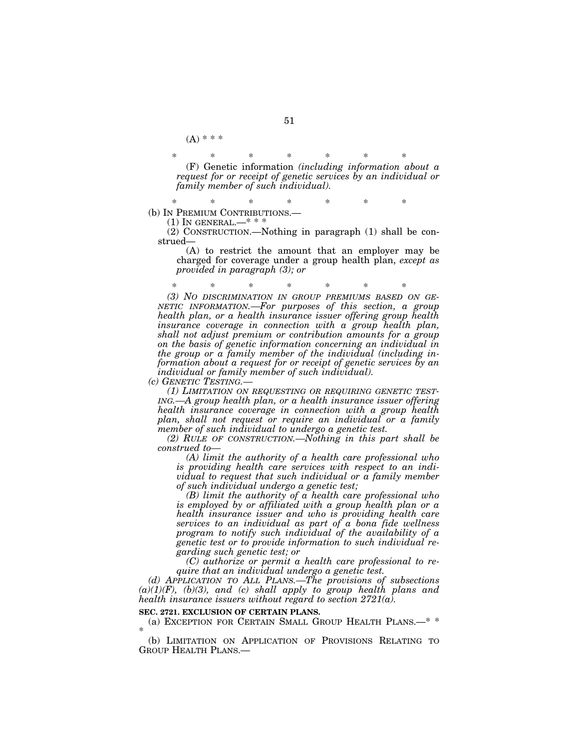(A) * * *

\* \* \* \* \* \* \*

(F) Genetic information *(including information about a request for or receipt of genetic services by an individual or family member of such individual).*

\* \* \* \* \* \* \*

(b) IN PREMIUM CONTRIBUTIONS.—

(1) IN GENERAL.—* * *

(2) CONSTRUCTION.—Nothing in paragraph (1) shall be construed—

(A) to restrict the amount that an employer may be charged for coverage under a group health plan, *except as provided in paragraph (3);* or

\* \* \* \* \* \* \*

*(3) NO DISCRIMINATION IN GROUP PREMIUMS BASED ON GENETIC INFORMATION.—For purposes of this section, a group health plan, or a health insurance issuer offering group health insurance coverage in connection with a group health plan, shall not adjust premium or contribution amounts for a group on the basis of genetic information concerning an individual in the group or a family member of the individual (including information about a request for or receipt of genetic services by an individual or family member of such individual).*

*(c) GENETIC TESTING.—*

*(1) LIMITATION ON REQUESTING OR REQUIRING GENETIC TESTING.—A group health plan, or a health insurance issuer offering health insurance coverage in connection with a group health plan, shall not request or require an individual or a family member of such individual to undergo a genetic test.*

*(2) RULE OF CONSTRUCTION.—Nothing in this part shall be construed to—*

*(A) limit the authority of a health care professional who is providing health care services with respect to an individual to request that such individual or a family member of such individual undergo a genetic test;*

*(B) limit the authority of a health care professional who is employed by or affiliated with a group health plan or a health insurance issuer and who is providing health care services to an individual as part of a bona fide wellness program to notify such individual of the availability of a genetic test or to provide information to such individual regarding such genetic test; or*

*(C) authorize or permit a health care professional to require that an individual undergo a genetic test.*

*(d) APPLICATION TO ALL PLANS.—The provisions of subsections (a)(1)(F), (b)(3), and (c) shall apply to group health plans and health insurance issuers without regard to section 2721(a).*

**SEC. 2721. EXCLUSION OF CERTAIN PLANS.**

(a) EXCEPTION FOR CERTAIN SMALL GROUP HEALTH PLANS.—* * *

(b) LIMITATION ON APPLICATION OF PROVISIONS RELATING TO GROUP HEALTH PLANS.—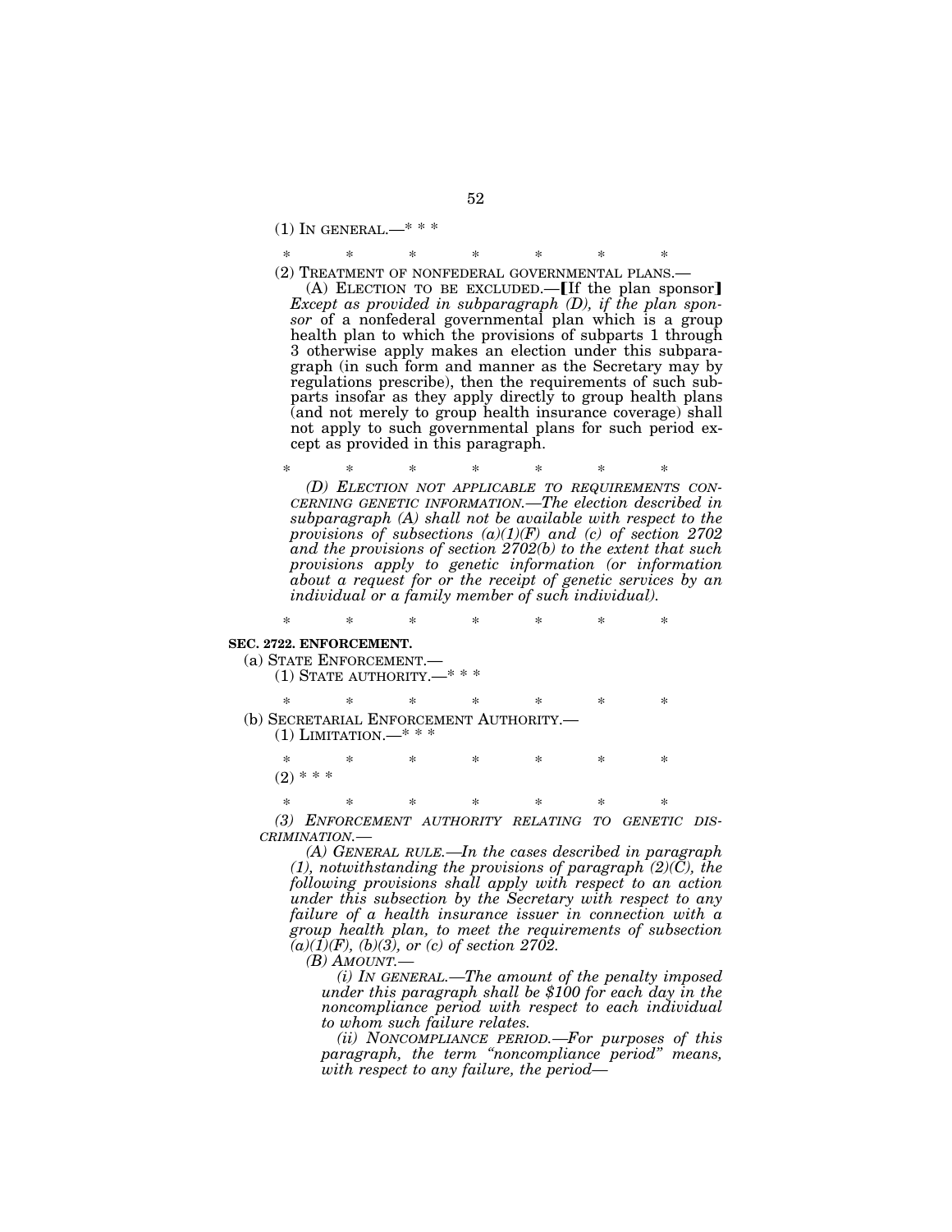(1) IN GENERAL.—* * *

\*       \*       \*       \*       \*       \*       \*

(2) TREATMENT OF NONFEDERAL GOVERNMENTAL PLANS.—

(A) ELECTION TO BE EXCLUDED.—[If the plan sponsor] *Except as provided in subparagraph (D), if the plan sponsor* of a nonfederal governmental plan which is a group health plan to which the provisions of subparts 1 through 3 otherwise apply makes an election under this subparagraph (in such form and manner as the Secretary may by regulations prescribe), then the requirements of such subparts insofar as they apply directly to group health plans (and not merely to group health insurance coverage) shall not apply to such governmental plans for such period except as provided in this paragraph.

\*       \*       \*       \*       \*       \*       \*

*(D) ELECTION NOT APPLICABLE TO REQUIREMENTS CONCERNING GENETIC INFORMATION.—The election described in subparagraph (A) shall not be available with respect to the provisions of subsections (a)(1)(F) and (c) of section 2702 and the provisions of section 2702(b) to the extent that such provisions apply to genetic information (or information about a request for or the receipt of genetic services by an individual or a family member of such individual).*

\*       \*       \*       \*       \*       \*       \*

**SEC. 2722. ENFORCEMENT.**

(a) STATE ENFORCEMENT.—

(1) STATE AUTHORITY.—* * *

\*       \*       \*       \*       \*       \*       \*

(b) SECRETARIAL ENFORCEMENT AUTHORITY.—

(1) LIMITATION.—* * *

\*       \*       \*       \*       \*       \*       \*

(2) * * *

\*       \*       \*       \*       \*       \*       \*

*(3) ENFORCEMENT AUTHORITY RELATING TO GENETIC DISCRIMINATION.—*

*(A) GENERAL RULE.—In the cases described in paragraph (1), notwithstanding the provisions of paragraph (2)(C), the following provisions shall apply with respect to an action under this subsection by the Secretary with respect to any failure of a health insurance issuer in connection with a group health plan, to meet the requirements of subsection (a)(1)(F), (b)(3), or (c) of section 2702.*

*(B) AMOUNT.—*

*(i) IN GENERAL.—The amount of the penalty imposed under this paragraph shall be $100 for each day in the noncompliance period with respect to each individual to whom such failure relates.*

*(ii) NONCOMPLIANCE PERIOD.—For purposes of this paragraph, the term "noncompliance period" means, with respect to any failure, the period—*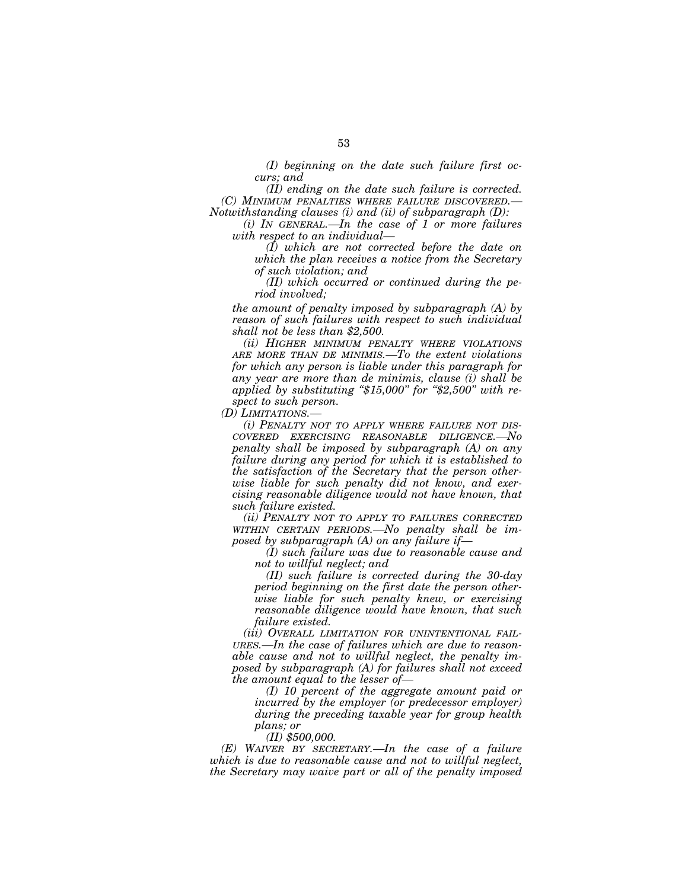*(I) beginning on the date such failure first occurs; and*

*(II) ending on the date such failure is corrected.*

*(C) MINIMUM PENALTIES WHERE FAILURE DISCOVERED.—Notwithstanding clauses (i) and (ii) of subparagraph (D):*

*(i) IN GENERAL.—In the case of 1 or more failures with respect to an individual—*

*(I) which are not corrected before the date on which the plan receives a notice from the Secretary of such violation; and*

*(II) which occurred or continued during the period involved;*

*the amount of penalty imposed by subparagraph (A) by reason of such failures with respect to such individual shall not be less than $2,500.*

*(ii) HIGHER MINIMUM PENALTY WHERE VIOLATIONS ARE MORE THAN DE MINIMIS.—To the extent violations for which any person is liable under this paragraph for any year are more than de minimis, clause (i) shall be applied by substituting "$15,000" for "$2,500" with respect to such person.*

*(D) LIMITATIONS.—*

*(i) PENALTY NOT TO APPLY WHERE FAILURE NOT DISCOVERED EXERCISING REASONABLE DILIGENCE.—No penalty shall be imposed by subparagraph (A) on any failure during any period for which it is established to the satisfaction of the Secretary that the person otherwise liable for such penalty did not know, and exercising reasonable diligence would not have known, that such failure existed.*

*(ii) PENALTY NOT TO APPLY TO FAILURES CORRECTED WITHIN CERTAIN PERIODS.—No penalty shall be imposed by subparagraph (A) on any failure if—*

*(I) such failure was due to reasonable cause and not to willful neglect; and*

*(II) such failure is corrected during the 30-day period beginning on the first date the person otherwise liable for such penalty knew, or exercising reasonable diligence would have known, that such failure existed.*

*(iii) OVERALL LIMITATION FOR UNINTENTIONAL FAILURES.—In the case of failures which are due to reasonable cause and not to willful neglect, the penalty imposed by subparagraph (A) for failures shall not exceed the amount equal to the lesser of—*

*(I) 10 percent of the aggregate amount paid or incurred by the employer (or predecessor employer) during the preceding taxable year for group health plans; or*

*(II) $500,000.*

*(E) WAIVER BY SECRETARY.—In the case of a failure which is due to reasonable cause and not to willful neglect, the Secretary may waive part or all of the penalty imposed*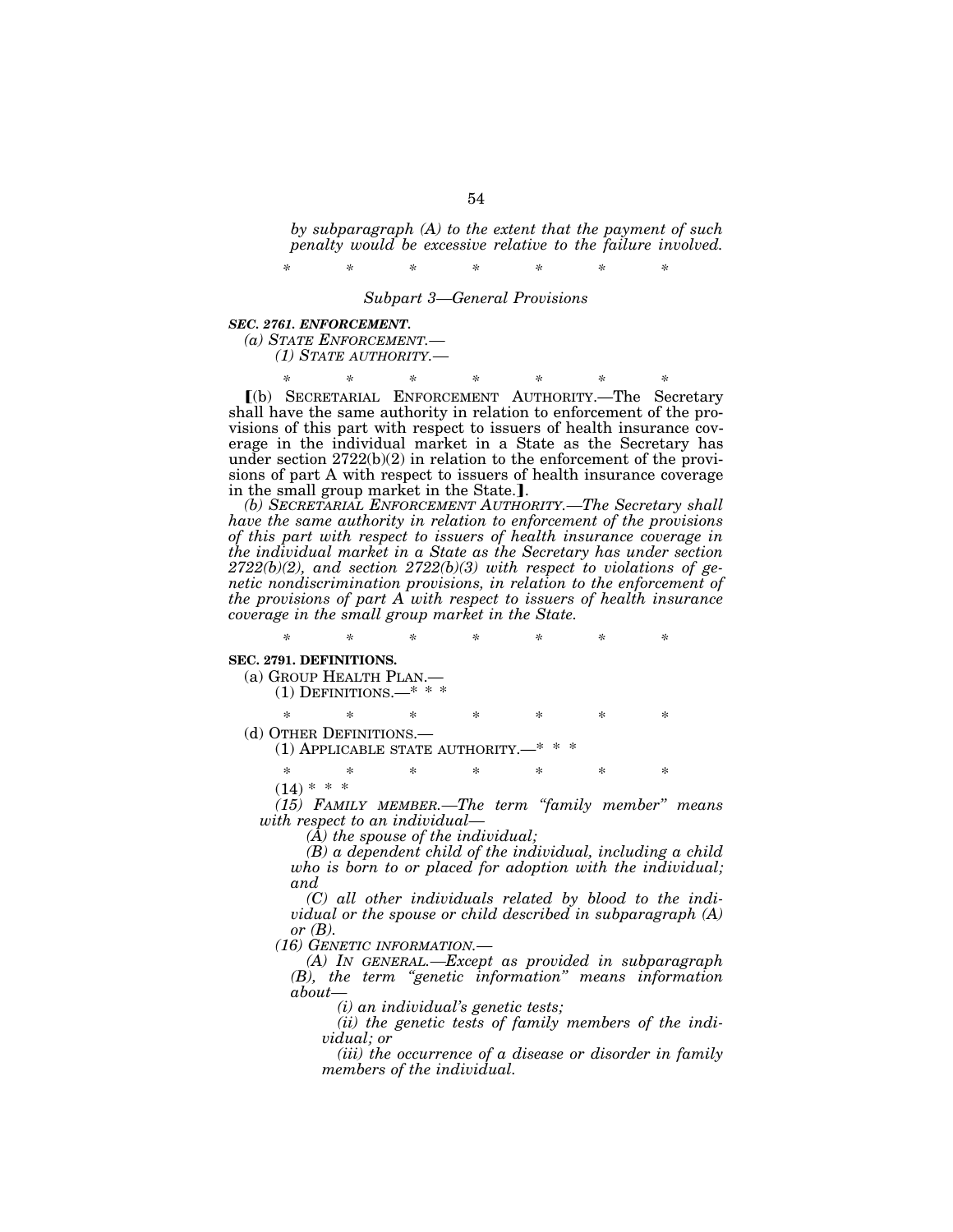*by subparagraph (A) to the extent that the payment of such penalty would be excessive relative to the failure involved.*

\* \* \* \* \* \* \*

*Subpart 3—General Provisions*

***SEC. 2761. ENFORCEMENT.***

*(a) STATE ENFORCEMENT.—*

*(1) STATE AUTHORITY.—*

\* \* \* \* \* \* \*

【(b) SECRETARIAL ENFORCEMENT AUTHORITY.—The Secretary shall have the same authority in relation to enforcement of the provisions of this part with respect to issuers of health insurance coverage in the individual market in a State as the Secretary has under section 2722(b)(2) in relation to the enforcement of the provisions of part A with respect to issuers of health insurance coverage in the small group market in the State.】.

*(b) SECRETARIAL ENFORCEMENT AUTHORITY.—The Secretary shall have the same authority in relation to enforcement of the provisions of this part with respect to issuers of health insurance coverage in the individual market in a State as the Secretary has under section 2722(b)(2), and section 2722(b)(3) with respect to violations of genetic nondiscrimination provisions, in relation to the enforcement of the provisions of part A with respect to issuers of health insurance coverage in the small group market in the State.*

\* \* \* \* \* \* \*

**SEC. 2791. DEFINITIONS.**

(a) GROUP HEALTH PLAN.—

(1) DEFINITIONS.—\* \* \*

\* \* \* \* \* \* \*

(d) OTHER DEFINITIONS.—

(1) APPLICABLE STATE AUTHORITY.—\* \* \*

\* \* \* \* \* \* \*

(14) \* \* \*

*(15) FAMILY MEMBER.—The term "family member" means with respect to an individual—*

*(A) the spouse of the individual;*

*(B) a dependent child of the individual, including a child who is born to or placed for adoption with the individual; and*

*(C) all other individuals related by blood to the individual or the spouse or child described in subparagraph (A) or (B).*

*(16) GENETIC INFORMATION.—*

*(A) IN GENERAL.—Except as provided in subparagraph (B), the term "genetic information" means information about—*

*(i) an individual's genetic tests;*

*(ii) the genetic tests of family members of the individual; or*

*(iii) the occurrence of a disease or disorder in family members of the individual.*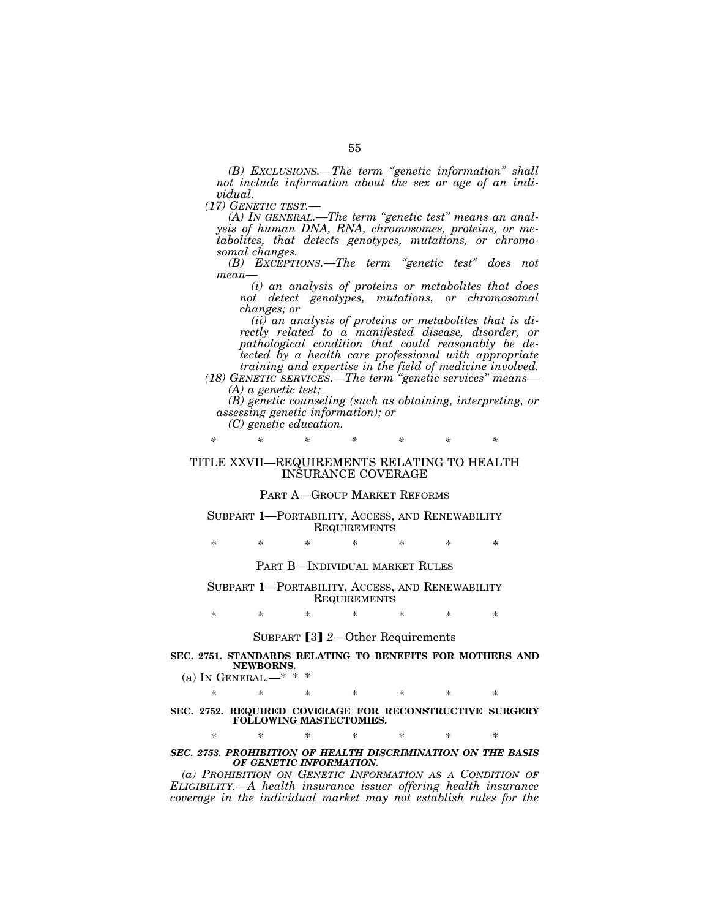*(B) EXCLUSIONS.—The term "genetic information" shall not include information about the sex or age of an individual.*

*(17) GENETIC TEST.—*

*(A) IN GENERAL.—The term "genetic test" means an analysis of human DNA, RNA, chromosomes, proteins, or metabolites, that detects genotypes, mutations, or chromosomal changes.*

*(B) EXCEPTIONS.—The term "genetic test" does not mean—*

*(i) an analysis of proteins or metabolites that does not detect genotypes, mutations, or chromosomal changes; or*

*(ii) an analysis of proteins or metabolites that is directly related to a manifested disease, disorder, or pathological condition that could reasonably be detected by a health care professional with appropriate training and expertise in the field of medicine involved.*

*(18) GENETIC SERVICES.—The term "genetic services" means—*

*(A) a genetic test;*

*(B) genetic counseling (such as obtaining, interpreting, or assessing genetic information); or*

*(C) genetic education.*

\* \* \* \* \* \* \*

TITLE XXVII—REQUIREMENTS RELATING TO HEALTH INSURANCE COVERAGE

PART A—GROUP MARKET REFORMS

SUBPART 1—PORTABILITY, ACCESS, AND RENEWABILITY REQUIREMENTS

\* \* \* \* \* \* \*

PART B—INDIVIDUAL MARKET RULES

SUBPART 1—PORTABILITY, ACCESS, AND RENEWABILITY REQUIREMENTS

\* \* \* \* \* \* \*

SUBPART ⟦3⟧ *2*—Other Requirements

**SEC. 2751. STANDARDS RELATING TO BENEFITS FOR MOTHERS AND NEWBORNS.**

(a) IN GENERAL.—\* \* \*

\* \* \* \* \* \* \*

**SEC. 2752. REQUIRED COVERAGE FOR RECONSTRUCTIVE SURGERY FOLLOWING MASTECTOMIES.**

\* \* \* \* \* \* \*

***SEC. 2753. PROHIBITION OF HEALTH DISCRIMINATION ON THE BASIS OF GENETIC INFORMATION.***

*(a) PROHIBITION ON GENETIC INFORMATION AS A CONDITION OF ELIGIBILITY.—A health insurance issuer offering health insurance coverage in the individual market may not establish rules for the*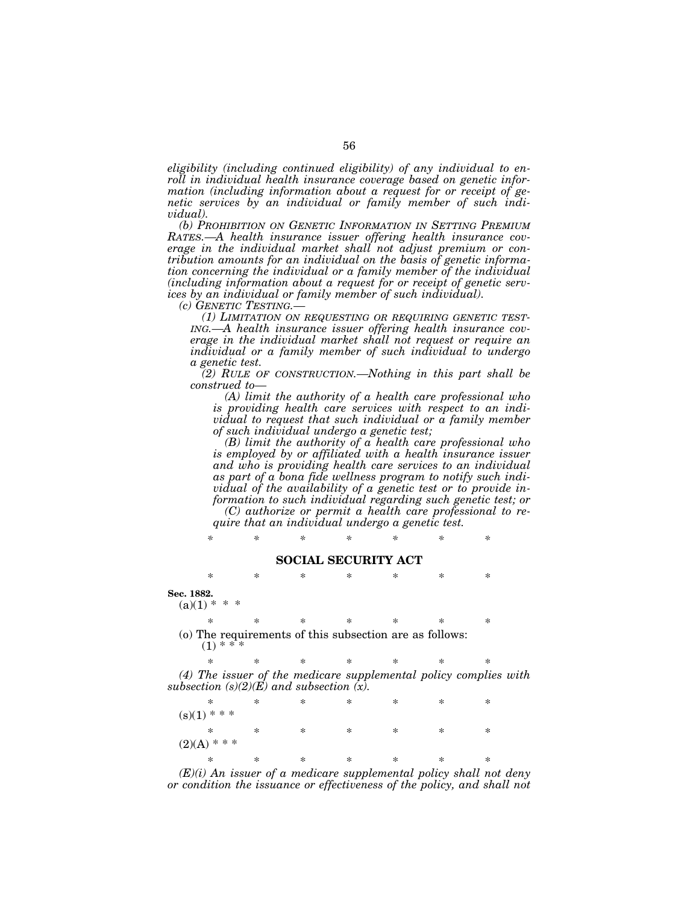*eligibility (including continued eligibility) of any individual to enroll in individual health insurance coverage based on genetic information (including information about a request for or receipt of genetic services by an individual or family member of such individual).*

*(b) PROHIBITION ON GENETIC INFORMATION IN SETTING PREMIUM RATES.—A health insurance issuer offering health insurance coverage in the individual market shall not adjust premium or contribution amounts for an individual on the basis of genetic information concerning the individual or a family member of the individual (including information about a request for or receipt of genetic services by an individual or family member of such individual).*

*(c) GENETIC TESTING.—*

*(1) LIMITATION ON REQUESTING OR REQUIRING GENETIC TESTING.—A health insurance issuer offering health insurance coverage in the individual market shall not request or require an individual or a family member of such individual to undergo a genetic test.*

*(2) RULE OF CONSTRUCTION.—Nothing in this part shall be construed to—*

*(A) limit the authority of a health care professional who is providing health care services with respect to an individual to request that such individual or a family member of such individual undergo a genetic test;*

*(B) limit the authority of a health care professional who is employed by or affiliated with a health insurance issuer and who is providing health care services to an individual as part of a bona fide wellness program to notify such individual of the availability of a genetic test or to provide information to such individual regarding such genetic test; or*

*(C) authorize or permit a health care professional to require that an individual undergo a genetic test.*

\* \* \* \* \* \* \*

## SOCIAL SECURITY ACT

\* \* \* \* \* \* \*

**Sec. 1882.**

(a)(1) \* \* \*

\* \* \* \* \* \* \*

(o) The requirements of this subsection are as follows:

(1) \* \* \*

\* \* \* \* \* \* \*

*(4) The issuer of the medicare supplemental policy complies with subsection (s)(2)(E) and subsection (x).*

\* \* \* \* \* \* \*

(s)(1) \* \* \*

\* \* \* \* \* \* \*

(2)(A) \* \* \*

\* \* \* \* \* \* \*

*(E)(i) An issuer of a medicare supplemental policy shall not deny or condition the issuance or effectiveness of the policy, and shall not*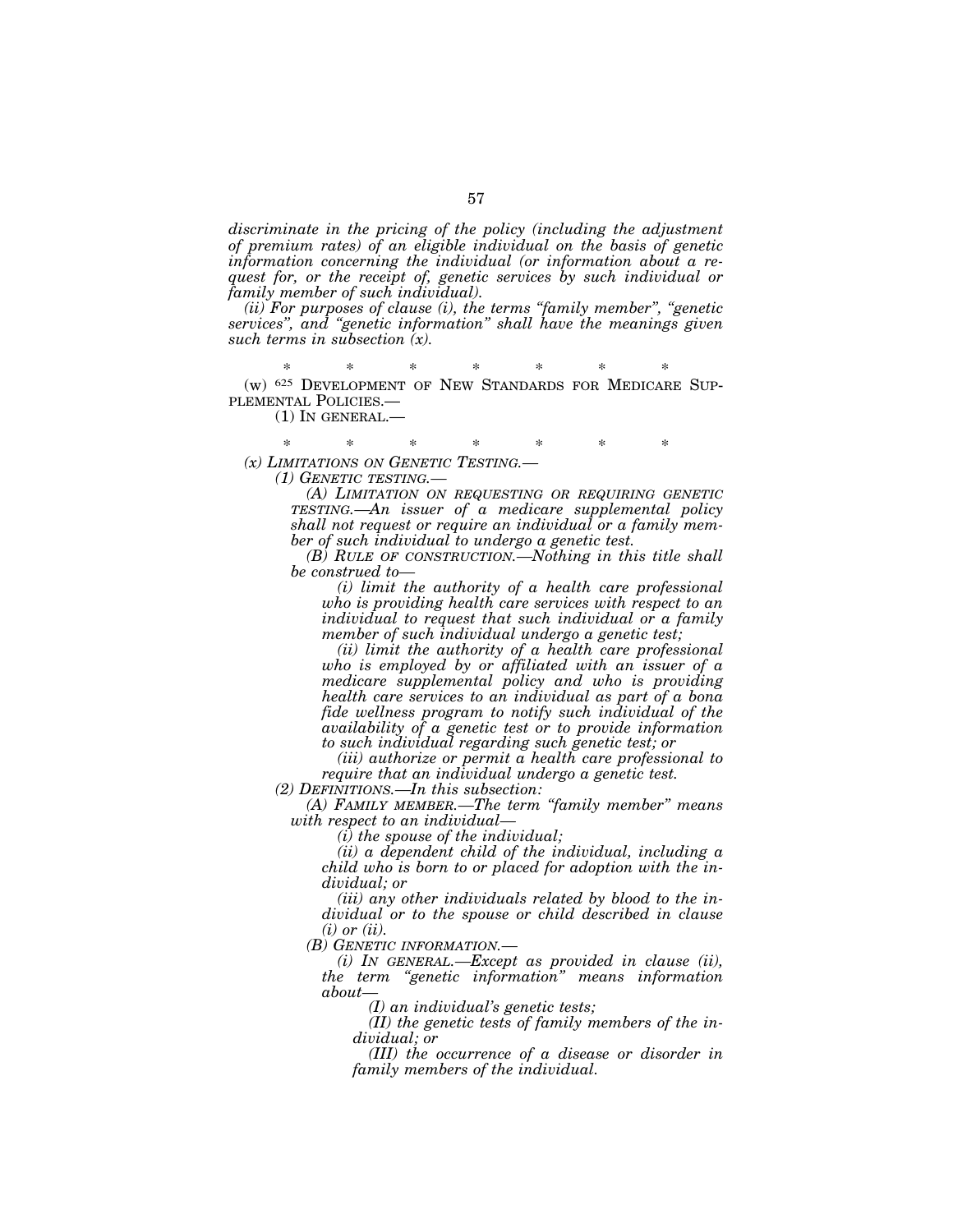*discriminate in the pricing of the policy (including the adjustment of premium rates) of an eligible individual on the basis of genetic information concerning the individual (or information about a request for, or the receipt of, genetic services by such individual or family member of such individual).*

*(ii) For purposes of clause (i), the terms "family member", "genetic services", and "genetic information" shall have the meanings given such terms in subsection (x).*

\* \* \* \* \* \* \*

(w) [625] DEVELOPMENT OF NEW STANDARDS FOR MEDICARE SUPPLEMENTAL POLICIES.—

(1) IN GENERAL.—

\* \* \* \* \* \* \*

*(x) LIMITATIONS ON GENETIC TESTING.—*

*(1) GENETIC TESTING.—*

*(A) LIMITATION ON REQUESTING OR REQUIRING GENETIC TESTING.—An issuer of a medicare supplemental policy shall not request or require an individual or a family member of such individual to undergo a genetic test.*

*(B) RULE OF CONSTRUCTION.—Nothing in this title shall be construed to—*

*(i) limit the authority of a health care professional who is providing health care services with respect to an individual to request that such individual or a family member of such individual undergo a genetic test;*

*(ii) limit the authority of a health care professional who is employed by or affiliated with an issuer of a medicare supplemental policy and who is providing health care services to an individual as part of a bona fide wellness program to notify such individual of the availability of a genetic test or to provide information to such individual regarding such genetic test; or*

*(iii) authorize or permit a health care professional to require that an individual undergo a genetic test.*

*(2) DEFINITIONS.—In this subsection:*

*(A) FAMILY MEMBER.—The term "family member" means with respect to an individual—*

*(i) the spouse of the individual;*

*(ii) a dependent child of the individual, including a child who is born to or placed for adoption with the individual; or*

*(iii) any other individuals related by blood to the individual or to the spouse or child described in clause (i) or (ii).*

*(B) GENETIC INFORMATION.—*

*(i) IN GENERAL.—Except as provided in clause (ii), the term "genetic information" means information about—*

*(I) an individual's genetic tests;*

*(II) the genetic tests of family members of the individual; or*

*(III) the occurrence of a disease or disorder in family members of the individual.*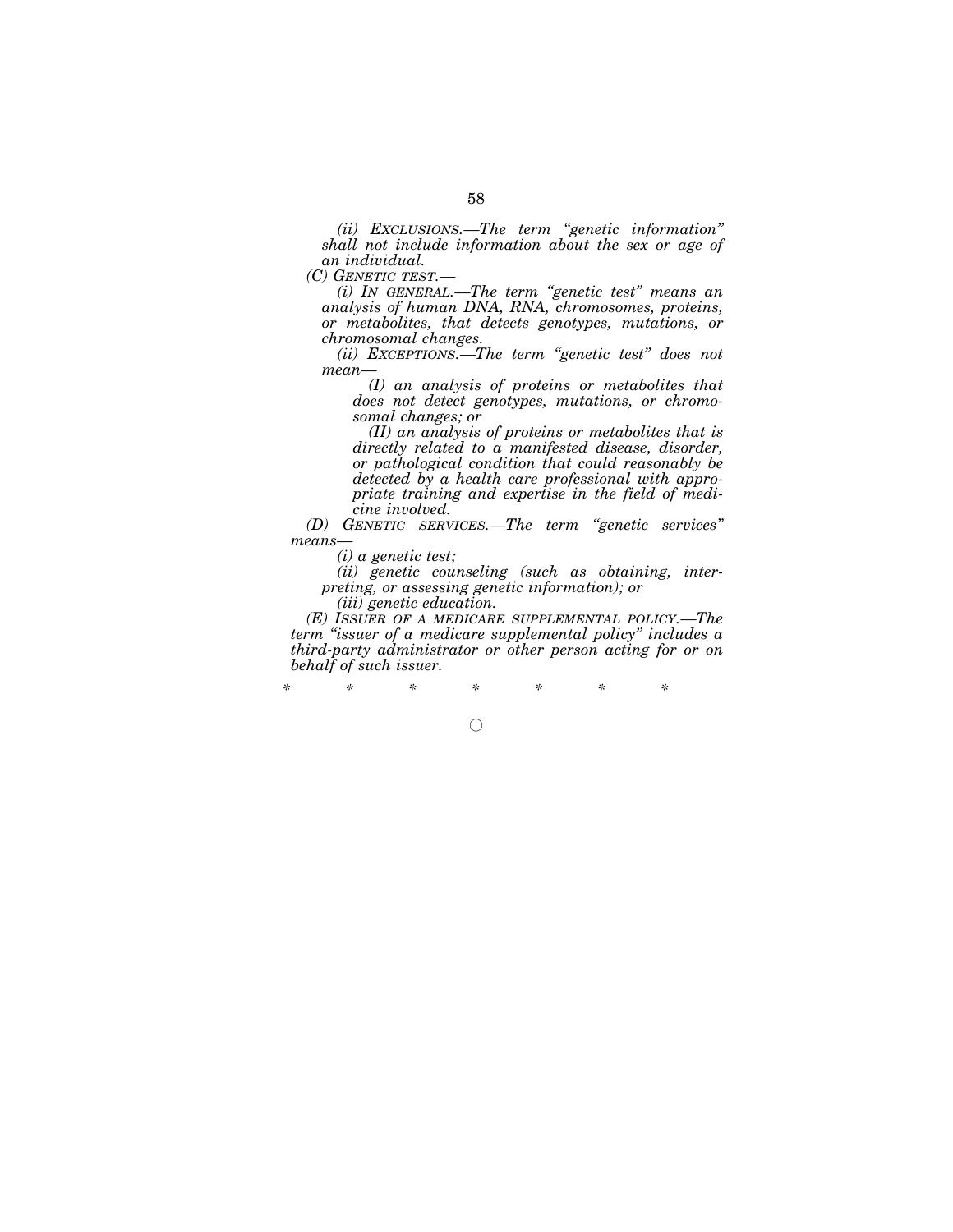*(ii) EXCLUSIONS.—The term "genetic information" shall not include information about the sex or age of an individual.*

*(C) GENETIC TEST.—*

*(i) IN GENERAL.—The term "genetic test" means an analysis of human DNA, RNA, chromosomes, proteins, or metabolites, that detects genotypes, mutations, or chromosomal changes.*

*(ii) EXCEPTIONS.—The term "genetic test" does not mean—*

*(I) an analysis of proteins or metabolites that does not detect genotypes, mutations, or chromosomal changes; or*

*(II) an analysis of proteins or metabolites that is directly related to a manifested disease, disorder, or pathological condition that could reasonably be detected by a health care professional with appropriate training and expertise in the field of medicine involved.*

*(D) GENETIC SERVICES.—The term "genetic services" means—*

*(i) a genetic test;*

*(ii) genetic counseling (such as obtaining, interpreting, or assessing genetic information); or*

*(iii) genetic education.*

*(E) ISSUER OF A MEDICARE SUPPLEMENTAL POLICY.—The term "issuer of a medicare supplemental policy" includes a third-party administrator or other person acting for or on behalf of such issuer.*

\* \* \* \* \* \* \*